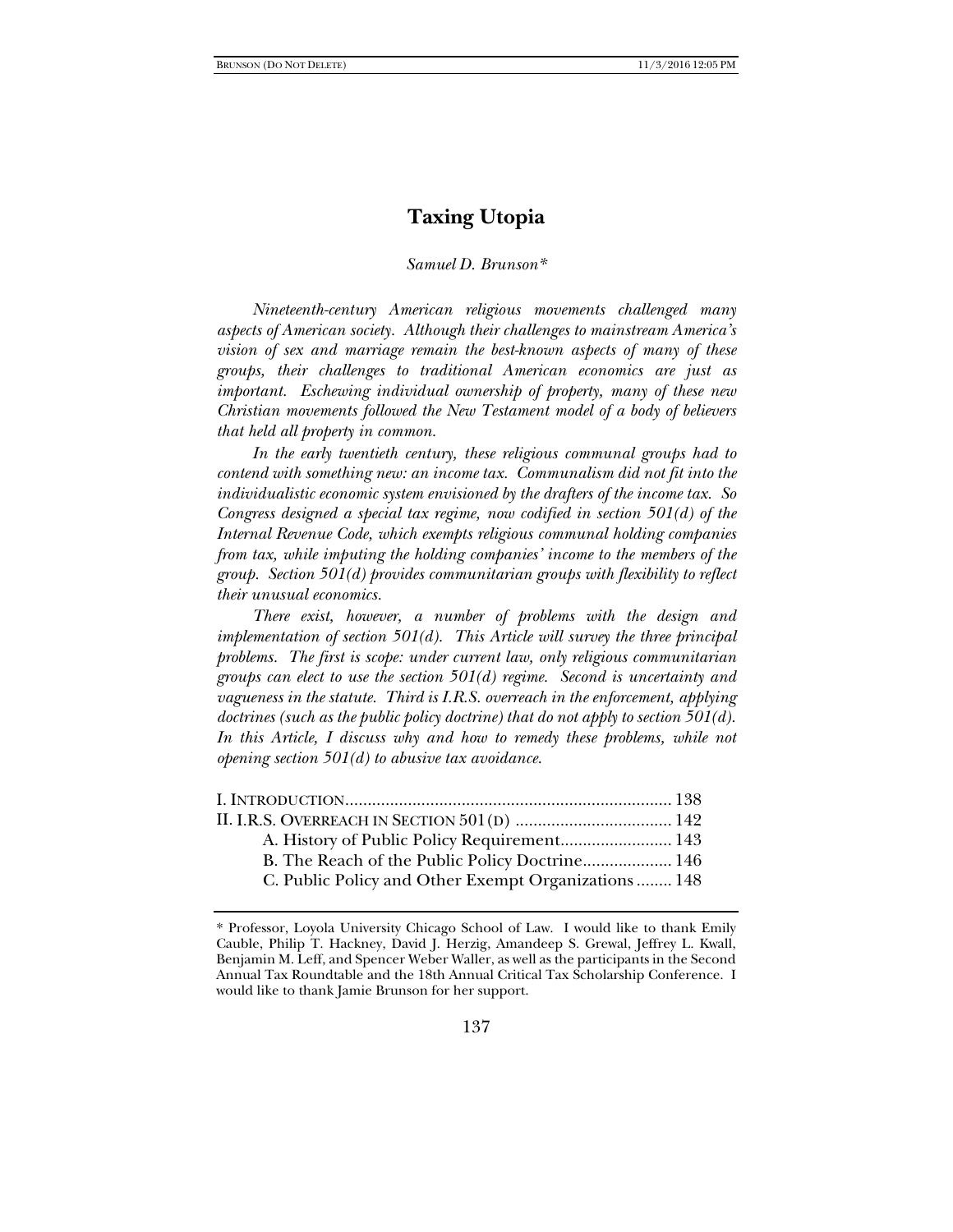# Taxing Utopia

*Samuel D. Brunson\**

*Nineteenth-century American religious movements challenged many aspects of American society. Although their challenges to mainstream America's vision of sex and marriage remain the best-known aspects of many of these groups, their challenges to traditional American economics are just as important. Eschewing individual ownership of property, many of these new Christian movements followed the New Testament model of a body of believers that held all property in common.*

*In the early twentieth century, these religious communal groups had to contend with something new: an income tax. Communalism did not fit into the individualistic economic system envisioned by the drafters of the income tax. So Congress designed a special tax regime, now codified in section 501(d) of the Internal Revenue Code, which exempts religious communal holding companies from tax, while imputing the holding companies' income to the members of the group. Section 501(d) provides communitarian groups with flexibility to reflect their unusual economics.*

*There exist, however, a number of problems with the design and implementation of section 501(d). This Article will survey the three principal problems. The first is scope: under current law, only religious communitarian groups can elect to use the section 501(d) regime. Second is uncertainty and vagueness in the statute. Third is I.R.S. overreach in the enforcement, applying doctrines (such as the public policy doctrine) that do not apply to section 501(d). In this Article, I discuss why and how to remedy these problems, while not opening section 501(d) to abusive tax avoidance.*

I. INTRODUCTION ......................................................................... 138
II. I.R.S. OVERREACH IN SECTION 501(D) ................................... 142
  A. History of Public Policy Requirement......................... 143
  B. The Reach of the Public Policy Doctrine.................... 146
  C. Public Policy and Other Exempt Organizations ........ 148

---

\* Professor, Loyola University Chicago School of Law. I would like to thank Emily Cauble, Philip T. Hackney, David J. Herzig, Amandeep S. Grewal, Jeffrey L. Kwall, Benjamin M. Leff, and Spencer Weber Waller, as well as the participants in the Second Annual Tax Roundtable and the 18th Annual Critical Tax Scholarship Conference. I would like to thank Jamie Brunson for her support.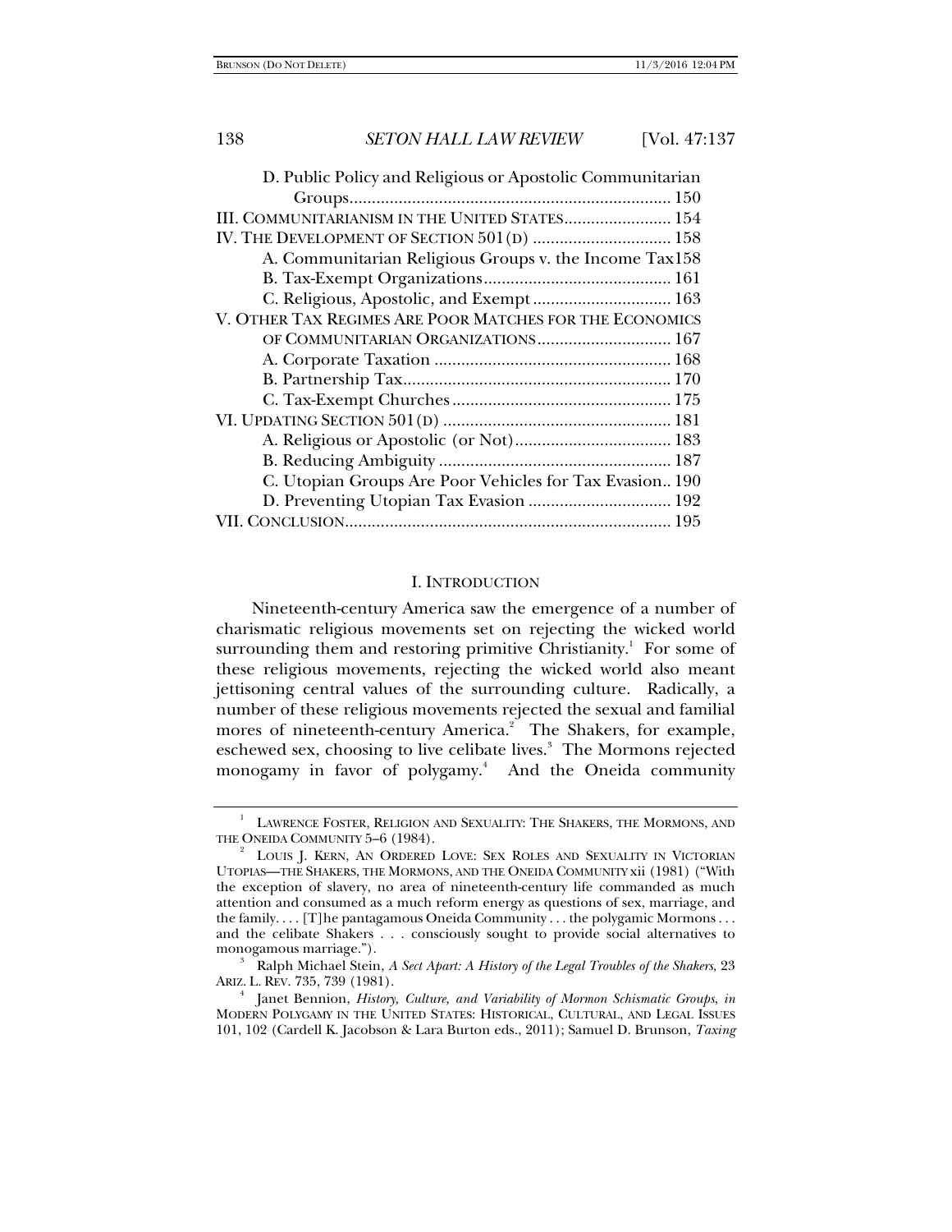D. Public Policy and Religious or Apostolic Communitarian Groups........................................................................ 150

III. COMMUNITARIANISM IN THE UNITED STATES........................ 154

IV. THE DEVELOPMENT OF SECTION 501(D) ............................... 158

A. Communitarian Religious Groups v. the Income Tax 158

B. Tax-Exempt Organizations.......................................... 161

C. Religious, Apostolic, and Exempt ............................... 163

V. OTHER TAX REGIMES ARE POOR MATCHES FOR THE ECONOMICS OF COMMUNITARIAN ORGANIZATIONS.............................. 167

A. Corporate Taxation ..................................................... 168

B. Partnership Tax............................................................ 170

C. Tax-Exempt Churches................................................. 175

VI. UPDATING SECTION 501(D) .................................................. 181

A. Religious or Apostolic (or Not)................................... 183

B. Reducing Ambiguity .................................................... 187

C. Utopian Groups Are Poor Vehicles for Tax Evasion.. 190

D. Preventing Utopian Tax Evasion ................................ 192

VII. CONCLUSION......................................................................... 195

## I. INTRODUCTION

Nineteenth-century America saw the emergence of a number of charismatic religious movements set on rejecting the wicked world surrounding them and restoring primitive Christianity.[1] For some of these religious movements, rejecting the wicked world also meant jettisoning central values of the surrounding culture. Radically, a number of these religious movements rejected the sexual and familial mores of nineteenth-century America.[2] The Shakers, for example, eschewed sex, choosing to live celibate lives.[3] The Mormons rejected monogamy in favor of polygamy.[4] And the Oneida community

---

[1] LAWRENCE FOSTER, RELIGION AND SEXUALITY: THE SHAKERS, THE MORMONS, AND THE ONEIDA COMMUNITY 5–6 (1984).

[2] LOUIS J. KERN, AN ORDERED LOVE: SEX ROLES AND SEXUALITY IN VICTORIAN UTOPIAS—THE SHAKERS, THE MORMONS, AND THE ONEIDA COMMUNITY xii (1981) ("With the exception of slavery, no area of nineteenth-century life commanded as much attention and consumed as a much reform energy as questions of sex, marriage, and the family. . . . [T]he pantagamous Oneida Community . . . the polygamic Mormons . . . and the celibate Shakers . . . consciously sought to provide social alternatives to monogamous marriage.").

[3] Ralph Michael Stein, *A Sect Apart: A History of the Legal Troubles of the Shakers*, 23 ARIZ. L. REV. 735, 739 (1981).

[4] Janet Bennion, *History, Culture, and Variability of Mormon Schismatic Groups*, *in* MODERN POLYGAMY IN THE UNITED STATES: HISTORICAL, CULTURAL, AND LEGAL ISSUES 101, 102 (Cardell K. Jacobson & Lara Burton eds., 2011); Samuel D. Brunson, *Taxing*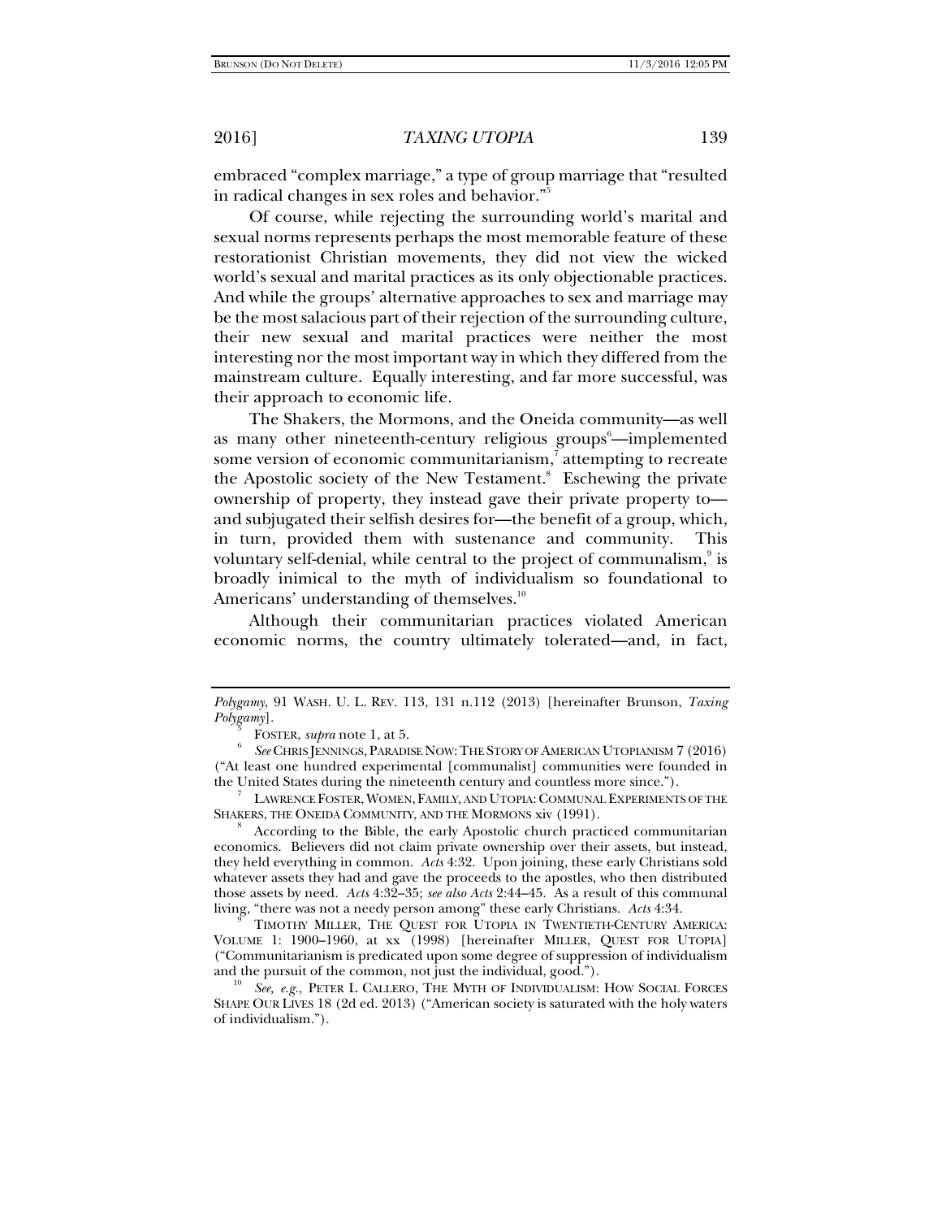embraced "complex marriage," a type of group marriage that "resulted in radical changes in sex roles and behavior."[5]

Of course, while rejecting the surrounding world's marital and sexual norms represents perhaps the most memorable feature of these restorationist Christian movements, they did not view the wicked world's sexual and marital practices as its only objectionable practices. And while the groups' alternative approaches to sex and marriage may be the most salacious part of their rejection of the surrounding culture, their new sexual and marital practices were neither the most interesting nor the most important way in which they differed from the mainstream culture. Equally interesting, and far more successful, was their approach to economic life.

The Shakers, the Mormons, and the Oneida community—as well as many other nineteenth-century religious groups[6]—implemented some version of economic communitarianism,[7] attempting to recreate the Apostolic society of the New Testament.[8] Eschewing the private ownership of property, they instead gave their private property to—and subjugated their selfish desires for—the benefit of a group, which, in turn, provided them with sustenance and community. This voluntary self-denial, while central to the project of communalism,[9] is broadly inimical to the myth of individualism so foundational to Americans' understanding of themselves.[10]

Although their communitarian practices violated American economic norms, the country ultimately tolerated—and, in fact,

---

*Polygamy*, 91 WASH. U. L. REV. 113, 131 n.112 (2013) [hereinafter Brunson, *Taxing Polygamy*].

[5] FOSTER, *supra* note 1, at 5.

[6] *See* CHRIS JENNINGS, PARADISE NOW: THE STORY OF AMERICAN UTOPIANISM 7 (2016) ("At least one hundred experimental [communalist] communities were founded in the United States during the nineteenth century and countless more since.").

[7] LAWRENCE FOSTER, WOMEN, FAMILY, AND UTOPIA: COMMUNAL EXPERIMENTS OF THE SHAKERS, THE ONEIDA COMMUNITY, AND THE MORMONS xiv (1991).

[8] According to the Bible, the early Apostolic church practiced communitarian economics. Believers did not claim private ownership over their assets, but instead, they held everything in common. *Acts* 4:32. Upon joining, these early Christians sold whatever assets they had and gave the proceeds to the apostles, who then distributed those assets by need. *Acts* 4:32–35; *see also Acts* 2:44–45. As a result of this communal living, "there was not a needy person among" these early Christians. *Acts* 4:34.

[9] TIMOTHY MILLER, THE QUEST FOR UTOPIA IN TWENTIETH-CENTURY AMERICA: VOLUME 1: 1900–1960, at xx (1998) [hereinafter MILLER, QUEST FOR UTOPIA] ("Communitarianism is predicated upon some degree of suppression of individualism and the pursuit of the common, not just the individual, good.").

[10] *See, e.g.*, PETER L CALLERO, THE MYTH OF INDIVIDUALISM: HOW SOCIAL FORCES SHAPE OUR LIVES 18 (2d ed. 2013) ("American society is saturated with the holy waters of individualism.").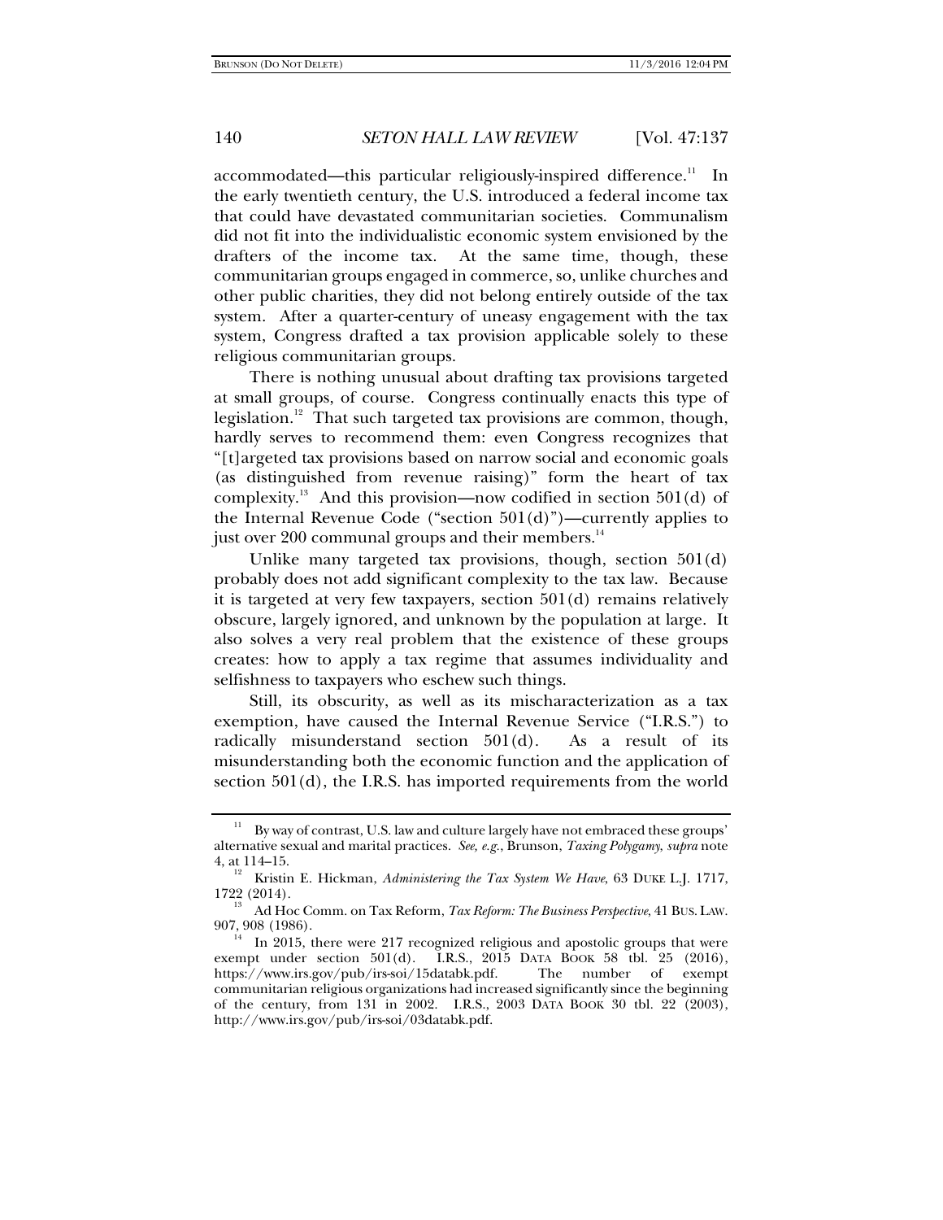accommodated—this particular religiously-inspired difference.[11] In the early twentieth century, the U.S. introduced a federal income tax that could have devastated communitarian societies. Communalism did not fit into the individualistic economic system envisioned by the drafters of the income tax. At the same time, though, these communitarian groups engaged in commerce, so, unlike churches and other public charities, they did not belong entirely outside of the tax system. After a quarter-century of uneasy engagement with the tax system, Congress drafted a tax provision applicable solely to these religious communitarian groups.

There is nothing unusual about drafting tax provisions targeted at small groups, of course. Congress continually enacts this type of legislation.[12] That such targeted tax provisions are common, though, hardly serves to recommend them: even Congress recognizes that "[t]argeted tax provisions based on narrow social and economic goals (as distinguished from revenue raising)" form the heart of tax complexity.[13] And this provision—now codified in section 501(d) of the Internal Revenue Code ("section 501(d)")—currently applies to just over 200 communal groups and their members.[14]

Unlike many targeted tax provisions, though, section 501(d) probably does not add significant complexity to the tax law. Because it is targeted at very few taxpayers, section 501(d) remains relatively obscure, largely ignored, and unknown by the population at large. It also solves a very real problem that the existence of these groups creates: how to apply a tax regime that assumes individuality and selfishness to taxpayers who eschew such things.

Still, its obscurity, as well as its mischaracterization as a tax exemption, have caused the Internal Revenue Service ("I.R.S.") to radically misunderstand section 501(d). As a result of its misunderstanding both the economic function and the application of section 501(d), the I.R.S. has imported requirements from the world

---

[11] By way of contrast, U.S. law and culture largely have not embraced these groups' alternative sexual and marital practices. *See, e.g.*, Brunson, *Taxing Polygamy*, *supra* note 4, at 114–15.

[12] Kristin E. Hickman, *Administering the Tax System We Have*, 63 DUKE L.J. 1717, 1722 (2014).

[13] Ad Hoc Comm. on Tax Reform, *Tax Reform: The Business Perspective*, 41 BUS. LAW. 907, 908 (1986).

[14] In 2015, there were 217 recognized religious and apostolic groups that were exempt under section 501(d). I.R.S., 2015 DATA BOOK 58 tbl. 25 (2016), https://www.irs.gov/pub/irs-soi/15databk.pdf. The number of exempt communitarian religious organizations had increased significantly since the beginning of the century, from 131 in 2002. I.R.S., 2003 DATA BOOK 30 tbl. 22 (2003), http://www.irs.gov/pub/irs-soi/03databk.pdf.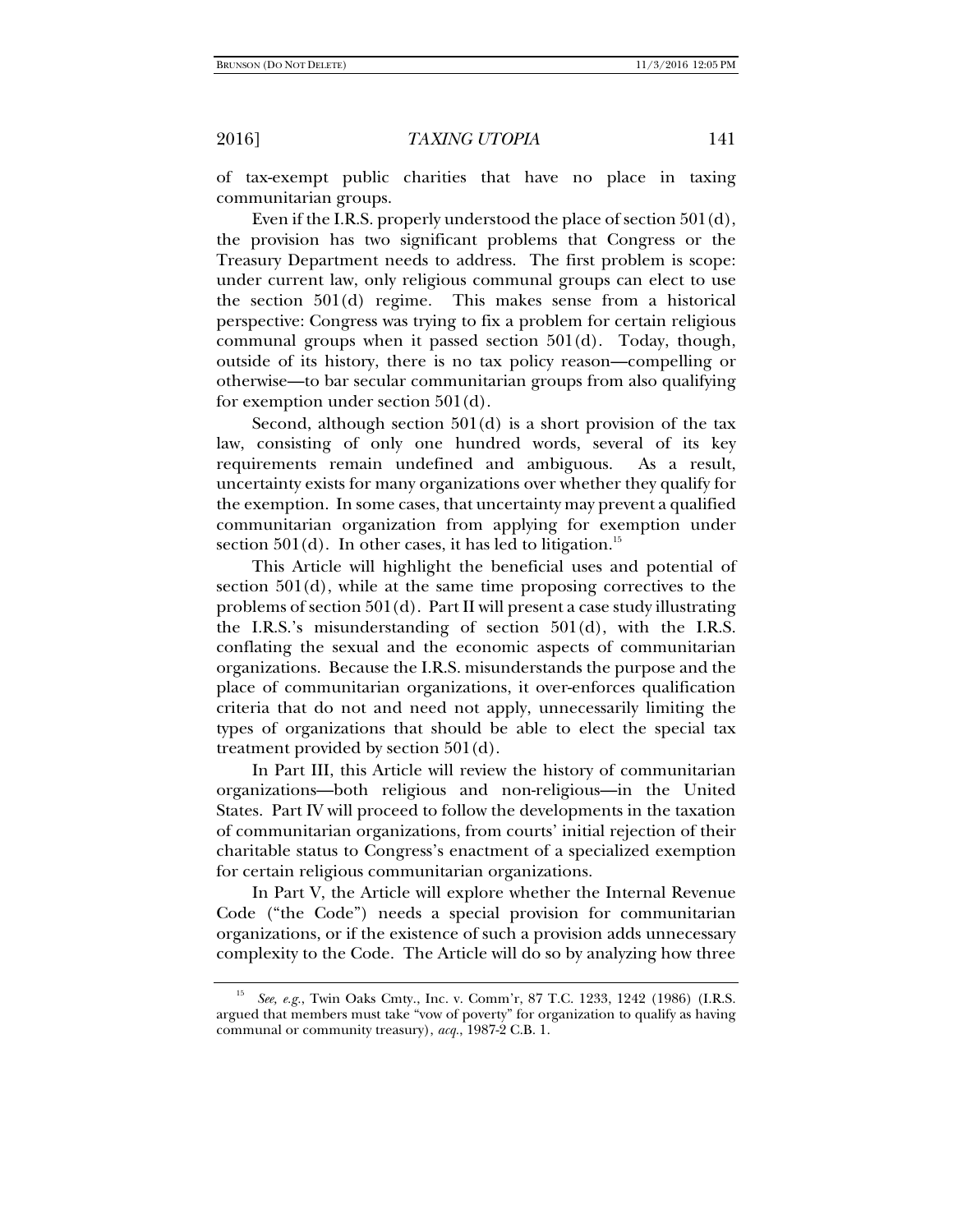of tax-exempt public charities that have no place in taxing communitarian groups.

Even if the I.R.S. properly understood the place of section 501(d), the provision has two significant problems that Congress or the Treasury Department needs to address. The first problem is scope: under current law, only religious communal groups can elect to use the section 501(d) regime. This makes sense from a historical perspective: Congress was trying to fix a problem for certain religious communal groups when it passed section 501(d). Today, though, outside of its history, there is no tax policy reason—compelling or otherwise—to bar secular communitarian groups from also qualifying for exemption under section 501(d).

Second, although section 501(d) is a short provision of the tax law, consisting of only one hundred words, several of its key requirements remain undefined and ambiguous. As a result, uncertainty exists for many organizations over whether they qualify for the exemption. In some cases, that uncertainty may prevent a qualified communitarian organization from applying for exemption under section 501(d). In other cases, it has led to litigation.[15]

This Article will highlight the beneficial uses and potential of section 501(d), while at the same time proposing correctives to the problems of section 501(d). Part II will present a case study illustrating the I.R.S.'s misunderstanding of section 501(d), with the I.R.S. conflating the sexual and the economic aspects of communitarian organizations. Because the I.R.S. misunderstands the purpose and the place of communitarian organizations, it over-enforces qualification criteria that do not and need not apply, unnecessarily limiting the types of organizations that should be able to elect the special tax treatment provided by section 501(d).

In Part III, this Article will review the history of communitarian organizations—both religious and non-religious—in the United States. Part IV will proceed to follow the developments in the taxation of communitarian organizations, from courts' initial rejection of their charitable status to Congress's enactment of a specialized exemption for certain religious communitarian organizations.

In Part V, the Article will explore whether the Internal Revenue Code ("the Code") needs a special provision for communitarian organizations, or if the existence of such a provision adds unnecessary complexity to the Code. The Article will do so by analyzing how three

---

[15] *See, e.g.*, Twin Oaks Cmty., Inc. v. Comm'r, 87 T.C. 1233, 1242 (1986) (I.R.S. argued that members must take "vow of poverty" for organization to qualify as having communal or community treasury), *acq.*, 1987-2 C.B. 1.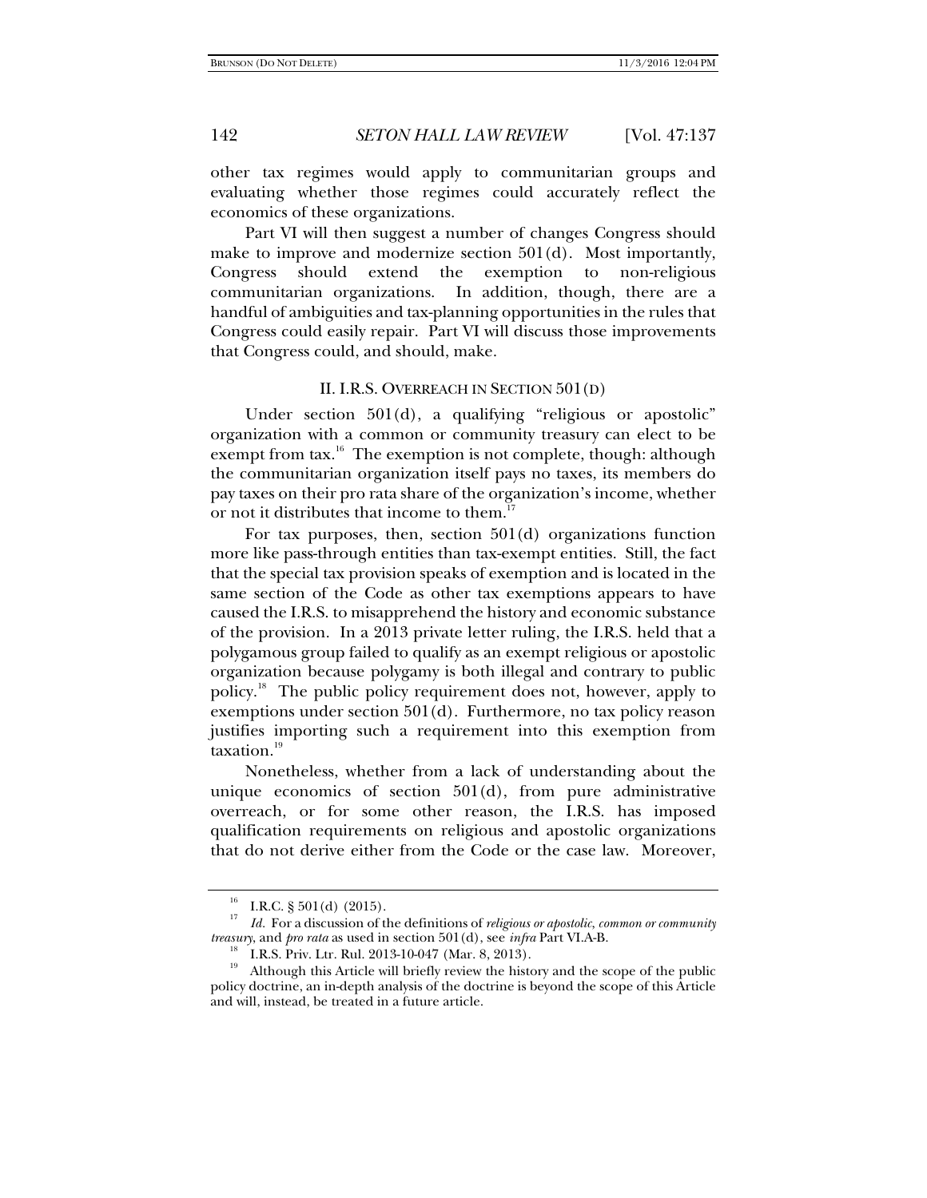other tax regimes would apply to communitarian groups and evaluating whether those regimes could accurately reflect the economics of these organizations.

Part VI will then suggest a number of changes Congress should make to improve and modernize section 501(d). Most importantly, Congress should extend the exemption to non-religious communitarian organizations. In addition, though, there are a handful of ambiguities and tax-planning opportunities in the rules that Congress could easily repair. Part VI will discuss those improvements that Congress could, and should, make.

## II. I.R.S. OVERREACH IN SECTION 501(D)

Under section 501(d), a qualifying "religious or apostolic" organization with a common or community treasury can elect to be exempt from tax.[16] The exemption is not complete, though: although the communitarian organization itself pays no taxes, its members do pay taxes on their pro rata share of the organization's income, whether or not it distributes that income to them.[17]

For tax purposes, then, section 501(d) organizations function more like pass-through entities than tax-exempt entities. Still, the fact that the special tax provision speaks of exemption and is located in the same section of the Code as other tax exemptions appears to have caused the I.R.S. to misapprehend the history and economic substance of the provision. In a 2013 private letter ruling, the I.R.S. held that a polygamous group failed to qualify as an exempt religious or apostolic organization because polygamy is both illegal and contrary to public policy.[18] The public policy requirement does not, however, apply to exemptions under section 501(d). Furthermore, no tax policy reason justifies importing such a requirement into this exemption from taxation.[19]

Nonetheless, whether from a lack of understanding about the unique economics of section 501(d), from pure administrative overreach, or for some other reason, the I.R.S. has imposed qualification requirements on religious and apostolic organizations that do not derive either from the Code or the case law. Moreover,

---

[16] I.R.C. § 501(d) (2015).

[17] *Id.* For a discussion of the definitions of *religious or apostolic*, *common or community treasury*, and *pro rata* as used in section 501(d), see *infra* Part VI.A-B.

[18] I.R.S. Priv. Ltr. Rul. 2013-10-047 (Mar. 8, 2013).

[19] Although this Article will briefly review the history and the scope of the public policy doctrine, an in-depth analysis of the doctrine is beyond the scope of this Article and will, instead, be treated in a future article.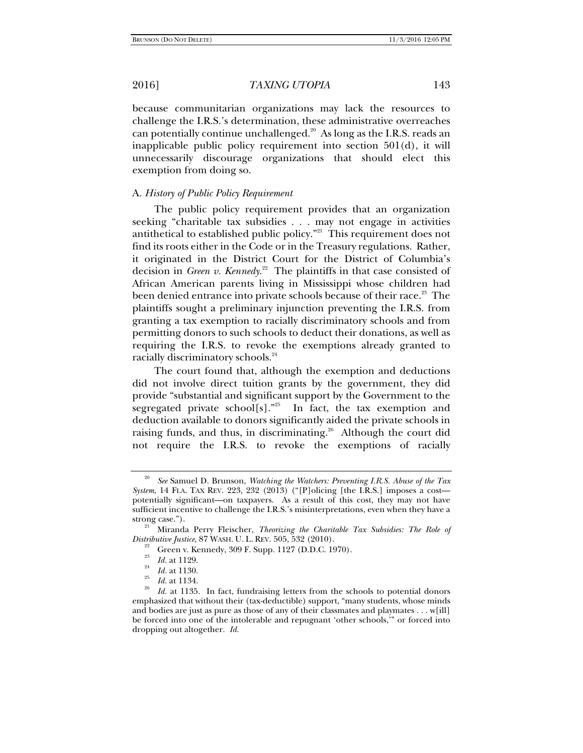because communitarian organizations may lack the resources to challenge the I.R.S.'s determination, these administrative overreaches can potentially continue unchallenged.[20] As long as the I.R.S. reads an inapplicable public policy requirement into section 501(d), it will unnecessarily discourage organizations that should elect this exemption from doing so.

### A. *History of Public Policy Requirement*

The public policy requirement provides that an organization seeking "charitable tax subsidies . . . may not engage in activities antithetical to established public policy."[21] This requirement does not find its roots either in the Code or in the Treasury regulations. Rather, it originated in the District Court for the District of Columbia's decision in *Green v. Kennedy*.[22] The plaintiffs in that case consisted of African American parents living in Mississippi whose children had been denied entrance into private schools because of their race.[23] The plaintiffs sought a preliminary injunction preventing the I.R.S. from granting a tax exemption to racially discriminatory schools and from permitting donors to such schools to deduct their donations, as well as requiring the I.R.S. to revoke the exemptions already granted to racially discriminatory schools.[24]

The court found that, although the exemption and deductions did not involve direct tuition grants by the government, they did provide "substantial and significant support by the Government to the segregated private school[s]."[25] In fact, the tax exemption and deduction available to donors significantly aided the private schools in raising funds, and thus, in discriminating.[26] Although the court did not require the I.R.S. to revoke the exemptions of racially

---

[20] *See* Samuel D. Brunson, *Watching the Watchers: Preventing I.R.S. Abuse of the Tax System*, 14 FLA. TAX REV. 223, 232 (2013) ("[P]olicing [the I.R.S.] imposes a cost—potentially significant—on taxpayers. As a result of this cost, they may not have sufficient incentive to challenge the I.R.S.'s misinterpretations, even when they have a strong case.").

[21] Miranda Perry Fleischer, *Theorizing the Charitable Tax Subsidies: The Role of Distributive Justice*, 87 WASH. U. L. REV. 505, 532 (2010).

[22] Green v. Kennedy, 309 F. Supp. 1127 (D.D.C. 1970).

[23] *Id.* at 1129.

[24] *Id.* at 1130.

[25] *Id.* at 1134.

[26] *Id.* at 1135. In fact, fundraising letters from the schools to potential donors emphasized that without their (tax-deductible) support, "many students, whose minds and bodies are just as pure as those of any of their classmates and playmates . . . w[ill] be forced into one of the intolerable and repugnant 'other schools,'" or forced into dropping out altogether. *Id.*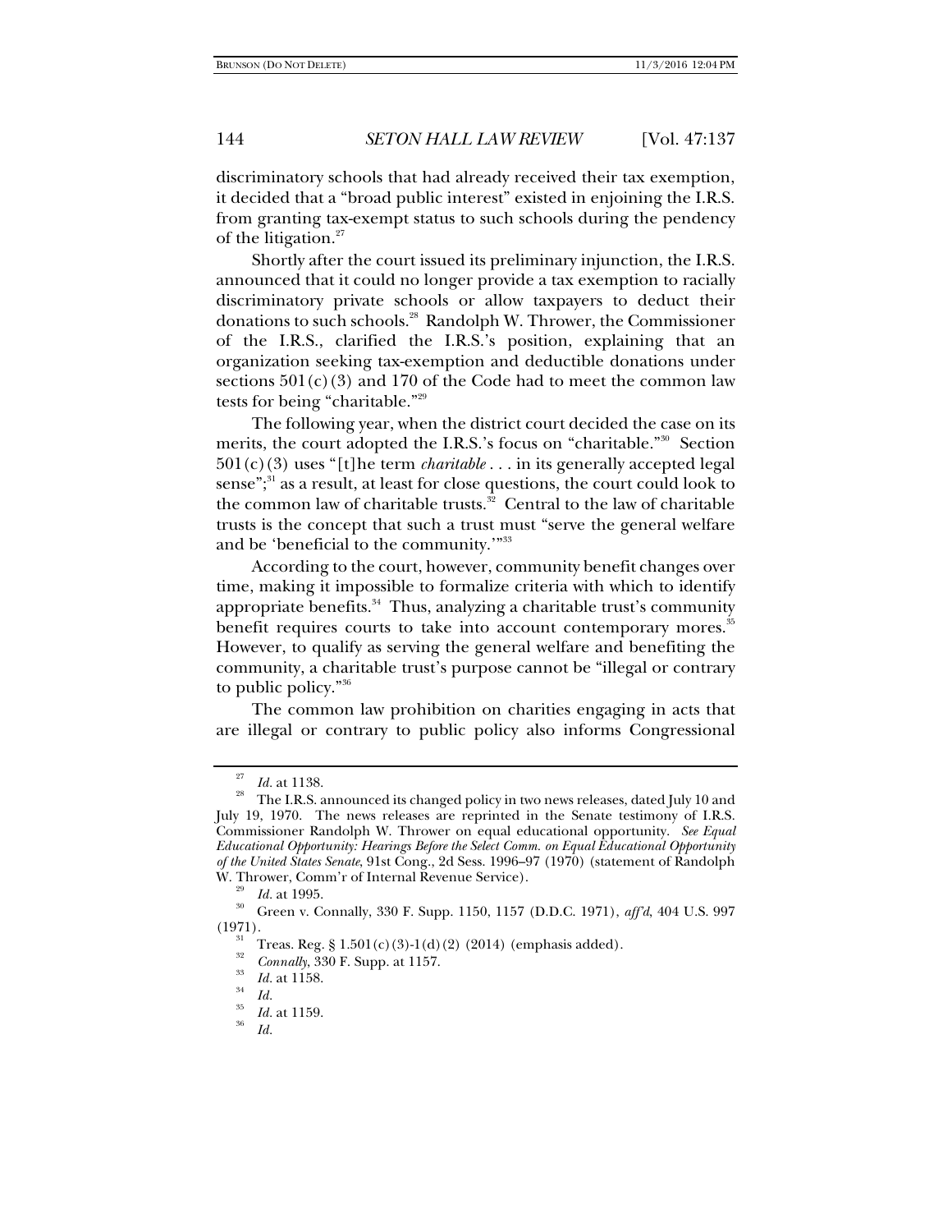discriminatory schools that had already received their tax exemption, it decided that a "broad public interest" existed in enjoining the I.R.S. from granting tax-exempt status to such schools during the pendency of the litigation.[27]

Shortly after the court issued its preliminary injunction, the I.R.S. announced that it could no longer provide a tax exemption to racially discriminatory private schools or allow taxpayers to deduct their donations to such schools.[28] Randolph W. Thrower, the Commissioner of the I.R.S., clarified the I.R.S.'s position, explaining that an organization seeking tax-exemption and deductible donations under sections 501(c)(3) and 170 of the Code had to meet the common law tests for being "charitable."[29]

The following year, when the district court decided the case on its merits, the court adopted the I.R.S.'s focus on "charitable."[30] Section 501(c)(3) uses "[t]he term *charitable* . . . in its generally accepted legal sense";[31] as a result, at least for close questions, the court could look to the common law of charitable trusts.[32] Central to the law of charitable trusts is the concept that such a trust must "serve the general welfare and be 'beneficial to the community.'"[33]

According to the court, however, community benefit changes over time, making it impossible to formalize criteria with which to identify appropriate benefits.[34] Thus, analyzing a charitable trust's community benefit requires courts to take into account contemporary mores.[35] However, to qualify as serving the general welfare and benefiting the community, a charitable trust's purpose cannot be "illegal or contrary to public policy."[36]

The common law prohibition on charities engaging in acts that are illegal or contrary to public policy also informs Congressional

---

[27] *Id.* at 1138.

[28] The I.R.S. announced its changed policy in two news releases, dated July 10 and July 19, 1970. The news releases are reprinted in the Senate testimony of I.R.S. Commissioner Randolph W. Thrower on equal educational opportunity. *See Equal Educational Opportunity: Hearings Before the Select Comm. on Equal Educational Opportunity of the United States Senate*, 91st Cong., 2d Sess. 1996–97 (1970) (statement of Randolph W. Thrower, Comm'r of Internal Revenue Service).

[29] *Id.* at 1995.

[30] Green v. Connally, 330 F. Supp. 1150, 1157 (D.D.C. 1971), *aff'd*, 404 U.S. 997 (1971).

[31] Treas. Reg. § 1.501(c)(3)-1(d)(2) (2014) (emphasis added).

[32] *Connally*, 330 F. Supp. at 1157.

[33] *Id.* at 1158.

[34] *Id.*

[35] *Id.* at 1159.

[36] *Id.*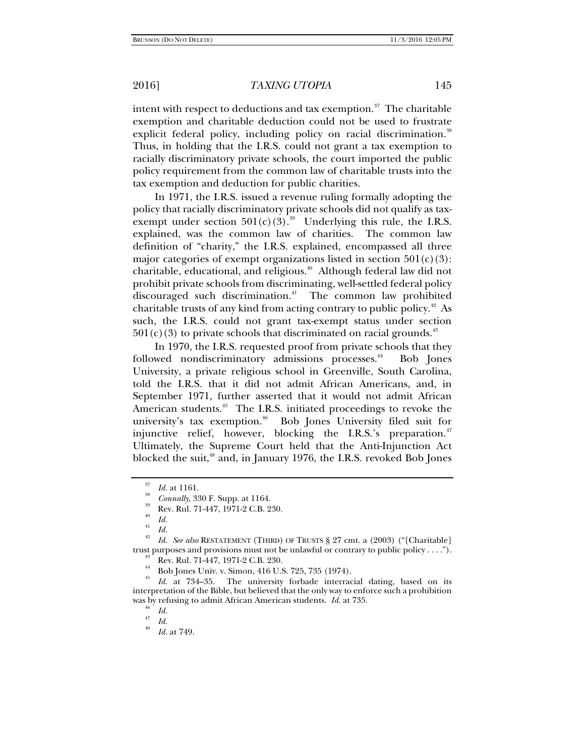intent with respect to deductions and tax exemption.[37] The charitable exemption and charitable deduction could not be used to frustrate explicit federal policy, including policy on racial discrimination.[38] Thus, in holding that the I.R.S. could not grant a tax exemption to racially discriminatory private schools, the court imported the public policy requirement from the common law of charitable trusts into the tax exemption and deduction for public charities.

In 1971, the I.R.S. issued a revenue ruling formally adopting the policy that racially discriminatory private schools did not qualify as tax-exempt under section 501(c)(3).[39] Underlying this rule, the I.R.S. explained, was the common law of charities. The common law definition of "charity," the I.R.S. explained, encompassed all three major categories of exempt organizations listed in section 501(c)(3): charitable, educational, and religious.[40] Although federal law did not prohibit private schools from discriminating, well-settled federal policy discouraged such discrimination.[41] The common law prohibited charitable trusts of any kind from acting contrary to public policy.[42] As such, the I.R.S. could not grant tax-exempt status under section 501(c)(3) to private schools that discriminated on racial grounds.[43]

In 1970, the I.R.S. requested proof from private schools that they followed nondiscriminatory admissions processes.[44] Bob Jones University, a private religious school in Greenville, South Carolina, told the I.R.S. that it did not admit African Americans, and, in September 1971, further asserted that it would not admit African American students.[45] The I.R.S. initiated proceedings to revoke the university's tax exemption.[46] Bob Jones University filed suit for injunctive relief, however, blocking the I.R.S.'s preparation.[47] Ultimately, the Supreme Court held that the Anti-Injunction Act blocked the suit,[48] and, in January 1976, the I.R.S. revoked Bob Jones

---

[37] *Id.* at 1161.

[38] *Connally*, 330 F. Supp. at 1164.

[39] Rev. Rul. 71-447, 1971-2 C.B. 230.

[40] *Id.*

[41] *Id.*

[42] *Id. See also* RESTATEMENT (THIRD) OF TRUSTS § 27 cmt. a (2003) ("[Charitable] trust purposes and provisions must not be unlawful or contrary to public policy . . . .").

[43] Rev. Rul. 71-447, 1971-2 C.B. 230.

[44] Bob Jones Univ. v. Simon, 416 U.S. 725, 735 (1974).

[45] *Id.* at 734–35. The university forbade interracial dating, based on its interpretation of the Bible, but believed that the only way to enforce such a prohibition was by refusing to admit African American students. *Id.* at 735.

[46] *Id.*

[47] *Id.*

[48] *Id.* at 749.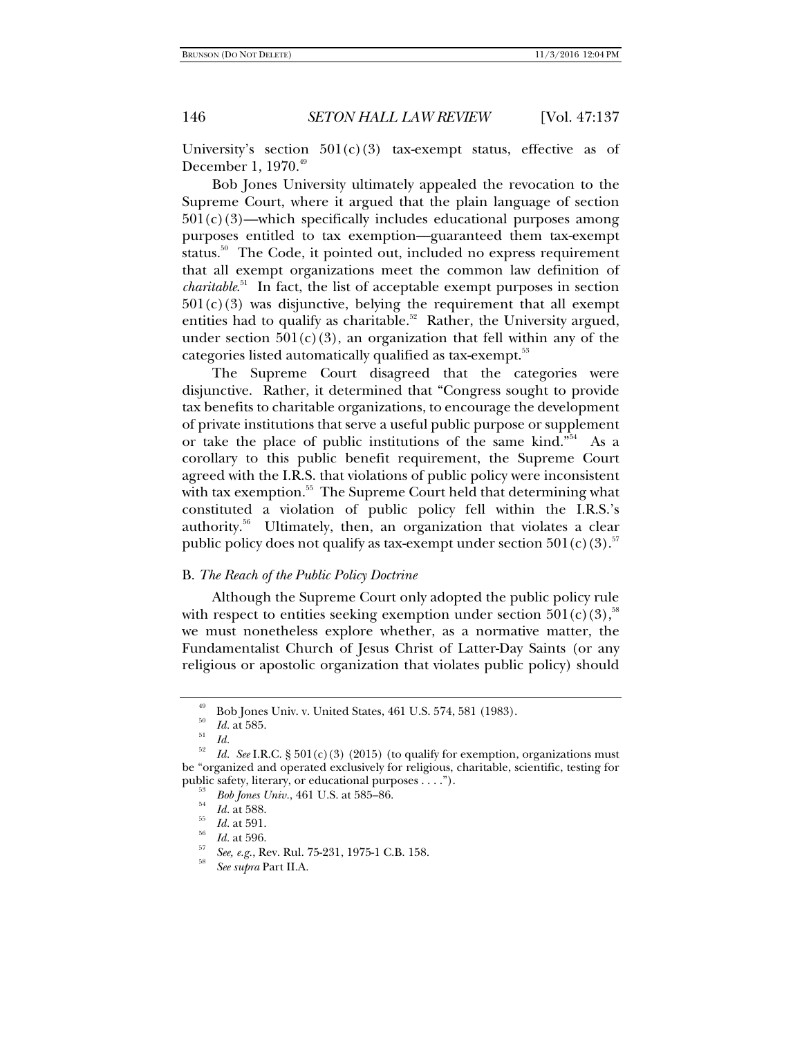University's section 501(c)(3) tax-exempt status, effective as of December 1, 1970.[49]

Bob Jones University ultimately appealed the revocation to the Supreme Court, where it argued that the plain language of section 501(c)(3)—which specifically includes educational purposes among purposes entitled to tax exemption—guaranteed them tax-exempt status.[50] The Code, it pointed out, included no express requirement that all exempt organizations meet the common law definition of *charitable*.[51] In fact, the list of acceptable exempt purposes in section 501(c)(3) was disjunctive, belying the requirement that all exempt entities had to qualify as charitable.[52] Rather, the University argued, under section 501(c)(3), an organization that fell within any of the categories listed automatically qualified as tax-exempt.[53]

The Supreme Court disagreed that the categories were disjunctive. Rather, it determined that "Congress sought to provide tax benefits to charitable organizations, to encourage the development of private institutions that serve a useful public purpose or supplement or take the place of public institutions of the same kind."[54] As a corollary to this public benefit requirement, the Supreme Court agreed with the I.R.S. that violations of public policy were inconsistent with tax exemption.[55] The Supreme Court held that determining what constituted a violation of public policy fell within the I.R.S.'s authority.[56] Ultimately, then, an organization that violates a clear public policy does not qualify as tax-exempt under section 501(c)(3).[57]

### B. *The Reach of the Public Policy Doctrine*

Although the Supreme Court only adopted the public policy rule with respect to entities seeking exemption under section 501(c)(3),[58] we must nonetheless explore whether, as a normative matter, the Fundamentalist Church of Jesus Christ of Latter-Day Saints (or any religious or apostolic organization that violates public policy) should

---

[49] Bob Jones Univ. v. United States, 461 U.S. 574, 581 (1983).

[50] *Id.* at 585.

[51] *Id.*

[52] *Id. See* I.R.C. § 501(c)(3) (2015) (to qualify for exemption, organizations must be "organized and operated exclusively for religious, charitable, scientific, testing for public safety, literary, or educational purposes . . . .").

[53] *Bob Jones Univ.*, 461 U.S. at 585–86.

[54] *Id.* at 588.

[55] *Id.* at 591.

[56] *Id.* at 596.

[57] *See, e.g.*, Rev. Rul. 75-231, 1975-1 C.B. 158.

[58] *See supra* Part II.A.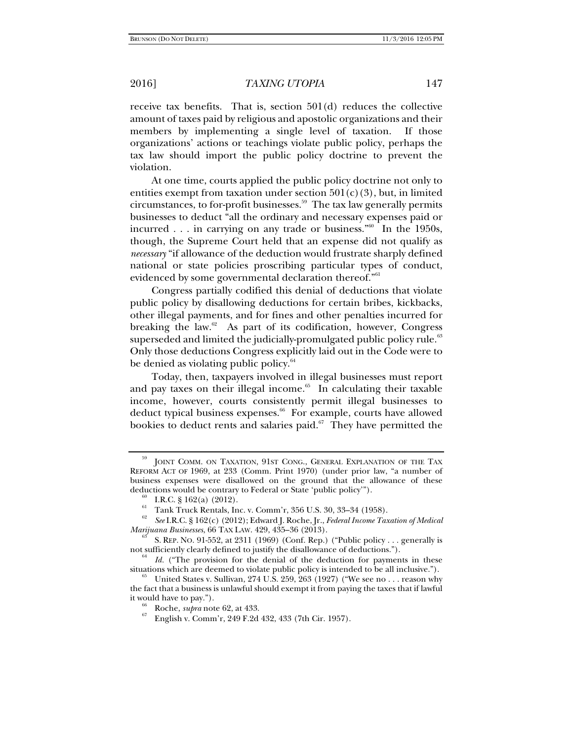receive tax benefits. That is, section 501(d) reduces the collective amount of taxes paid by religious and apostolic organizations and their members by implementing a single level of taxation. If those organizations' actions or teachings violate public policy, perhaps the tax law should import the public policy doctrine to prevent the violation.

At one time, courts applied the public policy doctrine not only to entities exempt from taxation under section 501(c)(3), but, in limited circumstances, to for-profit businesses.[59] The tax law generally permits businesses to deduct "all the ordinary and necessary expenses paid or incurred . . . in carrying on any trade or business."[60] In the 1950s, though, the Supreme Court held that an expense did not qualify as *necessary* "if allowance of the deduction would frustrate sharply defined national or state policies proscribing particular types of conduct, evidenced by some governmental declaration thereof."[61]

Congress partially codified this denial of deductions that violate public policy by disallowing deductions for certain bribes, kickbacks, other illegal payments, and for fines and other penalties incurred for breaking the law.[62] As part of its codification, however, Congress superseded and limited the judicially-promulgated public policy rule.[63] Only those deductions Congress explicitly laid out in the Code were to be denied as violating public policy.[64]

Today, then, taxpayers involved in illegal businesses must report and pay taxes on their illegal income.[65] In calculating their taxable income, however, courts consistently permit illegal businesses to deduct typical business expenses.[66] For example, courts have allowed bookies to deduct rents and salaries paid.[67] They have permitted the

---

[59] JOINT COMM. ON TAXATION, 91ST CONG., GENERAL EXPLANATION OF THE TAX REFORM ACT OF 1969, at 233 (Comm. Print 1970) (under prior law, "a number of business expenses were disallowed on the ground that the allowance of these deductions would be contrary to Federal or State 'public policy'").

[60] I.R.C. § 162(a) (2012).

[61] Tank Truck Rentals, Inc. v. Comm'r, 356 U.S. 30, 33–34 (1958).

[62] *See* I.R.C. § 162(c) (2012); Edward J. Roche, Jr., *Federal Income Taxation of Medical Marijuana Businesses*, 66 TAX LAW. 429, 435–36 (2013).

[63] S. REP. NO. 91-552, at 2311 (1969) (Conf. Rep.) ("Public policy . . . generally is not sufficiently clearly defined to justify the disallowance of deductions.").

[64] *Id.* ("The provision for the denial of the deduction for payments in these situations which are deemed to violate public policy is intended to be all inclusive.").

[65] United States v. Sullivan, 274 U.S. 259, 263 (1927) ("We see no . . . reason why the fact that a business is unlawful should exempt it from paying the taxes that if lawful it would have to pay.").

[66] Roche, *supra* note 62, at 433.

[67] English v. Comm'r, 249 F.2d 432, 433 (7th Cir. 1957).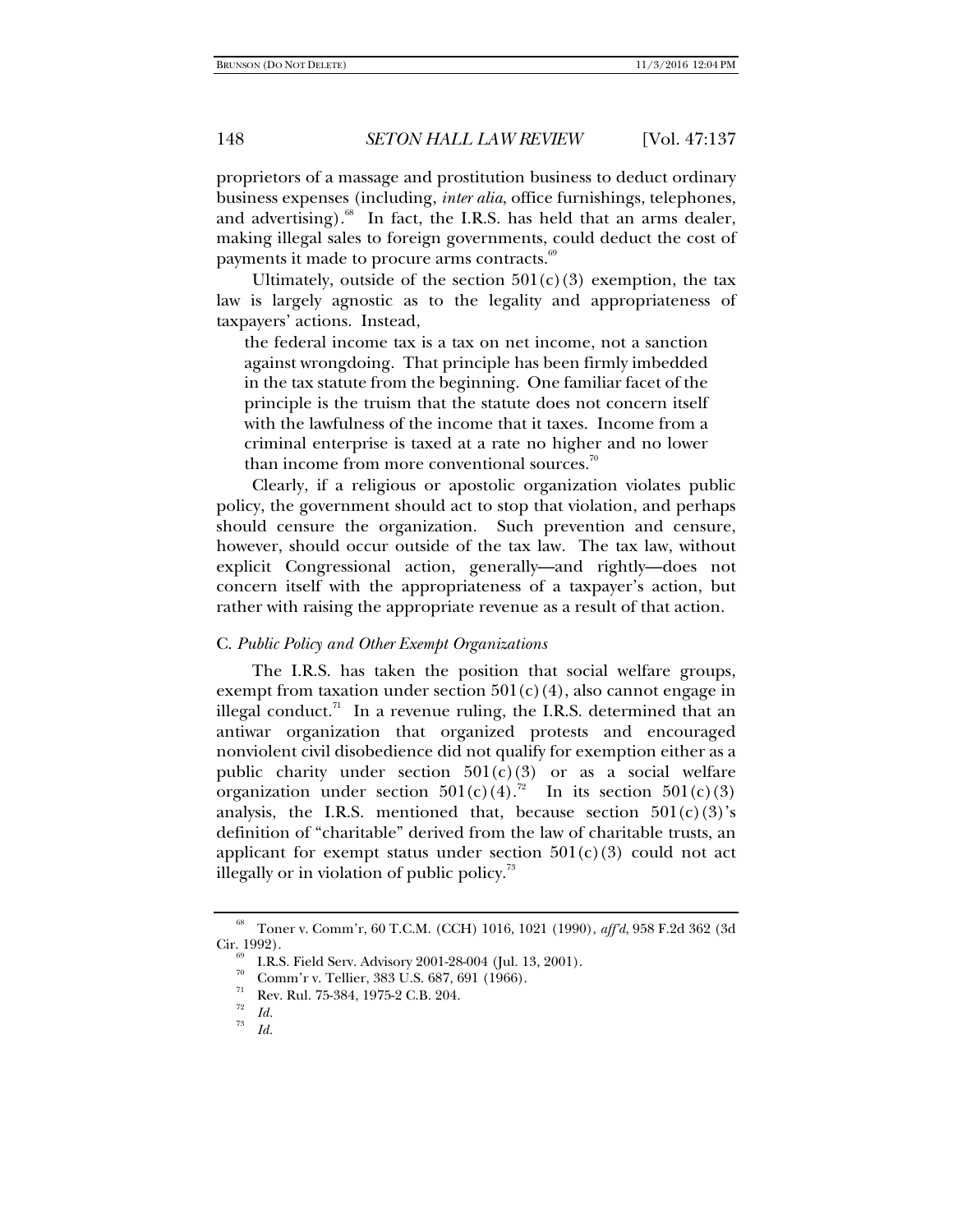proprietors of a massage and prostitution business to deduct ordinary business expenses (including, *inter alia*, office furnishings, telephones, and advertising).[68] In fact, the I.R.S. has held that an arms dealer, making illegal sales to foreign governments, could deduct the cost of payments it made to procure arms contracts.[69]

Ultimately, outside of the section 501(c)(3) exemption, the tax law is largely agnostic as to the legality and appropriateness of taxpayers' actions. Instead,

> the federal income tax is a tax on net income, not a sanction against wrongdoing. That principle has been firmly imbedded in the tax statute from the beginning. One familiar facet of the principle is the truism that the statute does not concern itself with the lawfulness of the income that it taxes. Income from a criminal enterprise is taxed at a rate no higher and no lower than income from more conventional sources.[70]

Clearly, if a religious or apostolic organization violates public policy, the government should act to stop that violation, and perhaps should censure the organization. Such prevention and censure, however, should occur outside of the tax law. The tax law, without explicit Congressional action, generally—and rightly—does not concern itself with the appropriateness of a taxpayer's action, but rather with raising the appropriate revenue as a result of that action.

### C. *Public Policy and Other Exempt Organizations*

The I.R.S. has taken the position that social welfare groups, exempt from taxation under section 501(c)(4), also cannot engage in illegal conduct.[71] In a revenue ruling, the I.R.S. determined that an antiwar organization that organized protests and encouraged nonviolent civil disobedience did not qualify for exemption either as a public charity under section 501(c)(3) or as a social welfare organization under section 501(c)(4).[72] In its section 501(c)(3) analysis, the I.R.S. mentioned that, because section 501(c)(3)'s definition of "charitable" derived from the law of charitable trusts, an applicant for exempt status under section 501(c)(3) could not act illegally or in violation of public policy.[73]

---

[68] Toner v. Comm'r, 60 T.C.M. (CCH) 1016, 1021 (1990), *aff'd*, 958 F.2d 362 (3d Cir. 1992).

[69] I.R.S. Field Serv. Advisory 2001-28-004 (Jul. 13, 2001).

[70] Comm'r v. Tellier, 383 U.S. 687, 691 (1966).

[71] Rev. Rul. 75-384, 1975-2 C.B. 204.

[72] *Id.*

[73] *Id.*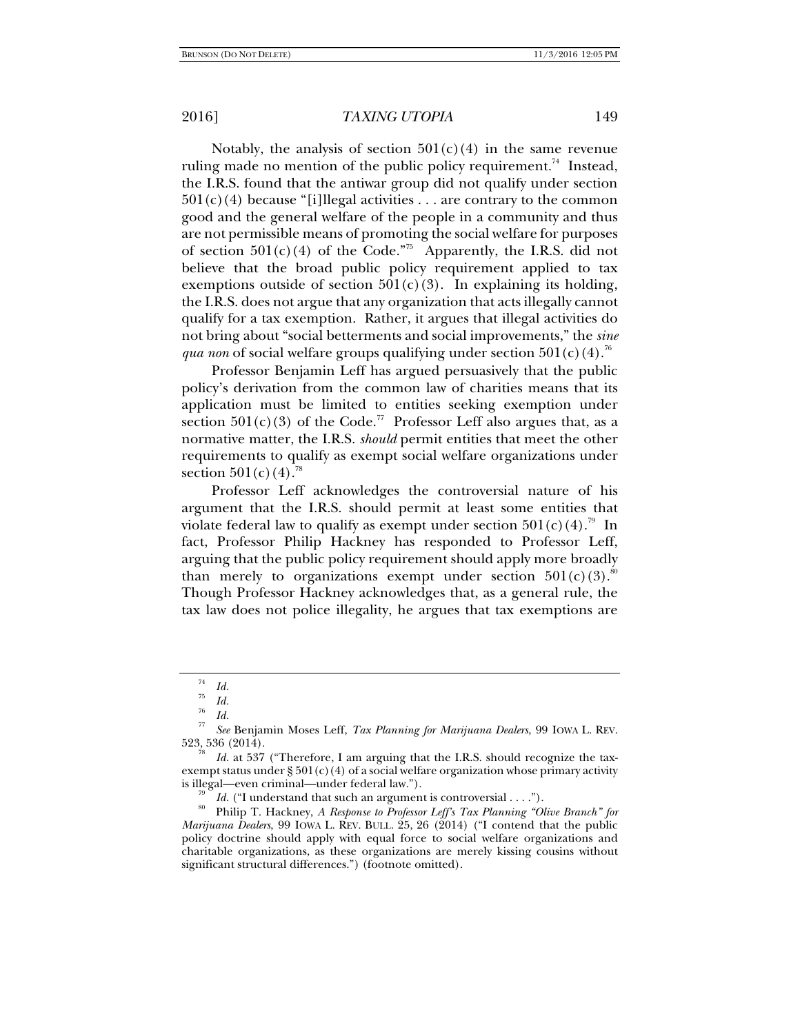Notably, the analysis of section 501(c)(4) in the same revenue ruling made no mention of the public policy requirement.[74] Instead, the I.R.S. found that the antiwar group did not qualify under section 501(c)(4) because "[i]llegal activities . . . are contrary to the common good and the general welfare of the people in a community and thus are not permissible means of promoting the social welfare for purposes of section 501(c)(4) of the Code."[75] Apparently, the I.R.S. did not believe that the broad public policy requirement applied to tax exemptions outside of section 501(c)(3). In explaining its holding, the I.R.S. does not argue that any organization that acts illegally cannot qualify for a tax exemption. Rather, it argues that illegal activities do not bring about "social betterments and social improvements," the *sine qua non* of social welfare groups qualifying under section 501(c)(4).[76]

Professor Benjamin Leff has argued persuasively that the public policy's derivation from the common law of charities means that its application must be limited to entities seeking exemption under section 501(c)(3) of the Code.[77] Professor Leff also argues that, as a normative matter, the I.R.S. *should* permit entities that meet the other requirements to qualify as exempt social welfare organizations under section 501(c)(4).[78]

Professor Leff acknowledges the controversial nature of his argument that the I.R.S. should permit at least some entities that violate federal law to qualify as exempt under section 501(c)(4).[79] In fact, Professor Philip Hackney has responded to Professor Leff, arguing that the public policy requirement should apply more broadly than merely to organizations exempt under section 501(c)(3).[80] Though Professor Hackney acknowledges that, as a general rule, the tax law does not police illegality, he argues that tax exemptions are

---

[74] *Id.*

[75] *Id.*

[76] *Id.*

[77] *See* Benjamin Moses Leff, *Tax Planning for Marijuana Dealers*, 99 IOWA L. REV. 523, 536 (2014).

[78] *Id.* at 537 ("Therefore, I am arguing that the I.R.S. should recognize the tax-exempt status under § 501(c)(4) of a social welfare organization whose primary activity is illegal—even criminal—under federal law.").

[79] *Id.* ("I understand that such an argument is controversial . . . .").

[80] Philip T. Hackney, *A Response to Professor Leff's Tax Planning "Olive Branch" for Marijuana Dealers*, 99 IOWA L. REV. BULL. 25, 26 (2014) ("I contend that the public policy doctrine should apply with equal force to social welfare organizations and charitable organizations, as these organizations are merely kissing cousins without significant structural differences.") (footnote omitted).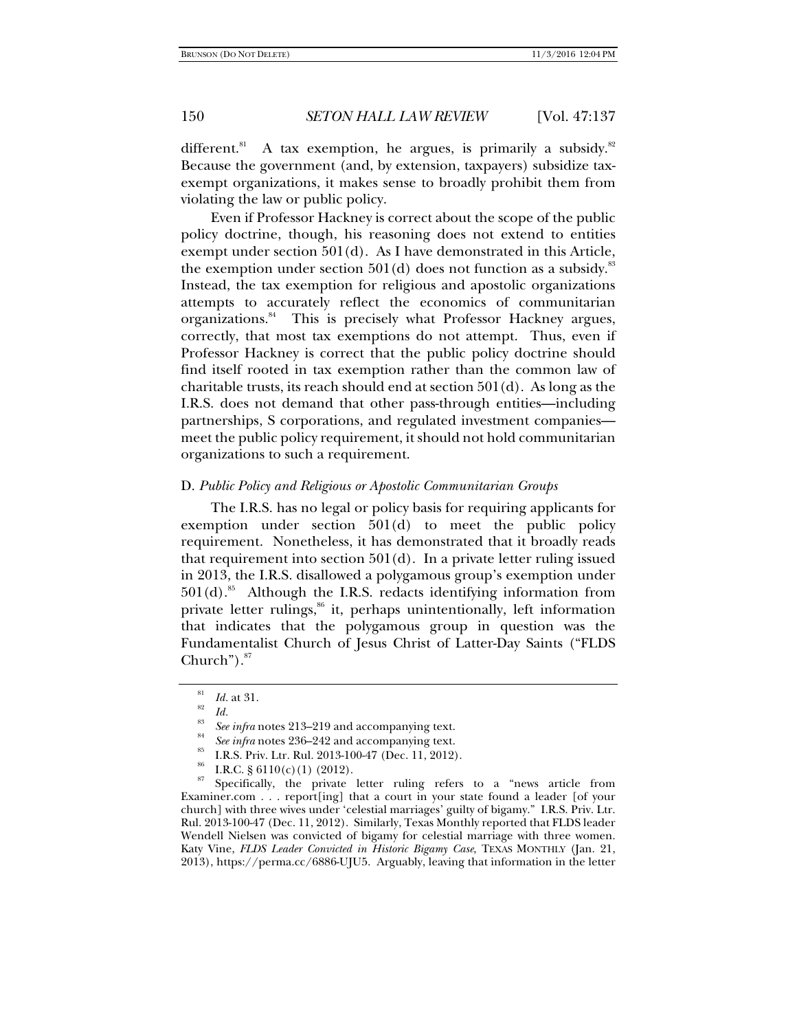different.[81] A tax exemption, he argues, is primarily a subsidy.[82] Because the government (and, by extension, taxpayers) subsidize tax-exempt organizations, it makes sense to broadly prohibit them from violating the law or public policy.

Even if Professor Hackney is correct about the scope of the public policy doctrine, though, his reasoning does not extend to entities exempt under section 501(d). As I have demonstrated in this Article, the exemption under section 501(d) does not function as a subsidy.[83] Instead, the tax exemption for religious and apostolic organizations attempts to accurately reflect the economics of communitarian organizations.[84] This is precisely what Professor Hackney argues, correctly, that most tax exemptions do not attempt. Thus, even if Professor Hackney is correct that the public policy doctrine should find itself rooted in tax exemption rather than the common law of charitable trusts, its reach should end at section 501(d). As long as the I.R.S. does not demand that other pass-through entities—including partnerships, S corporations, and regulated investment companies—meet the public policy requirement, it should not hold communitarian organizations to such a requirement.

### D. *Public Policy and Religious or Apostolic Communitarian Groups*

The I.R.S. has no legal or policy basis for requiring applicants for exemption under section 501(d) to meet the public policy requirement. Nonetheless, it has demonstrated that it broadly reads that requirement into section 501(d). In a private letter ruling issued in 2013, the I.R.S. disallowed a polygamous group's exemption under 501(d).[85] Although the I.R.S. redacts identifying information from private letter rulings,[86] it, perhaps unintentionally, left information that indicates that the polygamous group in question was the Fundamentalist Church of Jesus Christ of Latter-Day Saints ("FLDS Church").[87]

---

[81] *Id.* at 31.

[82] *Id.*

[83] *See infra* notes 213–219 and accompanying text.

[84] *See infra* notes 236–242 and accompanying text.

[85] I.R.S. Priv. Ltr. Rul. 2013-100-47 (Dec. 11, 2012).

[86] I.R.C. § 6110(c)(1) (2012).

[87] Specifically, the private letter ruling refers to a "news article from Examiner.com . . . report[ing] that a court in your state found a leader [of your church] with three wives under 'celestial marriages' guilty of bigamy." I.R.S. Priv. Ltr. Rul. 2013-100-47 (Dec. 11, 2012). Similarly, Texas Monthly reported that FLDS leader Wendell Nielsen was convicted of bigamy for celestial marriage with three women. Katy Vine, *FLDS Leader Convicted in Historic Bigamy Case*, TEXAS MONTHLY (Jan. 21, 2013), https://perma.cc/6886-UJU5. Arguably, leaving that information in the letter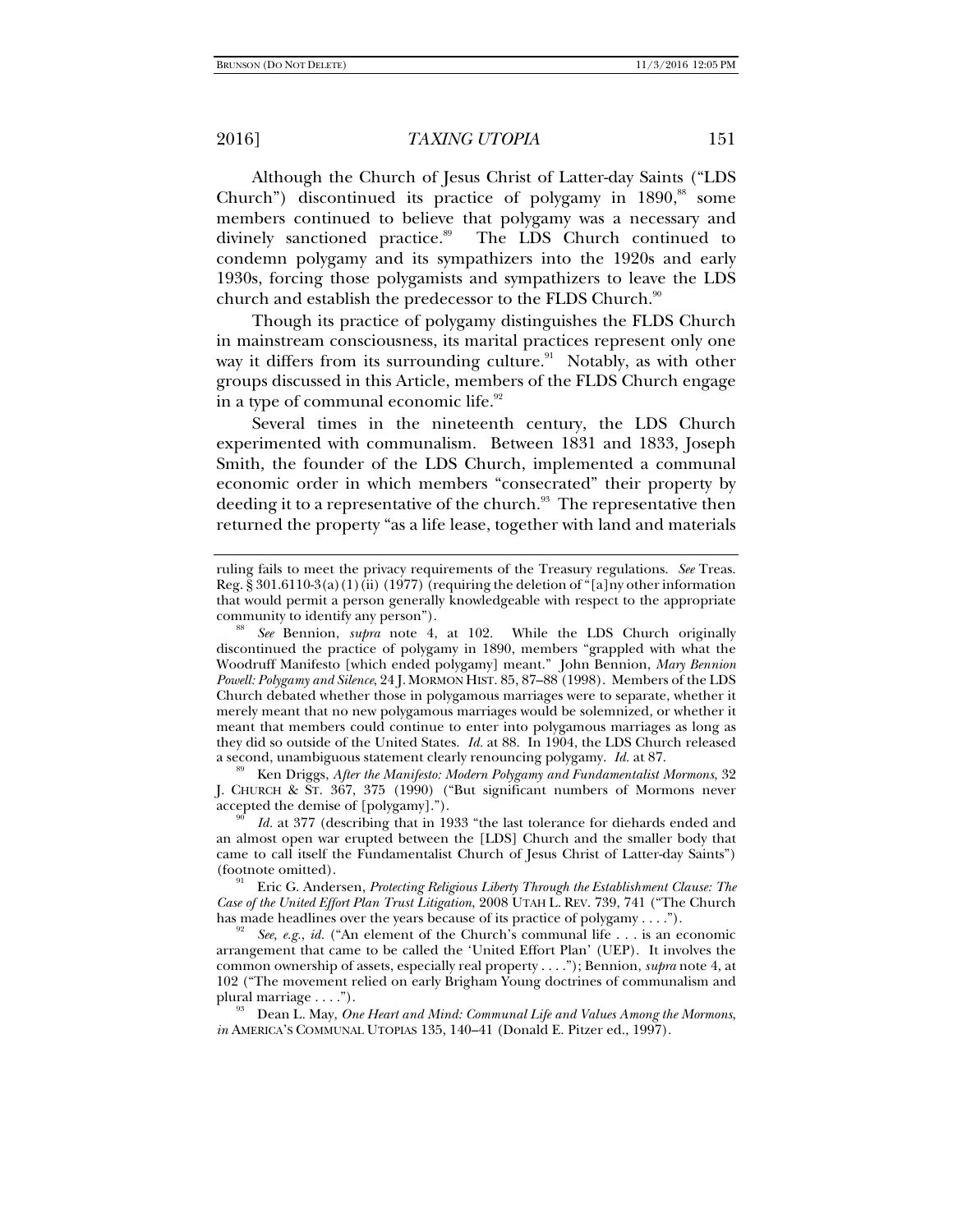Although the Church of Jesus Christ of Latter-day Saints ("LDS Church") discontinued its practice of polygamy in 1890,[88] some members continued to believe that polygamy was a necessary and divinely sanctioned practice.[89] The LDS Church continued to condemn polygamy and its sympathizers into the 1920s and early 1930s, forcing those polygamists and sympathizers to leave the LDS church and establish the predecessor to the FLDS Church.[90]

Though its practice of polygamy distinguishes the FLDS Church in mainstream consciousness, its marital practices represent only one way it differs from its surrounding culture.[91] Notably, as with other groups discussed in this Article, members of the FLDS Church engage in a type of communal economic life.[92]

Several times in the nineteenth century, the LDS Church experimented with communalism. Between 1831 and 1833, Joseph Smith, the founder of the LDS Church, implemented a communal economic order in which members "consecrated" their property by deeding it to a representative of the church.[93] The representative then returned the property "as a life lease, together with land and materials

---

ruling fails to meet the privacy requirements of the Treasury regulations. *See* Treas. Reg. § 301.6110-3(a)(1)(ii) (1977) (requiring the deletion of "[a]ny other information that would permit a person generally knowledgeable with respect to the appropriate community to identify any person").

[88] *See* Bennion, *supra* note 4, at 102. While the LDS Church originally discontinued the practice of polygamy in 1890, members "grappled with what the Woodruff Manifesto [which ended polygamy] meant." John Bennion, *Mary Bennion Powell: Polygamy and Silence*, 24 J. MORMON HIST. 85, 87–88 (1998). Members of the LDS Church debated whether those in polygamous marriages were to separate, whether it merely meant that no new polygamous marriages would be solemnized, or whether it meant that members could continue to enter into polygamous marriages as long as they did so outside of the United States. *Id.* at 88. In 1904, the LDS Church released a second, unambiguous statement clearly renouncing polygamy. *Id.* at 87.

[89] Ken Driggs, *After the Manifesto: Modern Polygamy and Fundamentalist Mormons,* 32 J. CHURCH & ST. 367, 375 (1990) ("But significant numbers of Mormons never accepted the demise of [polygamy].").

[90] *Id.* at 377 (describing that in 1933 "the last tolerance for diehards ended and an almost open war erupted between the [LDS] Church and the smaller body that came to call itself the Fundamentalist Church of Jesus Christ of Latter-day Saints") (footnote omitted).

[91] Eric G. Andersen, *Protecting Religious Liberty Through the Establishment Clause: The Case of the United Effort Plan Trust Litigation*, 2008 UTAH L. REV. 739, 741 ("The Church has made headlines over the years because of its practice of polygamy . . . .").

[92] *See, e.g.*, *id.* ("An element of the Church's communal life . . . is an economic arrangement that came to be called the 'United Effort Plan' (UEP). It involves the common ownership of assets, especially real property . . . ."); Bennion, *supra* note 4, at 102 ("The movement relied on early Brigham Young doctrines of communalism and plural marriage . . . .").

[93] Dean L. May, *One Heart and Mind: Communal Life and Values Among the Mormons*, *in* AMERICA'S COMMUNAL UTOPIAS 135, 140–41 (Donald E. Pitzer ed., 1997).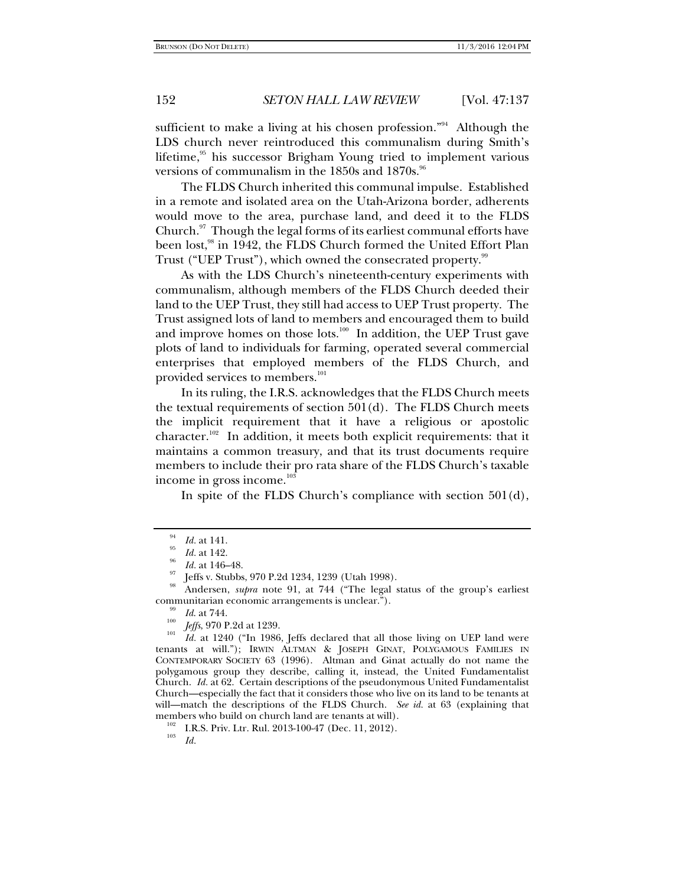sufficient to make a living at his chosen profession."[94] Although the LDS church never reintroduced this communalism during Smith's lifetime,[95] his successor Brigham Young tried to implement various versions of communalism in the 1850s and 1870s.[96]

The FLDS Church inherited this communal impulse. Established in a remote and isolated area on the Utah-Arizona border, adherents would move to the area, purchase land, and deed it to the FLDS Church.[97] Though the legal forms of its earliest communal efforts have been lost,[98] in 1942, the FLDS Church formed the United Effort Plan Trust ("UEP Trust"), which owned the consecrated property.[99]

As with the LDS Church's nineteenth-century experiments with communalism, although members of the FLDS Church deeded their land to the UEP Trust, they still had access to UEP Trust property. The Trust assigned lots of land to members and encouraged them to build and improve homes on those lots.[100] In addition, the UEP Trust gave plots of land to individuals for farming, operated several commercial enterprises that employed members of the FLDS Church, and provided services to members.[101]

In its ruling, the I.R.S. acknowledges that the FLDS Church meets the textual requirements of section 501(d). The FLDS Church meets the implicit requirement that it have a religious or apostolic character.[102] In addition, it meets both explicit requirements: that it maintains a common treasury, and that its trust documents require members to include their pro rata share of the FLDS Church's taxable income in gross income.[103]

In spite of the FLDS Church's compliance with section 501(d),

---

[94] *Id.* at 141.

[95] *Id.* at 142.

[96] *Id.* at 146–48.

[97] Jeffs v. Stubbs, 970 P.2d 1234, 1239 (Utah 1998).

[98] Andersen, *supra* note 91, at 744 ("The legal status of the group's earliest communitarian economic arrangements is unclear.").

[99] *Id.* at 744.

[100] *Jeffs*, 970 P.2d at 1239.

[101] *Id.* at 1240 ("In 1986, Jeffs declared that all those living on UEP land were tenants at will."); IRWIN ALTMAN & JOSEPH GINAT, POLYGAMOUS FAMILIES IN CONTEMPORARY SOCIETY 63 (1996). Altman and Ginat actually do not name the polygamous group they describe, calling it, instead, the United Fundamentalist Church. *Id.* at 62. Certain descriptions of the pseudonymous United Fundamentalist Church—especially the fact that it considers those who live on its land to be tenants at will—match the descriptions of the FLDS Church. *See id.* at 63 (explaining that members who build on church land are tenants at will).

[102] I.R.S. Priv. Ltr. Rul. 2013-100-47 (Dec. 11, 2012).

[103] *Id.*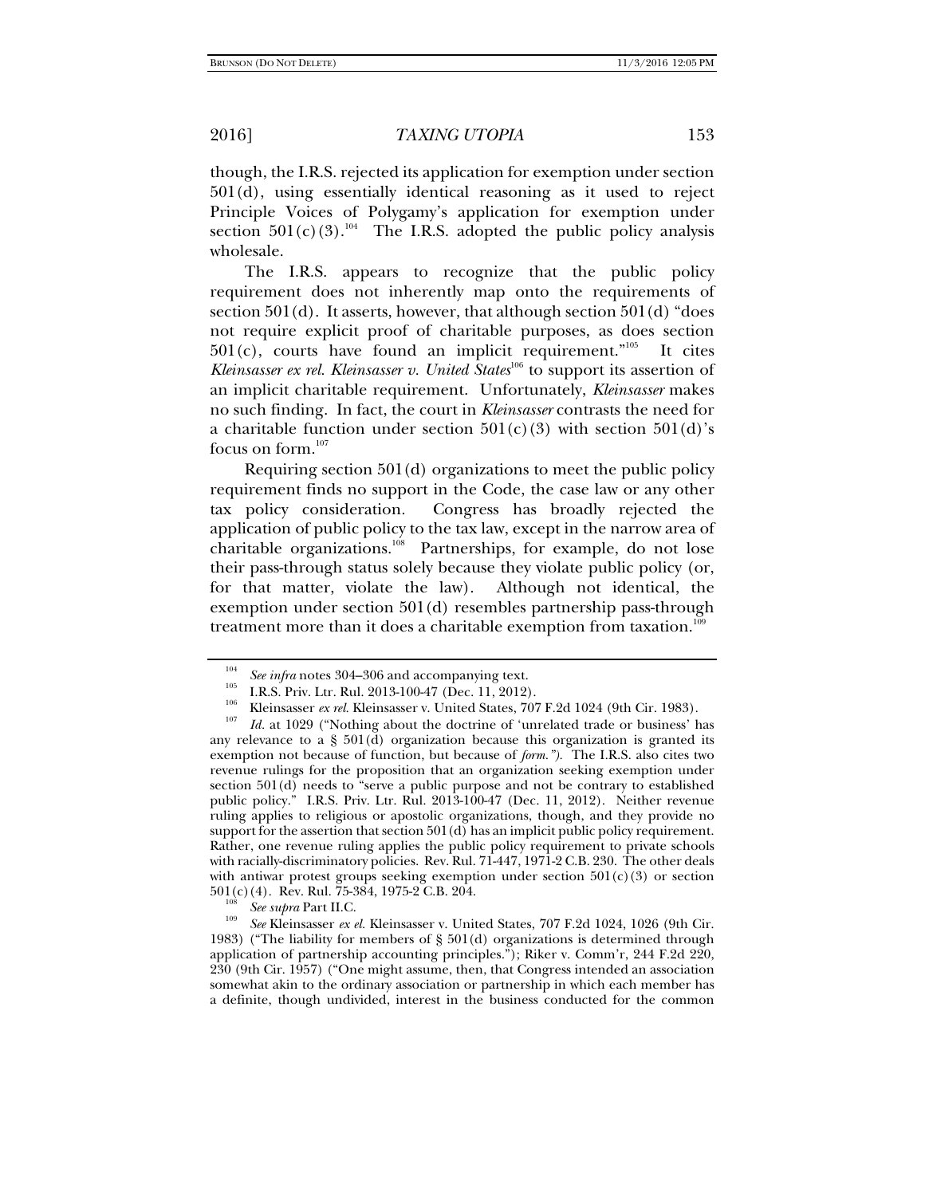though, the I.R.S. rejected its application for exemption under section 501(d), using essentially identical reasoning as it used to reject Principle Voices of Polygamy's application for exemption under section 501(c)(3).[104] The I.R.S. adopted the public policy analysis wholesale.

The I.R.S. appears to recognize that the public policy requirement does not inherently map onto the requirements of section 501(d). It asserts, however, that although section 501(d) "does not require explicit proof of charitable purposes, as does section 501(c), courts have found an implicit requirement."[105] It cites *Kleinsasser ex rel. Kleinsasser v. United States*[106] to support its assertion of an implicit charitable requirement. Unfortunately, *Kleinsasser* makes no such finding. In fact, the court in *Kleinsasser* contrasts the need for a charitable function under section 501(c)(3) with section 501(d)'s focus on form.[107]

Requiring section 501(d) organizations to meet the public policy requirement finds no support in the Code, the case law or any other tax policy consideration. Congress has broadly rejected the application of public policy to the tax law, except in the narrow area of charitable organizations.[108] Partnerships, for example, do not lose their pass-through status solely because they violate public policy (or, for that matter, violate the law). Although not identical, the exemption under section 501(d) resembles partnership pass-through treatment more than it does a charitable exemption from taxation.[109]

---

[104] *See infra* notes 304–306 and accompanying text.

[105] I.R.S. Priv. Ltr. Rul. 2013-100-47 (Dec. 11, 2012).

[106] Kleinsasser *ex rel.* Kleinsasser v. United States, 707 F.2d 1024 (9th Cir. 1983).

[107] *Id.* at 1029 ("Nothing about the doctrine of 'unrelated trade or business' has any relevance to a § 501(d) organization because this organization is granted its exemption not because of function, but because of *form.").* The I.R.S. also cites two revenue rulings for the proposition that an organization seeking exemption under section 501(d) needs to "serve a public purpose and not be contrary to established public policy." I.R.S. Priv. Ltr. Rul. 2013-100-47 (Dec. 11, 2012). Neither revenue ruling applies to religious or apostolic organizations, though, and they provide no support for the assertion that section 501(d) has an implicit public policy requirement. Rather, one revenue ruling applies the public policy requirement to private schools with racially-discriminatory policies. Rev. Rul. 71-447, 1971-2 C.B. 230. The other deals with antiwar protest groups seeking exemption under section 501(c)(3) or section 501(c)(4). Rev. Rul. 75-384, 1975-2 C.B. 204.

[108] *See supra* Part II.C.

[109] *See* Kleinsasser *ex el.* Kleinsasser v. United States, 707 F.2d 1024, 1026 (9th Cir. 1983) ("The liability for members of § 501(d) organizations is determined through application of partnership accounting principles."); Riker v. Comm'r, 244 F.2d 220, 230 (9th Cir. 1957) ("One might assume, then, that Congress intended an association somewhat akin to the ordinary association or partnership in which each member has a definite, though undivided, interest in the business conducted for the common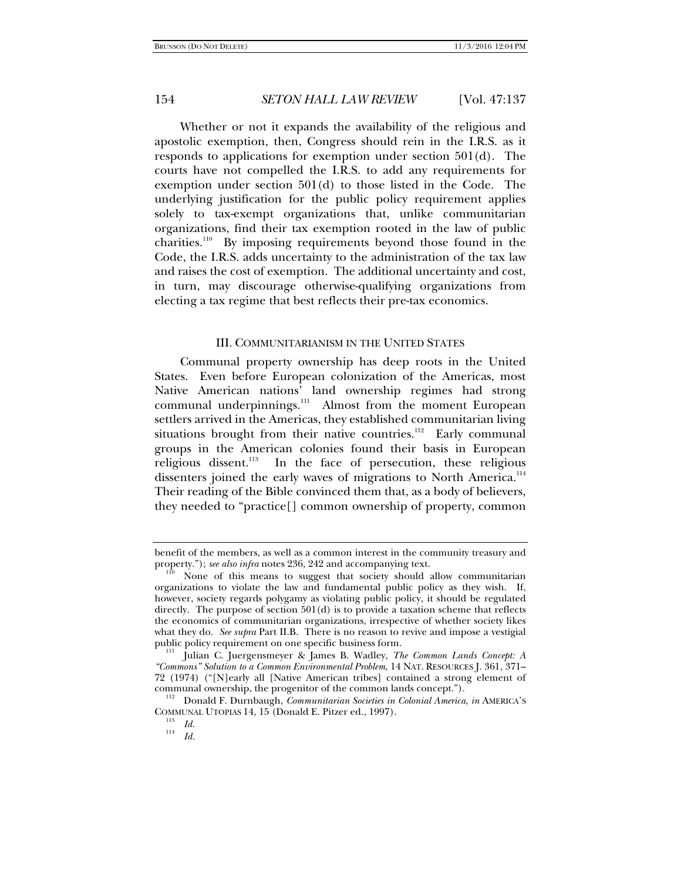Whether or not it expands the availability of the religious and apostolic exemption, then, Congress should rein in the I.R.S. as it responds to applications for exemption under section 501(d). The courts have not compelled the I.R.S. to add any requirements for exemption under section 501(d) to those listed in the Code. The underlying justification for the public policy requirement applies solely to tax-exempt organizations that, unlike communitarian organizations, find their tax exemption rooted in the law of public charities.[110] By imposing requirements beyond those found in the Code, the I.R.S. adds uncertainty to the administration of the tax law and raises the cost of exemption. The additional uncertainty and cost, in turn, may discourage otherwise-qualifying organizations from electing a tax regime that best reflects their pre-tax economics.

## III. COMMUNITARIANISM IN THE UNITED STATES

Communal property ownership has deep roots in the United States. Even before European colonization of the Americas, most Native American nations' land ownership regimes had strong communal underpinnings.[111] Almost from the moment European settlers arrived in the Americas, they established communitarian living situations brought from their native countries.[112] Early communal groups in the American colonies found their basis in European religious dissent.[113] In the face of persecution, these religious dissenters joined the early waves of migrations to North America.[114] Their reading of the Bible convinced them that, as a body of believers, they needed to "practice[] common ownership of property, common

---

benefit of the members, as well as a common interest in the community treasury and property."); *see also infra* notes 236, 242 and accompanying text.

[110] None of this means to suggest that society should allow communitarian organizations to violate the law and fundamental public policy as they wish. If, however, society regards polygamy as violating public policy, it should be regulated directly. The purpose of section 501(d) is to provide a taxation scheme that reflects the economics of communitarian organizations, irrespective of whether society likes what they do. *See supra* Part II.B. There is no reason to revive and impose a vestigial public policy requirement on one specific business form.

[111] Julian C. Juergensmeyer & James B. Wadley, *The Common Lands Concept: A "Commons" Solution to a Common Environmental Problem*, 14 NAT. RESOURCES J. 361, 371–72 (1974) ("[N]early all [Native American tribes] contained a strong element of communal ownership, the progenitor of the common lands concept.").

[112] Donald F. Durnbaugh, *Communitarian Societies in Colonial America*, *in* AMERICA'S COMMUNAL UTOPIAS 14, 15 (Donald E. Pitzer ed., 1997).

[113] *Id.*

[114] *Id.*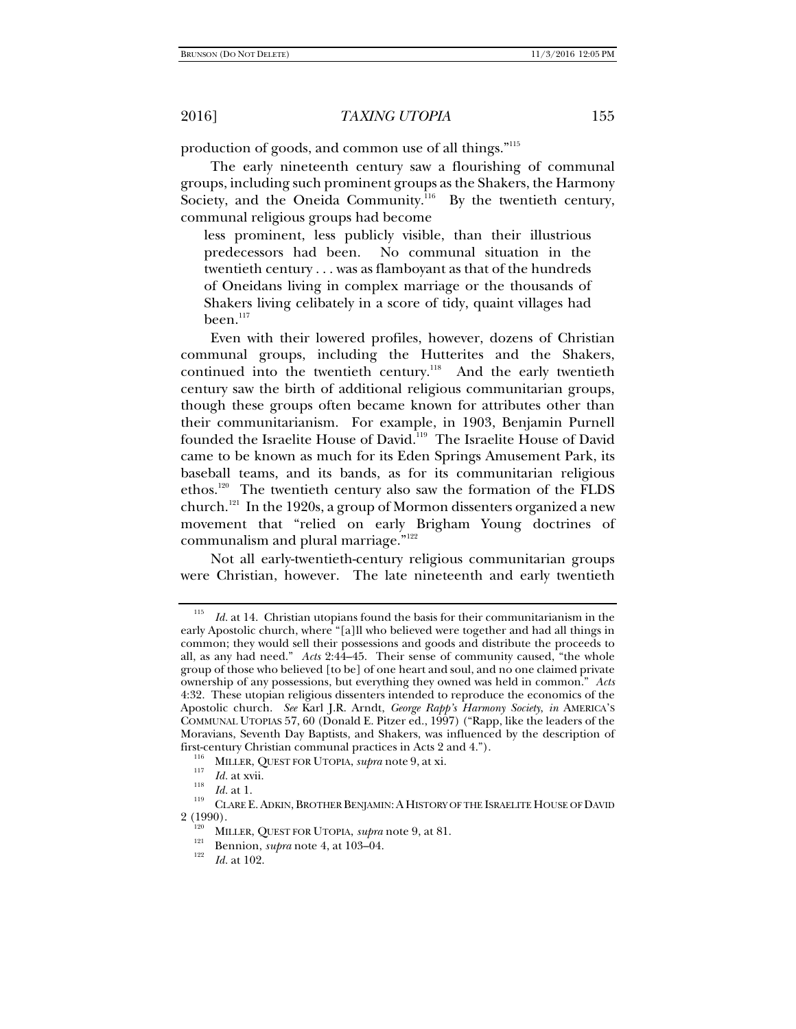production of goods, and common use of all things."[115]

The early nineteenth century saw a flourishing of communal groups, including such prominent groups as the Shakers, the Harmony Society, and the Oneida Community.[116] By the twentieth century, communal religious groups had become

> less prominent, less publicly visible, than their illustrious predecessors had been. No communal situation in the twentieth century . . . was as flamboyant as that of the hundreds of Oneidans living in complex marriage or the thousands of Shakers living celibately in a score of tidy, quaint villages had been.[117]

Even with their lowered profiles, however, dozens of Christian communal groups, including the Hutterites and the Shakers, continued into the twentieth century.[118] And the early twentieth century saw the birth of additional religious communitarian groups, though these groups often became known for attributes other than their communitarianism. For example, in 1903, Benjamin Purnell founded the Israelite House of David.[119] The Israelite House of David came to be known as much for its Eden Springs Amusement Park, its baseball teams, and its bands, as for its communitarian religious ethos.[120] The twentieth century also saw the formation of the FLDS church.[121] In the 1920s, a group of Mormon dissenters organized a new movement that "relied on early Brigham Young doctrines of communalism and plural marriage."[122]

Not all early-twentieth-century religious communitarian groups were Christian, however. The late nineteenth and early twentieth

---

[115] *Id.* at 14. Christian utopians found the basis for their communitarianism in the early Apostolic church, where "[a]ll who believed were together and had all things in common; they would sell their possessions and goods and distribute the proceeds to all, as any had need." *Acts* 2:44–45. Their sense of community caused, "the whole group of those who believed [to be] of one heart and soul, and no one claimed private ownership of any possessions, but everything they owned was held in common." *Acts* 4:32. These utopian religious dissenters intended to reproduce the economics of the Apostolic church. *See* Karl J.R. Arndt, *George Rapp's Harmony Society*, *in* AMERICA'S COMMUNAL UTOPIAS 57, 60 (Donald E. Pitzer ed., 1997) ("Rapp, like the leaders of the Moravians, Seventh Day Baptists, and Shakers, was influenced by the description of first-century Christian communal practices in Acts 2 and 4.").

[116] MILLER, QUEST FOR UTOPIA, *supra* note 9, at xi.

[117] *Id.* at xvii.

[118] *Id.* at 1.

[119] CLARE E. ADKIN, BROTHER BENJAMIN: A HISTORY OF THE ISRAELITE HOUSE OF DAVID 2 (1990).

[120] MILLER, QUEST FOR UTOPIA, *supra* note 9, at 81.

[121] Bennion, *supra* note 4, at 103–04.

[122] *Id.* at 102.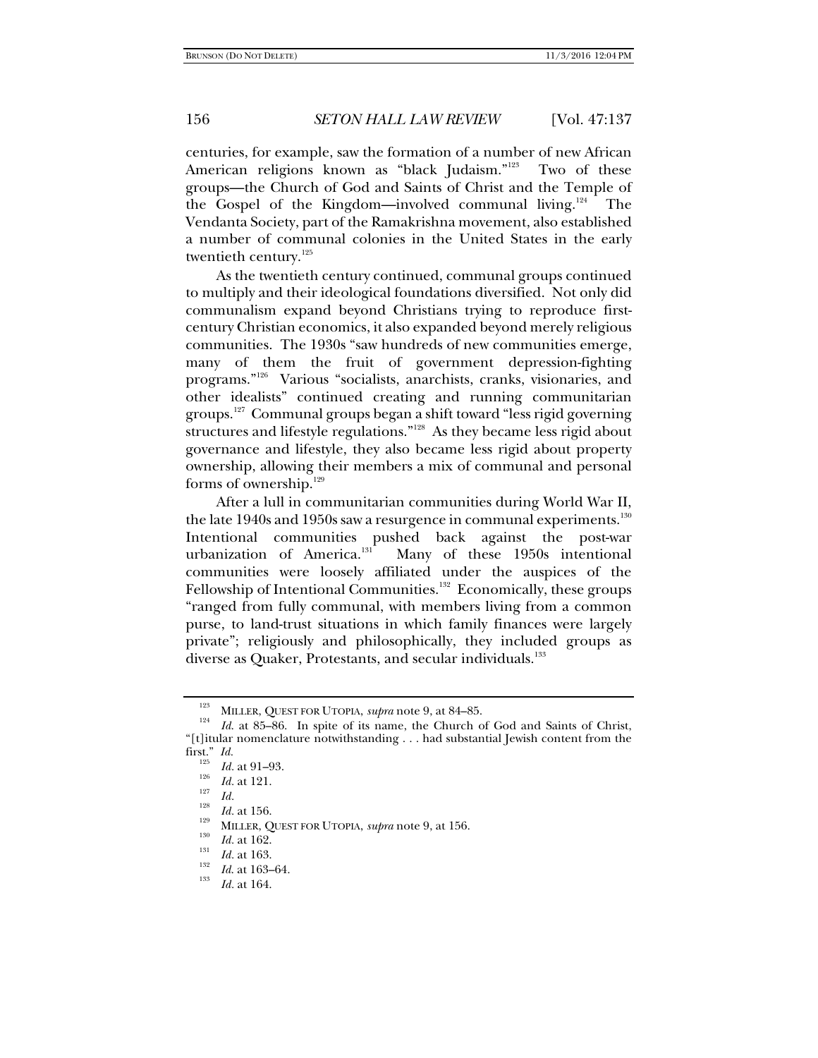centuries, for example, saw the formation of a number of new African American religions known as "black Judaism."[123] Two of these groups—the Church of God and Saints of Christ and the Temple of the Gospel of the Kingdom—involved communal living.[124] The Vendanta Society, part of the Ramakrishna movement, also established a number of communal colonies in the United States in the early twentieth century.[125]

As the twentieth century continued, communal groups continued to multiply and their ideological foundations diversified. Not only did communalism expand beyond Christians trying to reproduce first-century Christian economics, it also expanded beyond merely religious communities. The 1930s "saw hundreds of new communities emerge, many of them the fruit of government depression-fighting programs."[126] Various "socialists, anarchists, cranks, visionaries, and other idealists" continued creating and running communitarian groups.[127] Communal groups began a shift toward "less rigid governing structures and lifestyle regulations."[128] As they became less rigid about governance and lifestyle, they also became less rigid about property ownership, allowing their members a mix of communal and personal forms of ownership.[129]

After a lull in communitarian communities during World War II, the late 1940s and 1950s saw a resurgence in communal experiments.[130] Intentional communities pushed back against the post-war urbanization of America.[131] Many of these 1950s intentional communities were loosely affiliated under the auspices of the Fellowship of Intentional Communities.[132] Economically, these groups "ranged from fully communal, with members living from a common purse, to land-trust situations in which family finances were largely private"; religiously and philosophically, they included groups as diverse as Quaker, Protestants, and secular individuals.[133]

---

[123] MILLER, QUEST FOR UTOPIA, *supra* note 9, at 84–85.

[124] *Id.* at 85–86. In spite of its name, the Church of God and Saints of Christ, "[t]itular nomenclature notwithstanding . . . had substantial Jewish content from the first." *Id.*

[125] *Id.* at 91–93.

[126] *Id.* at 121.

[127] *Id.*

[128] *Id.* at 156.

[129] MILLER, QUEST FOR UTOPIA, *supra* note 9, at 156.

[130] *Id.* at 162.

[131] *Id.* at 163.

[132] *Id.* at 163–64.

[133] *Id.* at 164.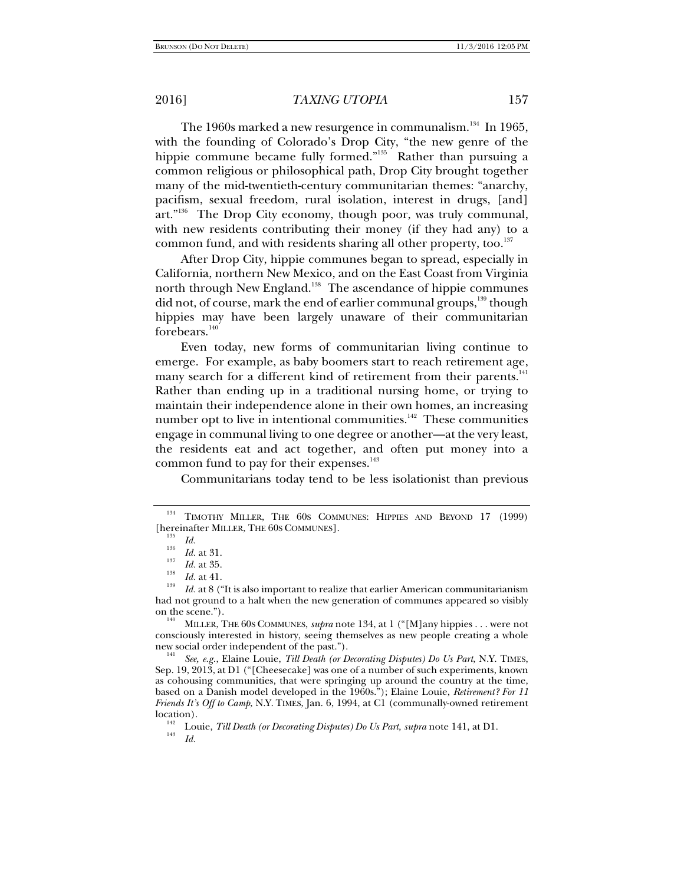The 1960s marked a new resurgence in communalism.[134] In 1965, with the founding of Colorado's Drop City, "the new genre of the hippie commune became fully formed."[135] Rather than pursuing a common religious or philosophical path, Drop City brought together many of the mid-twentieth-century communitarian themes: "anarchy, pacifism, sexual freedom, rural isolation, interest in drugs, [and] art."[136] The Drop City economy, though poor, was truly communal, with new residents contributing their money (if they had any) to a common fund, and with residents sharing all other property, too.[137]

After Drop City, hippie communes began to spread, especially in California, northern New Mexico, and on the East Coast from Virginia north through New England.[138] The ascendance of hippie communes did not, of course, mark the end of earlier communal groups,[139] though hippies may have been largely unaware of their communitarian forebears.[140]

Even today, new forms of communitarian living continue to emerge. For example, as baby boomers start to reach retirement age, many search for a different kind of retirement from their parents.[141] Rather than ending up in a traditional nursing home, or trying to maintain their independence alone in their own homes, an increasing number opt to live in intentional communities.[142] These communities engage in communal living to one degree or another—at the very least, the residents eat and act together, and often put money into a common fund to pay for their expenses.[143]

Communitarians today tend to be less isolationist than previous

---

[134] TIMOTHY MILLER, THE 60S COMMUNES: HIPPIES AND BEYOND 17 (1999) [hereinafter MILLER, THE 60S COMMUNES].

[135] *Id.*

[136] *Id.* at 31.

[137] *Id.* at 35.

[138] *Id.* at 41.

[139] *Id.* at 8 ("It is also important to realize that earlier American communitarianism had not ground to a halt when the new generation of communes appeared so visibly on the scene.").

[140] MILLER, THE 60S COMMUNES, *supra* note 134, at 1 ("[M]any hippies . . . were not consciously interested in history, seeing themselves as new people creating a whole new social order independent of the past.").

[141] *See, e.g.*, Elaine Louie, *Till Death (or Decorating Disputes) Do Us Part*, N.Y. TIMES, Sep. 19, 2013, at D1 ("[Cheesecake] was one of a number of such experiments, known as cohousing communities, that were springing up around the country at the time, based on a Danish model developed in the 1960s."); Elaine Louie, *Retirement? For 11 Friends It's Off to Camp*, N.Y. TIMES, Jan. 6, 1994, at C1 (communally-owned retirement location).

[142] Louie, *Till Death (or Decorating Disputes) Do Us Part, supra* note 141, at D1.

[143] *Id.*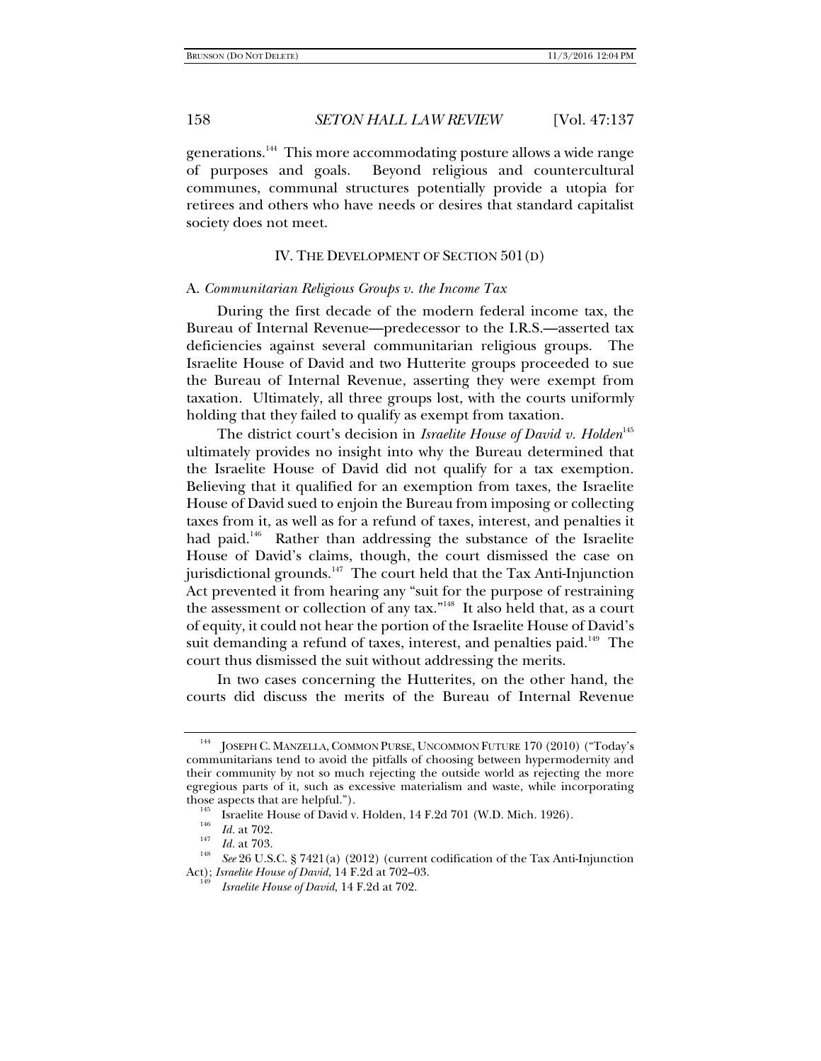generations.[144] This more accommodating posture allows a wide range of purposes and goals. Beyond religious and countercultural communes, communal structures potentially provide a utopia for retirees and others who have needs or desires that standard capitalist society does not meet.

## IV. The Development of Section 501(d)

### A. *Communitarian Religious Groups v. the Income Tax*

During the first decade of the modern federal income tax, the Bureau of Internal Revenue—predecessor to the I.R.S.—asserted tax deficiencies against several communitarian religious groups. The Israelite House of David and two Hutterite groups proceeded to sue the Bureau of Internal Revenue, asserting they were exempt from taxation. Ultimately, all three groups lost, with the courts uniformly holding that they failed to qualify as exempt from taxation.

The district court's decision in *Israelite House of David v. Holden*[145] ultimately provides no insight into why the Bureau determined that the Israelite House of David did not qualify for a tax exemption. Believing that it qualified for an exemption from taxes, the Israelite House of David sued to enjoin the Bureau from imposing or collecting taxes from it, as well as for a refund of taxes, interest, and penalties it had paid.[146] Rather than addressing the substance of the Israelite House of David's claims, though, the court dismissed the case on jurisdictional grounds.[147] The court held that the Tax Anti-Injunction Act prevented it from hearing any "suit for the purpose of restraining the assessment or collection of any tax."[148] It also held that, as a court of equity, it could not hear the portion of the Israelite House of David's suit demanding a refund of taxes, interest, and penalties paid.[149] The court thus dismissed the suit without addressing the merits.

In two cases concerning the Hutterites, on the other hand, the courts did discuss the merits of the Bureau of Internal Revenue

---

[144] Joseph C. Manzella, Common Purse, Uncommon Future 170 (2010) ("Today's communitarians tend to avoid the pitfalls of choosing between hypermodernity and their community by not so much rejecting the outside world as rejecting the more egregious parts of it, such as excessive materialism and waste, while incorporating those aspects that are helpful.").

[145] Israelite House of David v. Holden, 14 F.2d 701 (W.D. Mich. 1926).

[146] *Id.* at 702.

[147] *Id.* at 703.

[148] *See* 26 U.S.C. § 7421(a) (2012) (current codification of the Tax Anti-Injunction Act); *Israelite House of David*, 14 F.2d at 702–03.

[149] *Israelite House of David*, 14 F.2d at 702.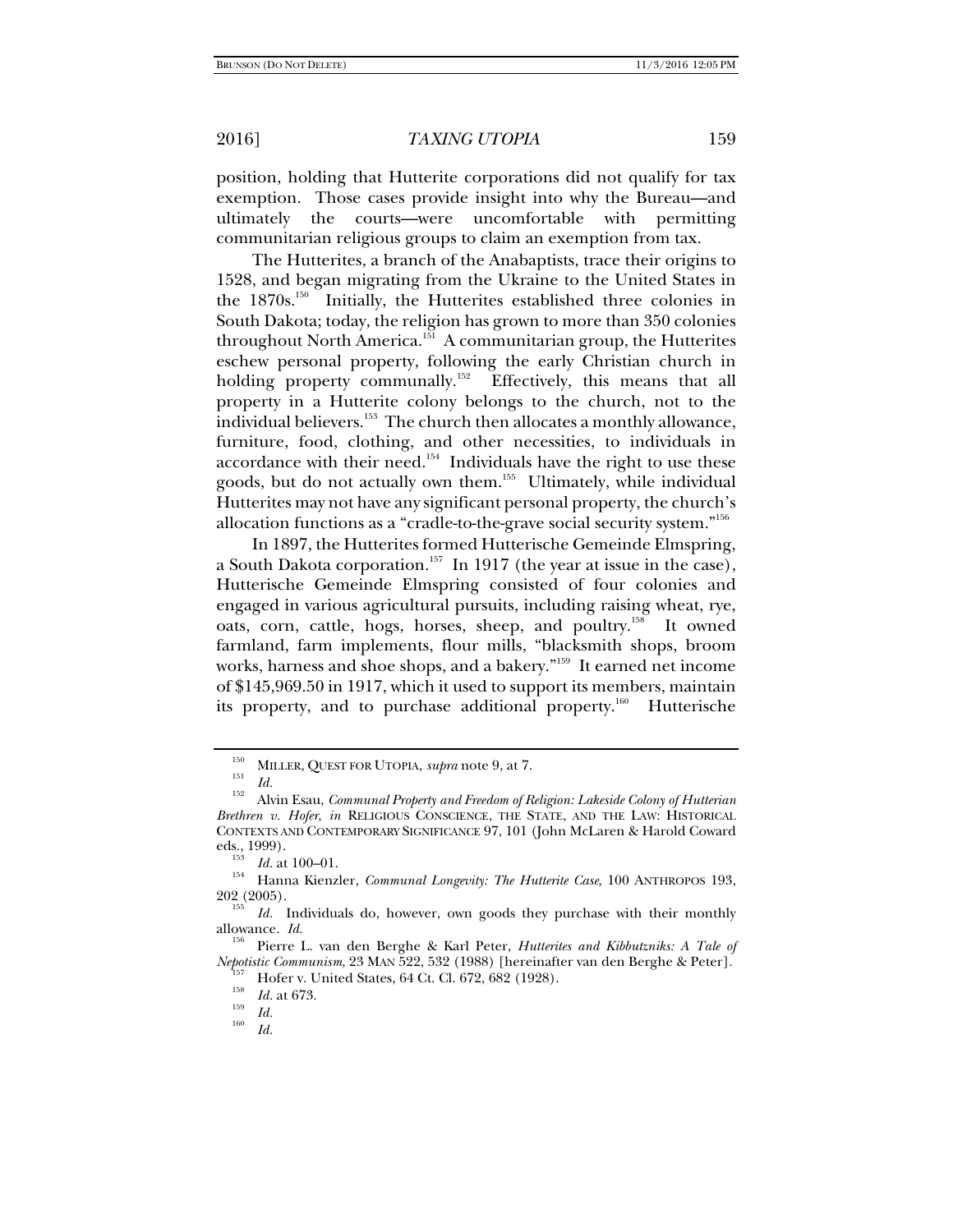position, holding that Hutterite corporations did not qualify for tax exemption. Those cases provide insight into why the Bureau—and ultimately the courts—were uncomfortable with permitting communitarian religious groups to claim an exemption from tax.

The Hutterites, a branch of the Anabaptists, trace their origins to 1528, and began migrating from the Ukraine to the United States in the 1870s.[150] Initially, the Hutterites established three colonies in South Dakota; today, the religion has grown to more than 350 colonies throughout North America.[151] A communitarian group, the Hutterites eschew personal property, following the early Christian church in holding property communally.[152] Effectively, this means that all property in a Hutterite colony belongs to the church, not to the individual believers.[153] The church then allocates a monthly allowance, furniture, food, clothing, and other necessities, to individuals in accordance with their need.[154] Individuals have the right to use these goods, but do not actually own them.[155] Ultimately, while individual Hutterites may not have any significant personal property, the church's allocation functions as a "cradle-to-the-grave social security system."[156]

In 1897, the Hutterites formed Hutterische Gemeinde Elmspring, a South Dakota corporation.[157] In 1917 (the year at issue in the case), Hutterische Gemeinde Elmspring consisted of four colonies and engaged in various agricultural pursuits, including raising wheat, rye, oats, corn, cattle, hogs, horses, sheep, and poultry.[158] It owned farmland, farm implements, flour mills, "blacksmith shops, broom works, harness and shoe shops, and a bakery."[159] It earned net income of $145,969.50 in 1917, which it used to support its members, maintain its property, and to purchase additional property.[160] Hutterische

---

[150] MILLER, QUEST FOR UTOPIA, *supra* note 9, at 7.

[151] *Id.*

[152] Alvin Esau, *Communal Property and Freedom of Religion: Lakeside Colony of Hutterian Brethren v. Hofer*, *in* RELIGIOUS CONSCIENCE, THE STATE, AND THE LAW: HISTORICAL CONTEXTS AND CONTEMPORARY SIGNIFICANCE 97, 101 (John McLaren & Harold Coward eds., 1999).

[153] *Id.* at 100–01.

[154] Hanna Kienzler, *Communal Longevity: The Hutterite Case*, 100 ANTHROPOS 193, 202 (2005).

[155] *Id.* Individuals do, however, own goods they purchase with their monthly allowance. *Id.*

[156] Pierre L. van den Berghe & Karl Peter, *Hutterites and Kibbutzniks: A Tale of Nepotistic Communism*, 23 MAN 522, 532 (1988) [hereinafter van den Berghe & Peter].

[157] Hofer v. United States, 64 Ct. Cl. 672, 682 (1928).

[158] *Id.* at 673.

[159] *Id.*

[160] *Id.*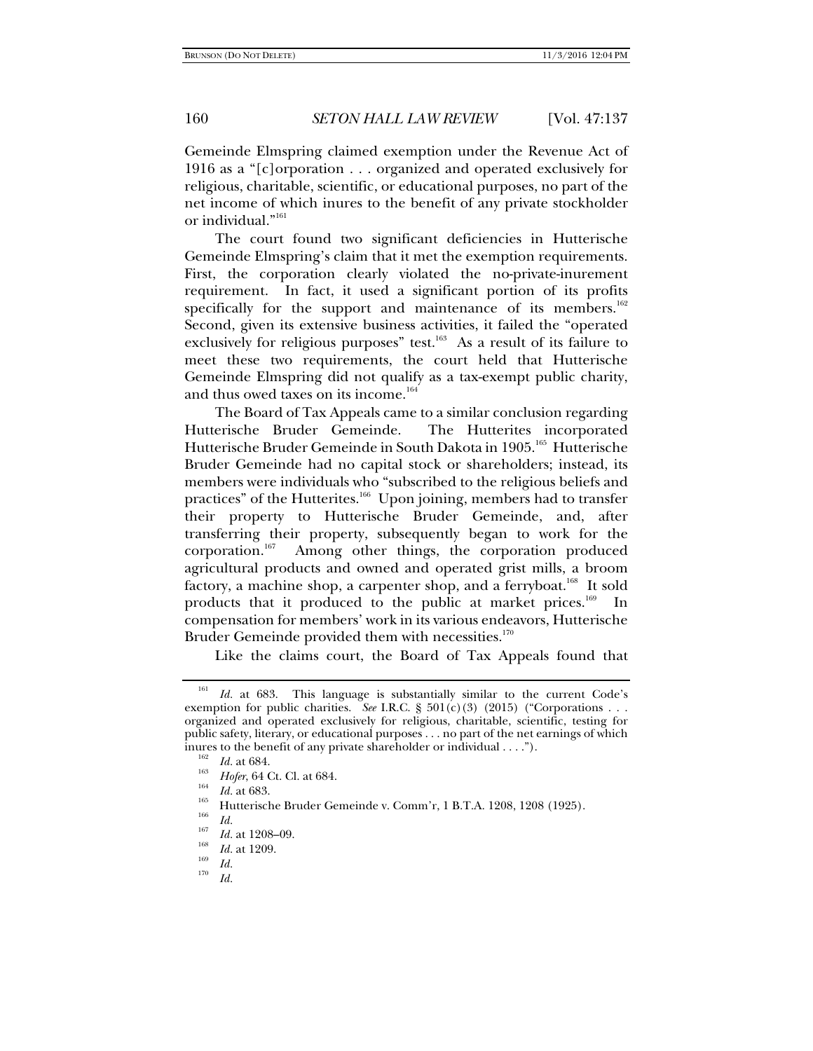Gemeinde Elmspring claimed exemption under the Revenue Act of 1916 as a "[c]orporation . . . organized and operated exclusively for religious, charitable, scientific, or educational purposes, no part of the net income of which inures to the benefit of any private stockholder or individual."[161]

The court found two significant deficiencies in Hutterische Gemeinde Elmspring's claim that it met the exemption requirements. First, the corporation clearly violated the no-private-inurement requirement. In fact, it used a significant portion of its profits specifically for the support and maintenance of its members.[162] Second, given its extensive business activities, it failed the "operated exclusively for religious purposes" test.[163] As a result of its failure to meet these two requirements, the court held that Hutterische Gemeinde Elmspring did not qualify as a tax-exempt public charity, and thus owed taxes on its income.[164]

The Board of Tax Appeals came to a similar conclusion regarding Hutterische Bruder Gemeinde. The Hutterites incorporated Hutterische Bruder Gemeinde in South Dakota in 1905.[165] Hutterische Bruder Gemeinde had no capital stock or shareholders; instead, its members were individuals who "subscribed to the religious beliefs and practices" of the Hutterites.[166] Upon joining, members had to transfer their property to Hutterische Bruder Gemeinde, and, after transferring their property, subsequently began to work for the corporation.[167] Among other things, the corporation produced agricultural products and owned and operated grist mills, a broom factory, a machine shop, a carpenter shop, and a ferryboat.[168] It sold products that it produced to the public at market prices.[169] In compensation for members' work in its various endeavors, Hutterische Bruder Gemeinde provided them with necessities.[170]

Like the claims court, the Board of Tax Appeals found that

---

[161] *Id.* at 683. This language is substantially similar to the current Code's exemption for public charities. *See* I.R.C. § 501(c)(3) (2015) ("Corporations . . . organized and operated exclusively for religious, charitable, scientific, testing for public safety, literary, or educational purposes . . . no part of the net earnings of which inures to the benefit of any private shareholder or individual . . . .").

[162] *Id.* at 684.

[163] *Hofer*, 64 Ct. Cl. at 684.

[164] *Id.* at 683.

[165] Hutterische Bruder Gemeinde v. Comm'r, 1 B.T.A. 1208, 1208 (1925).

[166] *Id.*

[167] *Id.* at 1208–09.

[168] *Id.* at 1209.

[169] *Id.*

[170] *Id.*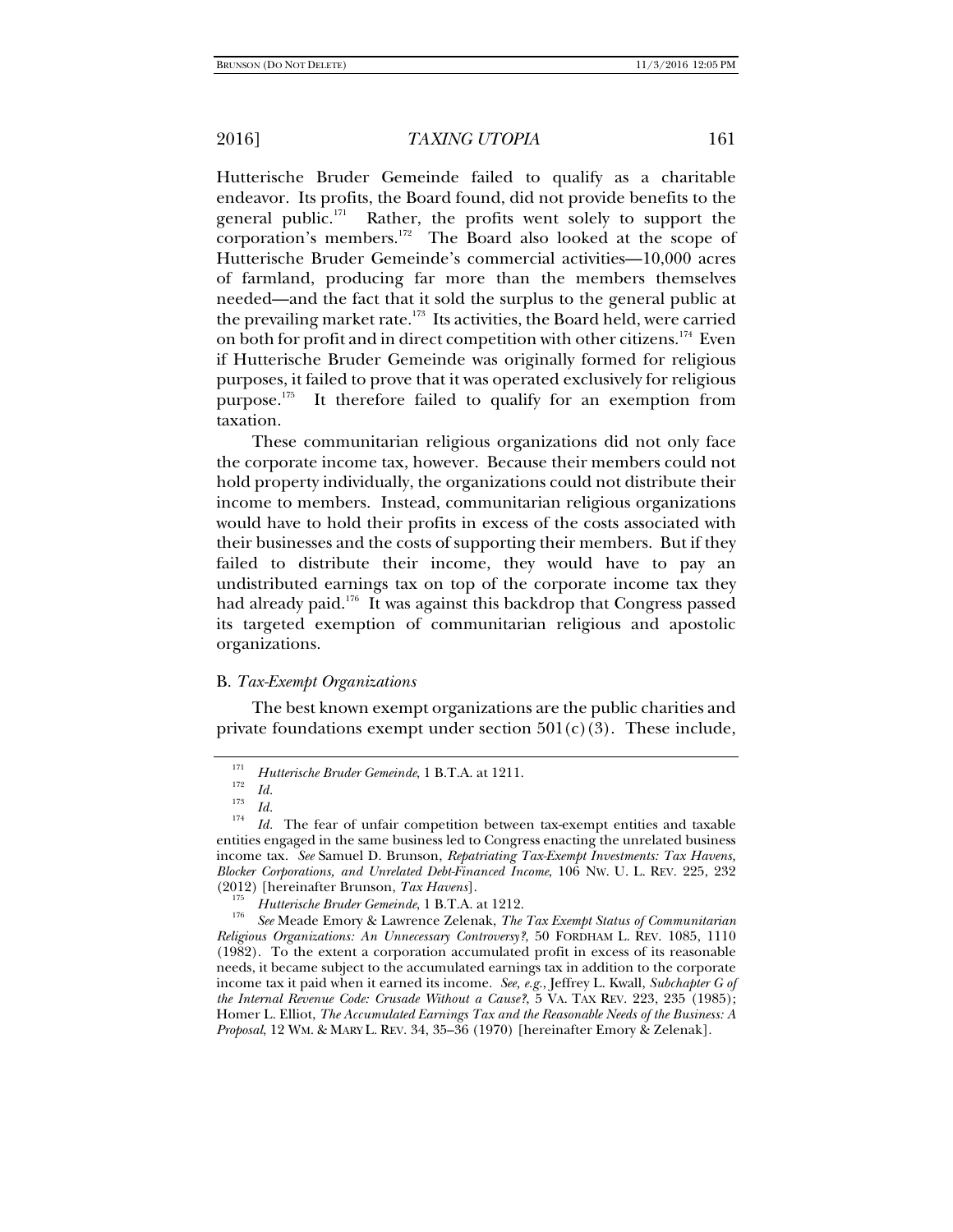Hutterische Bruder Gemeinde failed to qualify as a charitable endeavor. Its profits, the Board found, did not provide benefits to the general public.[171] Rather, the profits went solely to support the corporation's members.[172] The Board also looked at the scope of Hutterische Bruder Gemeinde's commercial activities—10,000 acres of farmland, producing far more than the members themselves needed—and the fact that it sold the surplus to the general public at the prevailing market rate.[173] Its activities, the Board held, were carried on both for profit and in direct competition with other citizens.[174] Even if Hutterische Bruder Gemeinde was originally formed for religious purposes, it failed to prove that it was operated exclusively for religious purpose.[175] It therefore failed to qualify for an exemption from taxation.

These communitarian religious organizations did not only face the corporate income tax, however. Because their members could not hold property individually, the organizations could not distribute their income to members. Instead, communitarian religious organizations would have to hold their profits in excess of the costs associated with their businesses and the costs of supporting their members. But if they failed to distribute their income, they would have to pay an undistributed earnings tax on top of the corporate income tax they had already paid.[176] It was against this backdrop that Congress passed its targeted exemption of communitarian religious and apostolic organizations.

### B. *Tax-Exempt Organizations*

The best known exempt organizations are the public charities and private foundations exempt under section 501(c)(3). These include,

---

[171] *Hutterische Bruder Gemeinde*, 1 B.T.A. at 1211.

[172] *Id.*

[173] *Id.*

[174] *Id.* The fear of unfair competition between tax-exempt entities and taxable entities engaged in the same business led to Congress enacting the unrelated business income tax. *See* Samuel D. Brunson, *Repatriating Tax-Exempt Investments: Tax Havens, Blocker Corporations, and Unrelated Debt-Financed Income*, 106 NW. U. L. REV. 225, 232 (2012) [hereinafter Brunson, *Tax Havens*].

[175] *Hutterische Bruder Gemeinde*, 1 B.T.A. at 1212.

[176] *See* Meade Emory & Lawrence Zelenak, *The Tax Exempt Status of Communitarian Religious Organizations: An Unnecessary Controversy?*, 50 FORDHAM L. REV. 1085, 1110 (1982). To the extent a corporation accumulated profit in excess of its reasonable needs, it became subject to the accumulated earnings tax in addition to the corporate income tax it paid when it earned its income. *See, e.g.*, Jeffrey L. Kwall, *Subchapter G of the Internal Revenue Code: Crusade Without a Cause?*, 5 VA. TAX REV. 223, 235 (1985); Homer L. Elliot, *The Accumulated Earnings Tax and the Reasonable Needs of the Business: A Proposal*, 12 WM. & MARY L. REV. 34, 35–36 (1970) [hereinafter Emory & Zelenak].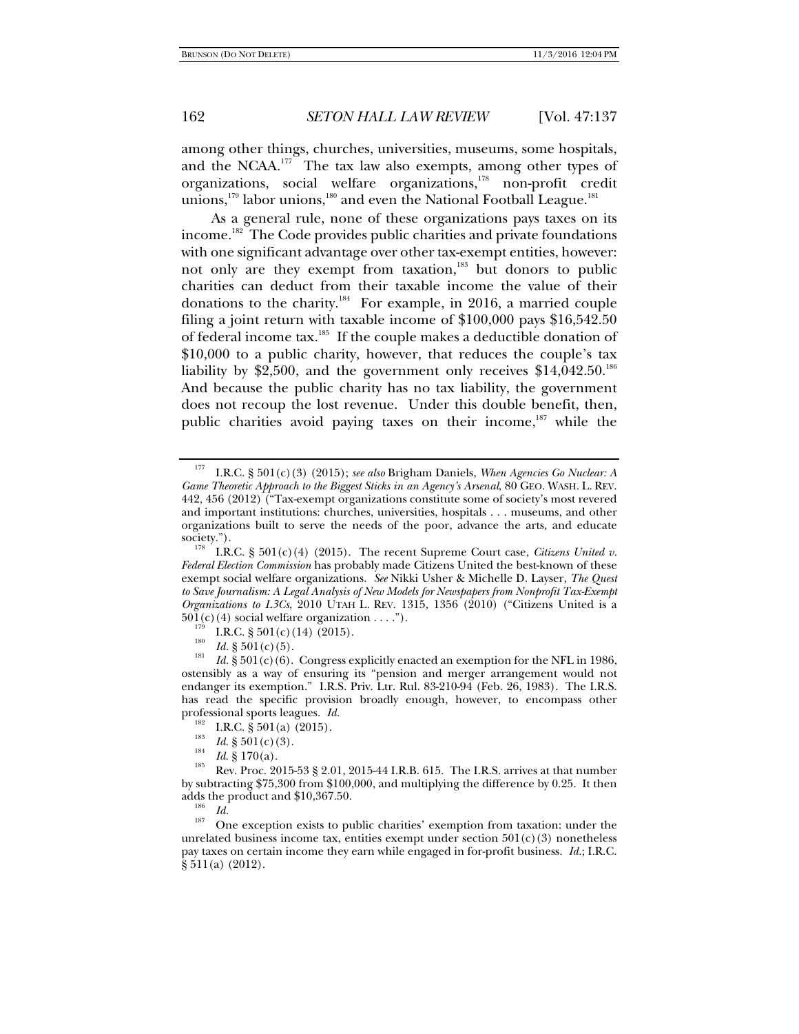among other things, churches, universities, museums, some hospitals, and the NCAA.[177] The tax law also exempts, among other types of organizations, social welfare organizations,[178] non-profit credit unions,[179] labor unions,[180] and even the National Football League.[181]

As a general rule, none of these organizations pays taxes on its income.[182] The Code provides public charities and private foundations with one significant advantage over other tax-exempt entities, however: not only are they exempt from taxation,[183] but donors to public charities can deduct from their taxable income the value of their donations to the charity.[184] For example, in 2016, a married couple filing a joint return with taxable income of $100,000 pays $16,542.50 of federal income tax.[185] If the couple makes a deductible donation of $10,000 to a public charity, however, that reduces the couple's tax liability by $2,500, and the government only receives $14,042.50.[186] And because the public charity has no tax liability, the government does not recoup the lost revenue. Under this double benefit, then, public charities avoid paying taxes on their income,[187] while the

---

[177] I.R.C. § 501(c)(3) (2015); *see also* Brigham Daniels, *When Agencies Go Nuclear: A Game Theoretic Approach to the Biggest Sticks in an Agency's Arsenal*, 80 GEO. WASH. L. REV. 442, 456 (2012) ("Tax-exempt organizations constitute some of society's most revered and important institutions: churches, universities, hospitals . . . museums, and other organizations built to serve the needs of the poor, advance the arts, and educate society.").

[178] I.R.C. § 501(c)(4) (2015). The recent Supreme Court case, *Citizens United v. Federal Election Commission* has probably made Citizens United the best-known of these exempt social welfare organizations. *See* Nikki Usher & Michelle D. Layser, *The Quest to Save Journalism: A Legal Analysis of New Models for Newspapers from Nonprofit Tax-Exempt Organizations to L3Cs*, 2010 UTAH L. REV. 1315, 1356 (2010) ("Citizens United is a 501(c)(4) social welfare organization . . . .").

[179] I.R.C. § 501(c)(14) (2015).

[180] *Id.* § 501(c)(5).

[181] *Id.* § 501(c)(6). Congress explicitly enacted an exemption for the NFL in 1986, ostensibly as a way of ensuring its "pension and merger arrangement would not endanger its exemption." I.R.S. Priv. Ltr. Rul. 83-210-94 (Feb. 26, 1983). The I.R.S. has read the specific provision broadly enough, however, to encompass other professional sports leagues. *Id.*

[182] I.R.C. § 501(a) (2015).

[183] *Id.* § 501(c)(3).

[184] *Id.* § 170(a).

[185] Rev. Proc. 2015-53 § 2.01, 2015-44 I.R.B. 615. The I.R.S. arrives at that number by subtracting $75,300 from $100,000, and multiplying the difference by 0.25. It then adds the product and $10,367.50.

[186] *Id.*

[187] One exception exists to public charities' exemption from taxation: under the unrelated business income tax, entities exempt under section 501(c)(3) nonetheless pay taxes on certain income they earn while engaged in for-profit business. *Id.*; I.R.C. § 511(a) (2012).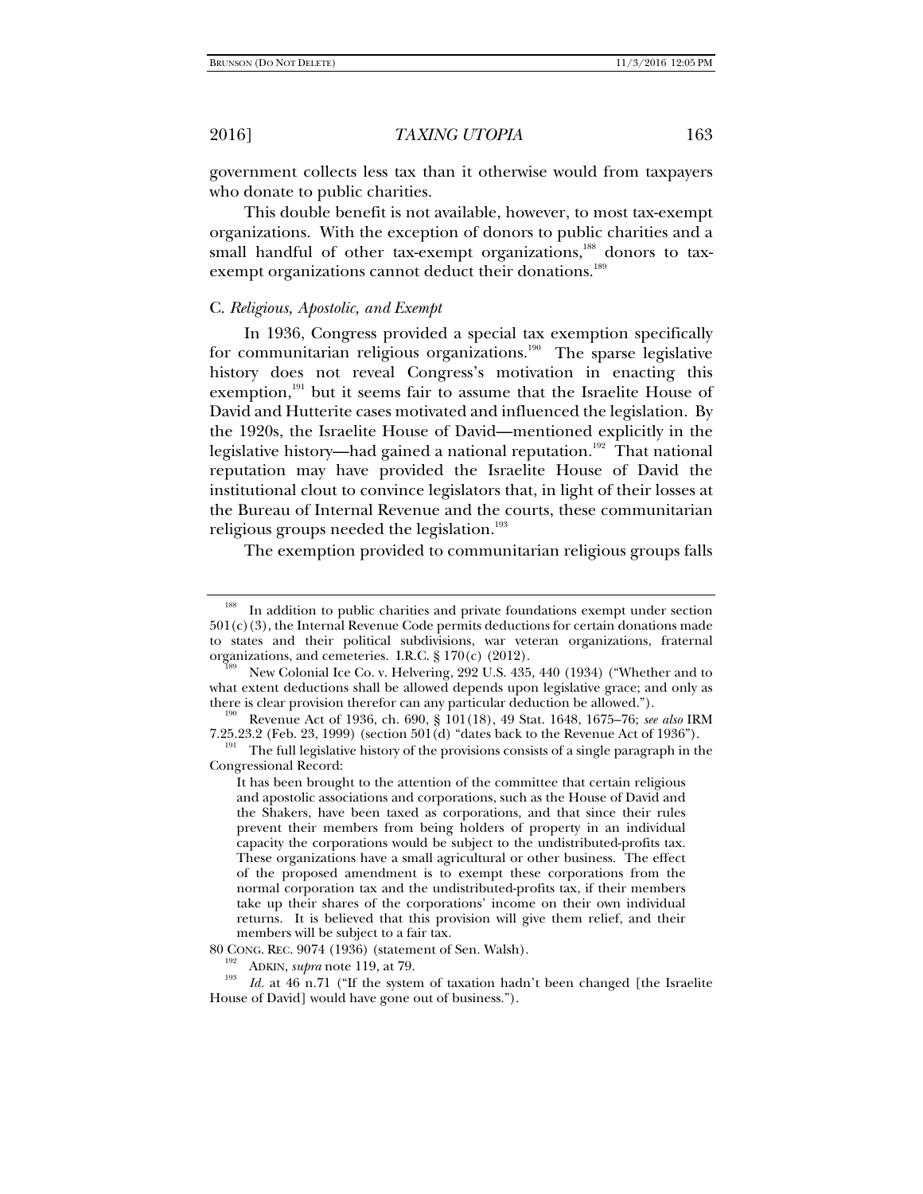government collects less tax than it otherwise would from taxpayers who donate to public charities.

This double benefit is not available, however, to most tax-exempt organizations. With the exception of donors to public charities and a small handful of other tax-exempt organizations,[188] donors to tax-exempt organizations cannot deduct their donations.[189]

### C. *Religious, Apostolic, and Exempt*

In 1936, Congress provided a special tax exemption specifically for communitarian religious organizations.[190] The sparse legislative history does not reveal Congress's motivation in enacting this exemption,[191] but it seems fair to assume that the Israelite House of David and Hutterite cases motivated and influenced the legislation. By the 1920s, the Israelite House of David—mentioned explicitly in the legislative history—had gained a national reputation.[192] That national reputation may have provided the Israelite House of David the institutional clout to convince legislators that, in light of their losses at the Bureau of Internal Revenue and the courts, these communitarian religious groups needed the legislation.[193]

The exemption provided to communitarian religious groups falls

---

[188] In addition to public charities and private foundations exempt under section 501(c)(3), the Internal Revenue Code permits deductions for certain donations made to states and their political subdivisions, war veteran organizations, fraternal organizations, and cemeteries. I.R.C. § 170(c) (2012).

[189] New Colonial Ice Co. v. Helvering, 292 U.S. 435, 440 (1934) ("Whether and to what extent deductions shall be allowed depends upon legislative grace; and only as there is clear provision therefor can any particular deduction be allowed.").

[190] Revenue Act of 1936, ch. 690, § 101(18), 49 Stat. 1648, 1675–76; *see also* IRM 7.25.23.2 (Feb. 23, 1999) (section 501(d) "dates back to the Revenue Act of 1936").

[191] The full legislative history of the provisions consists of a single paragraph in the Congressional Record:

> It has been brought to the attention of the committee that certain religious and apostolic associations and corporations, such as the House of David and the Shakers, have been taxed as corporations, and that since their rules prevent their members from being holders of property in an individual capacity the corporations would be subject to the undistributed-profits tax. These organizations have a small agricultural or other business. The effect of the proposed amendment is to exempt these corporations from the normal corporation tax and the undistributed-profits tax, if their members take up their shares of the corporations' income on their own individual returns. It is believed that this provision will give them relief, and their members will be subject to a fair tax.

80 CONG. REC. 9074 (1936) (statement of Sen. Walsh).

[192] ADKIN, *supra* note 119, at 79.

[193] *Id.* at 46 n.71 ("If the system of taxation hadn't been changed [the Israelite House of David] would have gone out of business.").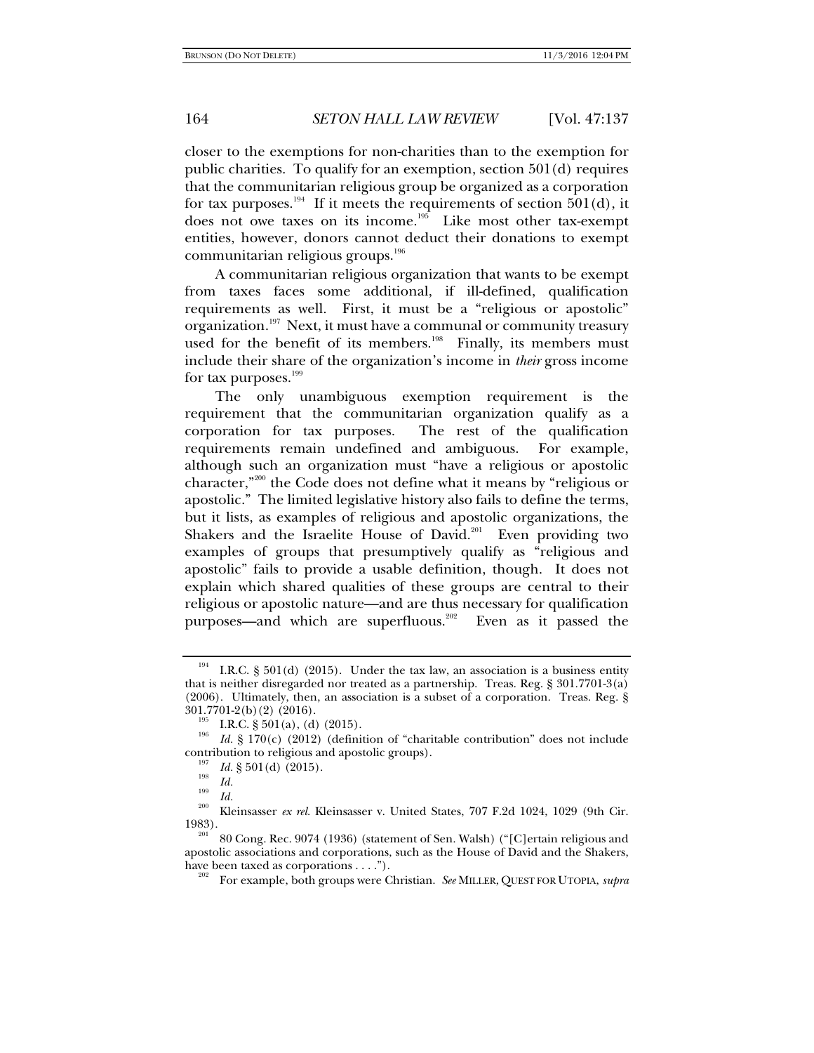closer to the exemptions for non-charities than to the exemption for public charities. To qualify for an exemption, section 501(d) requires that the communitarian religious group be organized as a corporation for tax purposes.[194] If it meets the requirements of section 501(d), it does not owe taxes on its income.[195] Like most other tax-exempt entities, however, donors cannot deduct their donations to exempt communitarian religious groups.[196]

A communitarian religious organization that wants to be exempt from taxes faces some additional, if ill-defined, qualification requirements as well. First, it must be a "religious or apostolic" organization.[197] Next, it must have a communal or community treasury used for the benefit of its members.[198] Finally, its members must include their share of the organization's income in *their* gross income for tax purposes.[199]

The only unambiguous exemption requirement is the requirement that the communitarian organization qualify as a corporation for tax purposes. The rest of the qualification requirements remain undefined and ambiguous. For example, although such an organization must "have a religious or apostolic character,"[200] the Code does not define what it means by "religious or apostolic." The limited legislative history also fails to define the terms, but it lists, as examples of religious and apostolic organizations, the Shakers and the Israelite House of David.[201] Even providing two examples of groups that presumptively qualify as "religious and apostolic" fails to provide a usable definition, though. It does not explain which shared qualities of these groups are central to their religious or apostolic nature—and are thus necessary for qualification purposes—and which are superfluous.[202] Even as it passed the

---

[194] I.R.C. § 501(d) (2015). Under the tax law, an association is a business entity that is neither disregarded nor treated as a partnership. Treas. Reg. § 301.7701-3(a) (2006). Ultimately, then, an association is a subset of a corporation. Treas. Reg. § 301.7701-2(b)(2) (2016).

[195] I.R.C. § 501(a), (d) (2015).

[196] *Id.* § 170(c) (2012) (definition of "charitable contribution" does not include contribution to religious and apostolic groups).

[197] *Id.* § 501(d) (2015).

[198] *Id.*

[199] *Id.*

[200] Kleinsasser *ex rel.* Kleinsasser v. United States, 707 F.2d 1024, 1029 (9th Cir. 1983).

[201] 80 Cong. Rec. 9074 (1936) (statement of Sen. Walsh) ("[C]ertain religious and apostolic associations and corporations, such as the House of David and the Shakers, have been taxed as corporations . . . .").

[202] For example, both groups were Christian. *See* MILLER, QUEST FOR UTOPIA, *supra*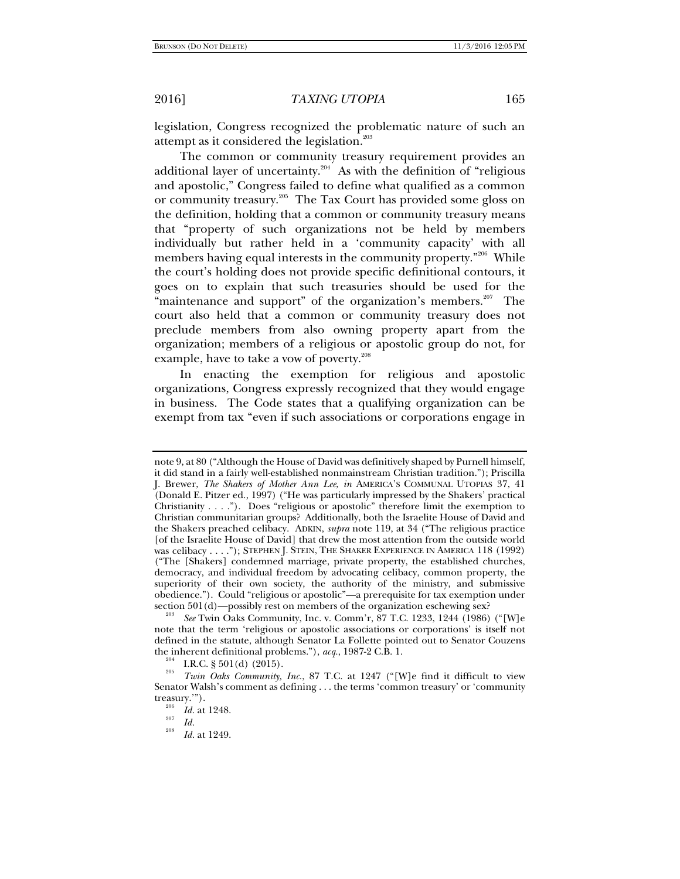legislation, Congress recognized the problematic nature of such an attempt as it considered the legislation.[203]

The common or community treasury requirement provides an additional layer of uncertainty.[204] As with the definition of "religious and apostolic," Congress failed to define what qualified as a common or community treasury.[205] The Tax Court has provided some gloss on the definition, holding that a common or community treasury means that "property of such organizations not be held by members individually but rather held in a 'community capacity' with all members having equal interests in the community property."[206] While the court's holding does not provide specific definitional contours, it goes on to explain that such treasuries should be used for the "maintenance and support" of the organization's members.[207] The court also held that a common or community treasury does not preclude members from also owning property apart from the organization; members of a religious or apostolic group do not, for example, have to take a vow of poverty.[208]

In enacting the exemption for religious and apostolic organizations, Congress expressly recognized that they would engage in business. The Code states that a qualifying organization can be exempt from tax "even if such associations or corporations engage in

---

note 9, at 80 ("Although the House of David was definitively shaped by Purnell himself, it did stand in a fairly well-established nonmainstream Christian tradition."); Priscilla J. Brewer, *The Shakers of Mother Ann Lee*, *in* AMERICA'S COMMUNAL UTOPIAS 37, 41 (Donald E. Pitzer ed., 1997) ("He was particularly impressed by the Shakers' practical Christianity . . . ."). Does "religious or apostolic" therefore limit the exemption to Christian communitarian groups? Additionally, both the Israelite House of David and the Shakers preached celibacy. ADKIN, *supra* note 119, at 34 ("The religious practice [of the Israelite House of David] that drew the most attention from the outside world was celibacy . . . ."); STEPHEN J. STEIN, THE SHAKER EXPERIENCE IN AMERICA 118 (1992) ("The [Shakers] condemned marriage, private property, the established churches, democracy, and individual freedom by advocating celibacy, common property, the superiority of their own society, the authority of the ministry, and submissive obedience."). Could "religious or apostolic"—a prerequisite for tax exemption under section 501(d)—possibly rest on members of the organization eschewing sex?

[203] *See* Twin Oaks Community, Inc. v. Comm'r, 87 T.C. 1233, 1244 (1986) ("[W]e note that the term 'religious or apostolic associations or corporations' is itself not defined in the statute, although Senator La Follette pointed out to Senator Couzens the inherent definitional problems."), *acq.*, 1987-2 C.B. 1.

[204] I.R.C. § 501(d) (2015).

[205] *Twin Oaks Community, Inc.*, 87 T.C. at 1247 ("[W]e find it difficult to view Senator Walsh's comment as defining . . . the terms 'common treasury' or 'community treasury.'").

[206] *Id.* at 1248.

[207] *Id.*

[208] *Id.* at 1249.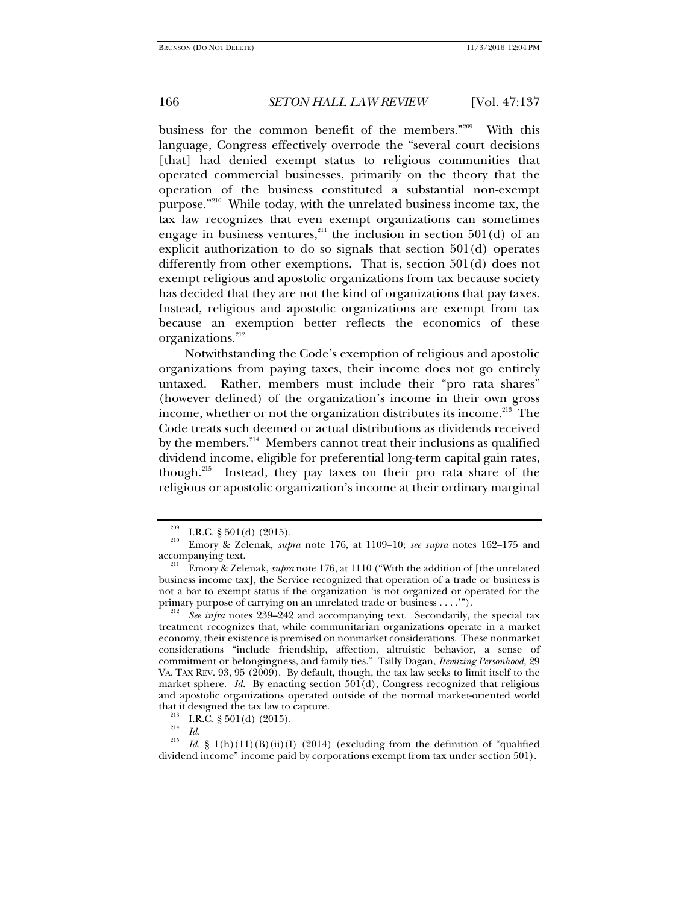business for the common benefit of the members."[209] With this language, Congress effectively overrode the "several court decisions [that] had denied exempt status to religious communities that operated commercial businesses, primarily on the theory that the operation of the business constituted a substantial non-exempt purpose."[210] While today, with the unrelated business income tax, the tax law recognizes that even exempt organizations can sometimes engage in business ventures,[211] the inclusion in section 501(d) of an explicit authorization to do so signals that section 501(d) operates differently from other exemptions. That is, section 501(d) does not exempt religious and apostolic organizations from tax because society has decided that they are not the kind of organizations that pay taxes. Instead, religious and apostolic organizations are exempt from tax because an exemption better reflects the economics of these organizations.[212]

Notwithstanding the Code's exemption of religious and apostolic organizations from paying taxes, their income does not go entirely untaxed. Rather, members must include their "pro rata shares" (however defined) of the organization's income in their own gross income, whether or not the organization distributes its income.[213] The Code treats such deemed or actual distributions as dividends received by the members.[214] Members cannot treat their inclusions as qualified dividend income, eligible for preferential long-term capital gain rates, though.[215] Instead, they pay taxes on their pro rata share of the religious or apostolic organization's income at their ordinary marginal

---

[209] I.R.C. § 501(d) (2015).

[210] Emory & Zelenak, *supra* note 176, at 1109–10; *see supra* notes 162–175 and accompanying text.

[211] Emory & Zelenak, *supra* note 176, at 1110 ("With the addition of [the unrelated business income tax], the Service recognized that operation of a trade or business is not a bar to exempt status if the organization 'is not organized or operated for the primary purpose of carrying on an unrelated trade or business . . . .'").

[212] *See infra* notes 239–242 and accompanying text. Secondarily, the special tax treatment recognizes that, while communitarian organizations operate in a market economy, their existence is premised on nonmarket considerations. These nonmarket considerations "include friendship, affection, altruistic behavior, a sense of commitment or belongingness, and family ties." Tsilly Dagan, *Itemizing Personhood*, 29 VA. TAX REV. 93, 95 (2009). By default, though, the tax law seeks to limit itself to the market sphere. *Id.* By enacting section 501(d), Congress recognized that religious and apostolic organizations operated outside of the normal market-oriented world that it designed the tax law to capture.

[213] I.R.C. § 501(d) (2015).

[214] *Id.*

[215] *Id.* § 1(h)(11)(B)(ii)(I) (2014) (excluding from the definition of "qualified dividend income" income paid by corporations exempt from tax under section 501).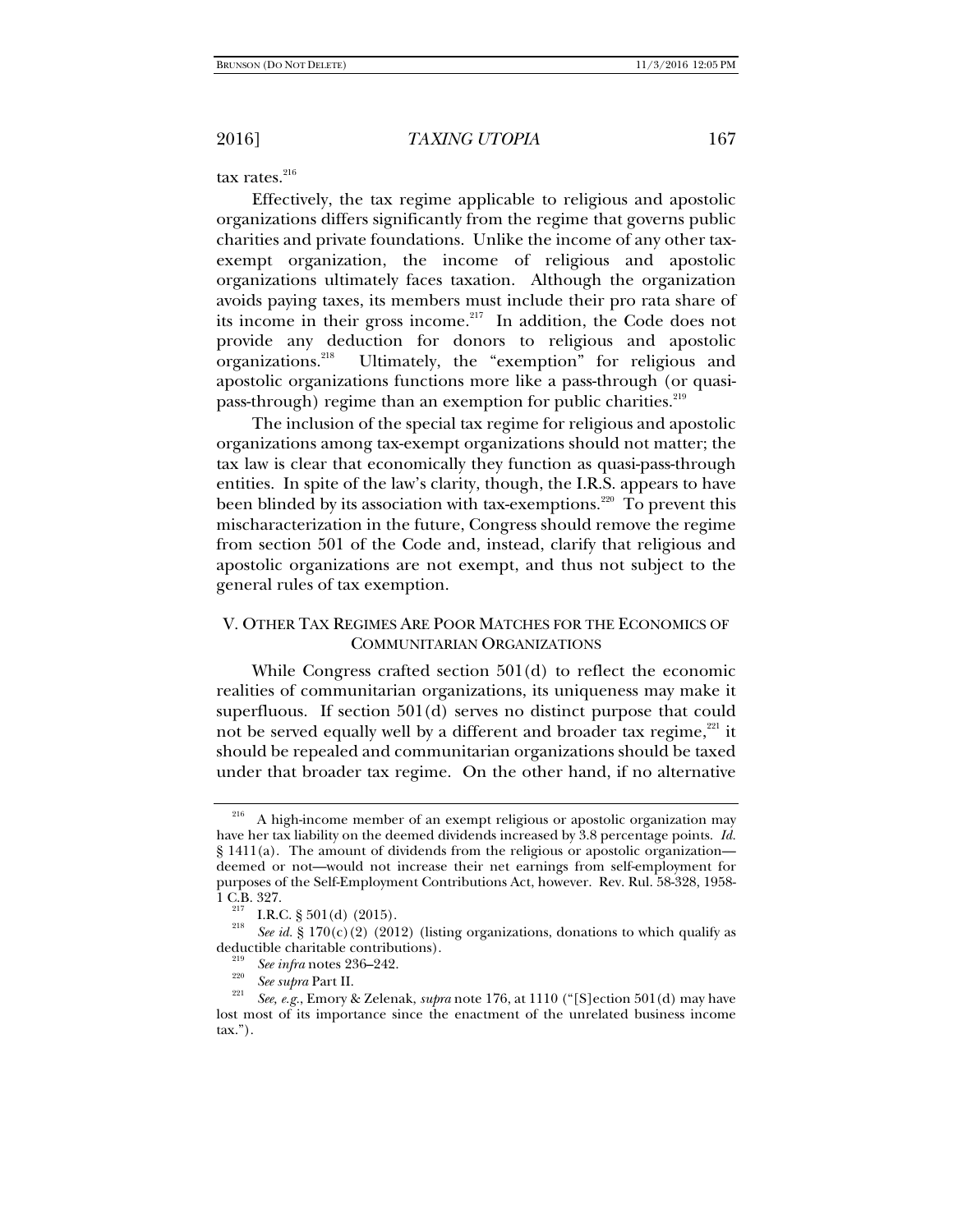tax rates.[216]

Effectively, the tax regime applicable to religious and apostolic organizations differs significantly from the regime that governs public charities and private foundations. Unlike the income of any other tax-exempt organization, the income of religious and apostolic organizations ultimately faces taxation. Although the organization avoids paying taxes, its members must include their pro rata share of its income in their gross income.[217] In addition, the Code does not provide any deduction for donors to religious and apostolic organizations.[218] Ultimately, the "exemption" for religious and apostolic organizations functions more like a pass-through (or quasi-pass-through) regime than an exemption for public charities.[219]

The inclusion of the special tax regime for religious and apostolic organizations among tax-exempt organizations should not matter; the tax law is clear that economically they function as quasi-pass-through entities. In spite of the law's clarity, though, the I.R.S. appears to have been blinded by its association with tax-exemptions.[220] To prevent this mischaracterization in the future, Congress should remove the regime from section 501 of the Code and, instead, clarify that religious and apostolic organizations are not exempt, and thus not subject to the general rules of tax exemption.

## V. OTHER TAX REGIMES ARE POOR MATCHES FOR THE ECONOMICS OF COMMUNITARIAN ORGANIZATIONS

While Congress crafted section 501(d) to reflect the economic realities of communitarian organizations, its uniqueness may make it superfluous. If section 501(d) serves no distinct purpose that could not be served equally well by a different and broader tax regime,[221] it should be repealed and communitarian organizations should be taxed under that broader tax regime. On the other hand, if no alternative

---

[216] A high-income member of an exempt religious or apostolic organization may have her tax liability on the deemed dividends increased by 3.8 percentage points. *Id.* § 1411(a). The amount of dividends from the religious or apostolic organization—deemed or not—would not increase their net earnings from self-employment for purposes of the Self-Employment Contributions Act, however. Rev. Rul. 58-328, 1958-1 C.B. 327.

[217] I.R.C. § 501(d) (2015).

[218] *See id.* § 170(c)(2) (2012) (listing organizations, donations to which qualify as deductible charitable contributions).

[219] *See infra* notes 236–242.

[220] *See supra* Part II.

[221] *See, e.g.*, Emory & Zelenak, *supra* note 176, at 1110 ("[S]ection 501(d) may have lost most of its importance since the enactment of the unrelated business income tax.").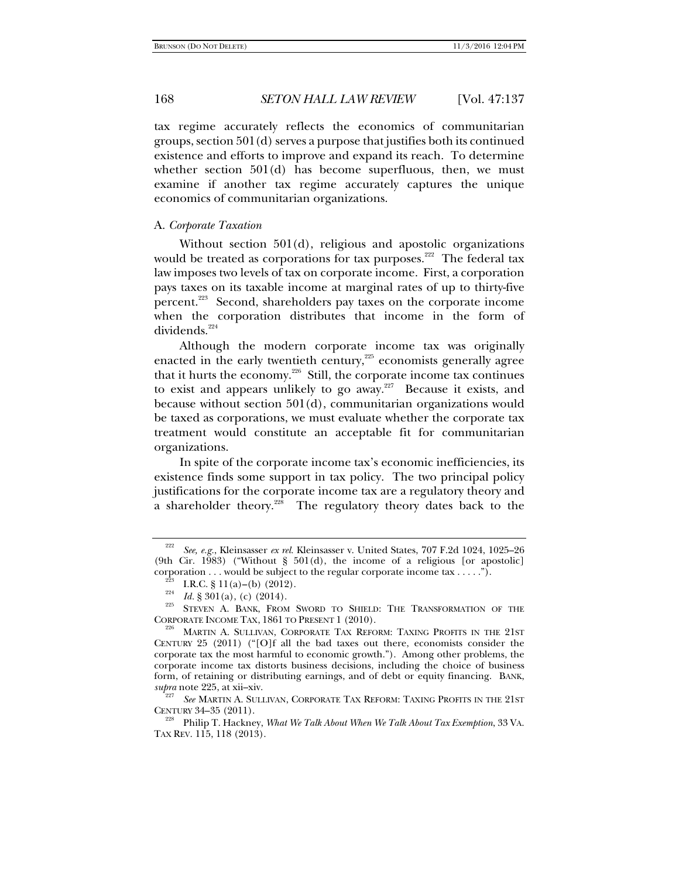tax regime accurately reflects the economics of communitarian groups, section 501(d) serves a purpose that justifies both its continued existence and efforts to improve and expand its reach. To determine whether section 501(d) has become superfluous, then, we must examine if another tax regime accurately captures the unique economics of communitarian organizations.

### A. *Corporate Taxation*

Without section 501(d), religious and apostolic organizations would be treated as corporations for tax purposes.[222] The federal tax law imposes two levels of tax on corporate income. First, a corporation pays taxes on its taxable income at marginal rates of up to thirty-five percent.[223] Second, shareholders pay taxes on the corporate income when the corporation distributes that income in the form of dividends.[224]

Although the modern corporate income tax was originally enacted in the early twentieth century,[225] economists generally agree that it hurts the economy.[226] Still, the corporate income tax continues to exist and appears unlikely to go away.[227] Because it exists, and because without section 501(d), communitarian organizations would be taxed as corporations, we must evaluate whether the corporate tax treatment would constitute an acceptable fit for communitarian organizations.

In spite of the corporate income tax's economic inefficiencies, its existence finds some support in tax policy. The two principal policy justifications for the corporate income tax are a regulatory theory and a shareholder theory.[228] The regulatory theory dates back to the

---

[222] *See, e.g.*, Kleinsasser *ex rel.* Kleinsasser v. United States, 707 F.2d 1024, 1025–26 (9th Cir. 1983) ("Without § 501(d), the income of a religious [or apostolic] corporation . . . would be subject to the regular corporate income tax . . . . .").

[223] I.R.C. § 11(a)–(b) (2012).

[224] *Id.* § 301(a), (c) (2014).

[225] STEVEN A. BANK, FROM SWORD TO SHIELD: THE TRANSFORMATION OF THE CORPORATE INCOME TAX, 1861 TO PRESENT 1 (2010).

[226] MARTIN A. SULLIVAN, CORPORATE TAX REFORM: TAXING PROFITS IN THE 21ST CENTURY 25 (2011) ("[O]f all the bad taxes out there, economists consider the corporate tax the most harmful to economic growth."). Among other problems, the corporate income tax distorts business decisions, including the choice of business form, of retaining or distributing earnings, and of debt or equity financing. BANK, *supra* note 225, at xii–xiv.

[227] *See* MARTIN A. SULLIVAN, CORPORATE TAX REFORM: TAXING PROFITS IN THE 21ST CENTURY 34–35 (2011).

[228] Philip T. Hackney, *What We Talk About When We Talk About Tax Exemption*, 33 VA. TAX REV. 115, 118 (2013).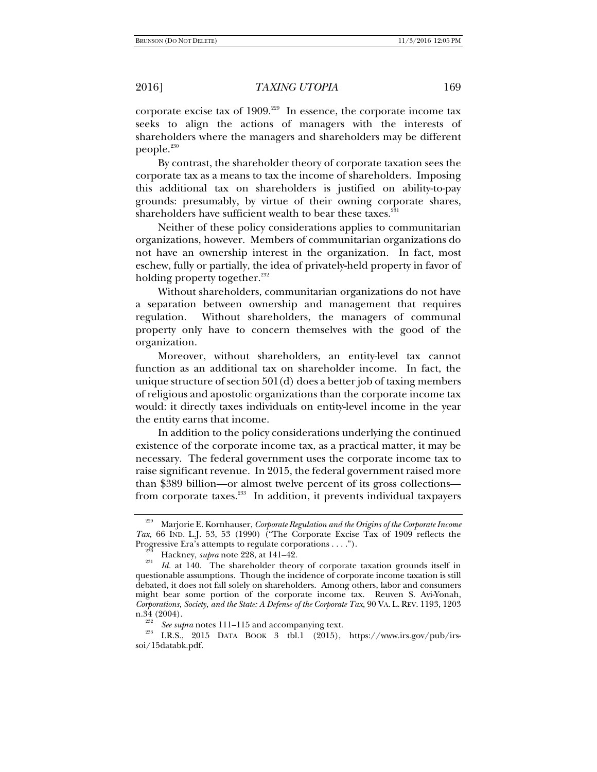corporate excise tax of 1909.[229] In essence, the corporate income tax seeks to align the actions of managers with the interests of shareholders where the managers and shareholders may be different people.[230]

By contrast, the shareholder theory of corporate taxation sees the corporate tax as a means to tax the income of shareholders. Imposing this additional tax on shareholders is justified on ability-to-pay grounds: presumably, by virtue of their owning corporate shares, shareholders have sufficient wealth to bear these taxes.[231]

Neither of these policy considerations applies to communitarian organizations, however. Members of communitarian organizations do not have an ownership interest in the organization. In fact, most eschew, fully or partially, the idea of privately-held property in favor of holding property together.[232]

Without shareholders, communitarian organizations do not have a separation between ownership and management that requires regulation. Without shareholders, the managers of communal property only have to concern themselves with the good of the organization.

Moreover, without shareholders, an entity-level tax cannot function as an additional tax on shareholder income. In fact, the unique structure of section 501(d) does a better job of taxing members of religious and apostolic organizations than the corporate income tax would: it directly taxes individuals on entity-level income in the year the entity earns that income.

In addition to the policy considerations underlying the continued existence of the corporate income tax, as a practical matter, it may be necessary. The federal government uses the corporate income tax to raise significant revenue. In 2015, the federal government raised more than $389 billion—or almost twelve percent of its gross collections—from corporate taxes.[233] In addition, it prevents individual taxpayers

---

[229] Marjorie E. Kornhauser, *Corporate Regulation and the Origins of the Corporate Income Tax*, 66 IND. L.J. 53, 53 (1990) ("The Corporate Excise Tax of 1909 reflects the Progressive Era's attempts to regulate corporations . . . .").

[230] Hackney, *supra* note 228, at 141–42.

[231] *Id.* at 140. The shareholder theory of corporate taxation grounds itself in questionable assumptions. Though the incidence of corporate income taxation is still debated, it does not fall solely on shareholders. Among others, labor and consumers might bear some portion of the corporate income tax. Reuven S. Avi-Yonah, *Corporations, Society, and the State: A Defense of the Corporate Tax*, 90 VA. L. REV. 1193, 1203 n.34 (2004).

[232] *See supra* notes 111–115 and accompanying text.

[233] I.R.S., 2015 DATA BOOK 3 tbl.1 (2015), https://www.irs.gov/pub/irs-soi/15databk.pdf.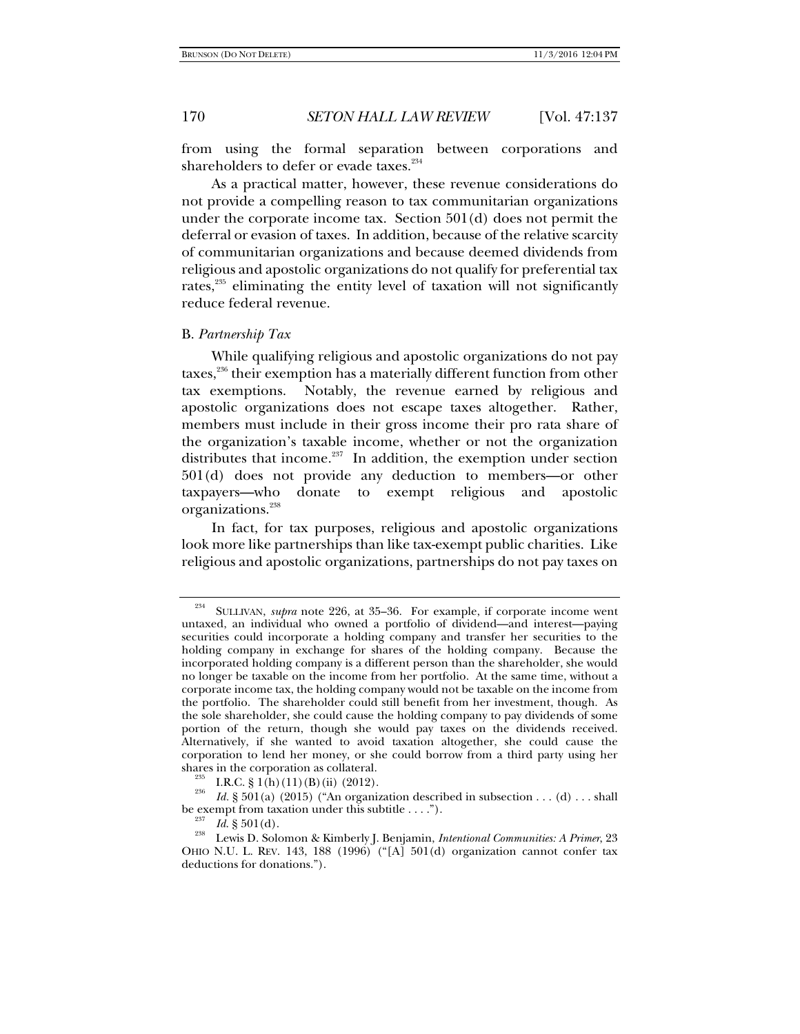from using the formal separation between corporations and shareholders to defer or evade taxes.[234]

As a practical matter, however, these revenue considerations do not provide a compelling reason to tax communitarian organizations under the corporate income tax. Section 501(d) does not permit the deferral or evasion of taxes. In addition, because of the relative scarcity of communitarian organizations and because deemed dividends from religious and apostolic organizations do not qualify for preferential tax rates,[235] eliminating the entity level of taxation will not significantly reduce federal revenue.

### B. *Partnership Tax*

While qualifying religious and apostolic organizations do not pay taxes,[236] their exemption has a materially different function from other tax exemptions. Notably, the revenue earned by religious and apostolic organizations does not escape taxes altogether. Rather, members must include in their gross income their pro rata share of the organization's taxable income, whether or not the organization distributes that income.[237] In addition, the exemption under section 501(d) does not provide any deduction to members—or other taxpayers—who donate to exempt religious and apostolic organizations.[238]

In fact, for tax purposes, religious and apostolic organizations look more like partnerships than like tax-exempt public charities. Like religious and apostolic organizations, partnerships do not pay taxes on

---

[234] SULLIVAN, *supra* note 226, at 35–36. For example, if corporate income went untaxed, an individual who owned a portfolio of dividend—and interest—paying securities could incorporate a holding company and transfer her securities to the holding company in exchange for shares of the holding company. Because the incorporated holding company is a different person than the shareholder, she would no longer be taxable on the income from her portfolio. At the same time, without a corporate income tax, the holding company would not be taxable on the income from the portfolio. The shareholder could still benefit from her investment, though. As the sole shareholder, she could cause the holding company to pay dividends of some portion of the return, though she would pay taxes on the dividends received. Alternatively, if she wanted to avoid taxation altogether, she could cause the corporation to lend her money, or she could borrow from a third party using her shares in the corporation as collateral.

[235] I.R.C. § 1(h)(11)(B)(ii) (2012).

[236] *Id.* § 501(a) (2015) ("An organization described in subsection . . . (d) . . . shall be exempt from taxation under this subtitle . . . .").

[237] *Id.* § 501(d).

[238] Lewis D. Solomon & Kimberly J. Benjamin, *Intentional Communities: A Primer*, 23 OHIO N.U. L. REV. 143, 188 (1996) ("[A] 501(d) organization cannot confer tax deductions for donations.").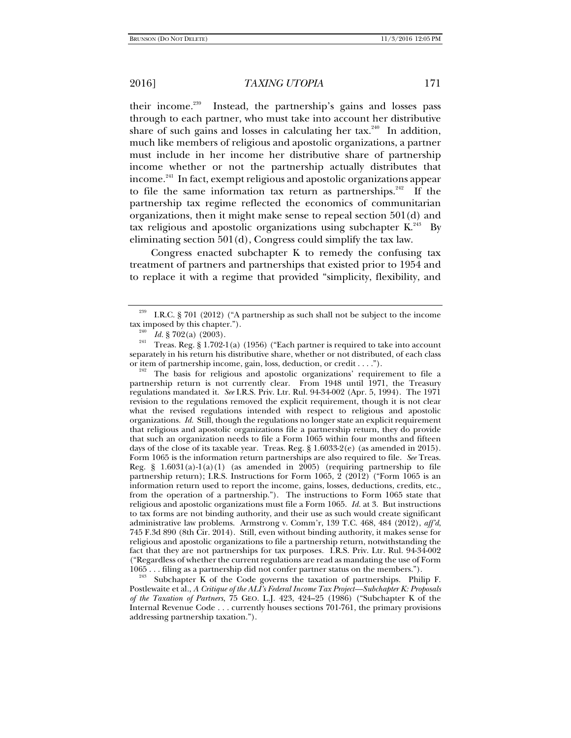their income.[239] Instead, the partnership's gains and losses pass through to each partner, who must take into account her distributive share of such gains and losses in calculating her tax.[240] In addition, much like members of religious and apostolic organizations, a partner must include in her income her distributive share of partnership income whether or not the partnership actually distributes that income.[241] In fact, exempt religious and apostolic organizations appear to file the same information tax return as partnerships.[242] If the partnership tax regime reflected the economics of communitarian organizations, then it might make sense to repeal section 501(d) and tax religious and apostolic organizations using subchapter K.[243] By eliminating section 501(d), Congress could simplify the tax law.

Congress enacted subchapter K to remedy the confusing tax treatment of partners and partnerships that existed prior to 1954 and to replace it with a regime that provided "simplicity, flexibility, and

---

[239] I.R.C. § 701 (2012) ("A partnership as such shall not be subject to the income tax imposed by this chapter.").

[240] *Id.* § 702(a) (2003).

[241] Treas. Reg. § 1.702-1(a) (1956) ("Each partner is required to take into account separately in his return his distributive share, whether or not distributed, of each class or item of partnership income, gain, loss, deduction, or credit . . . .").

[242] The basis for religious and apostolic organizations' requirement to file a partnership return is not currently clear. From 1948 until 1971, the Treasury regulations mandated it. *See* I.R.S. Priv. Ltr. Rul. 94-34-002 (Apr. 5, 1994). The 1971 revision to the regulations removed the explicit requirement, though it is not clear what the revised regulations intended with respect to religious and apostolic organizations. *Id.* Still, though the regulations no longer state an explicit requirement that religious and apostolic organizations file a partnership return, they do provide that such an organization needs to file a Form 1065 within four months and fifteen days of the close of its taxable year. Treas. Reg. § 1.6033-2(e) (as amended in 2015). Form 1065 is the information return partnerships are also required to file. *See* Treas. Reg. § 1.6031(a)-1(a)(1) (as amended in 2005) (requiring partnership to file partnership return); I.R.S. Instructions for Form 1065, 2 (2012) ("Form 1065 is an information return used to report the income, gains, losses, deductions, credits, etc., from the operation of a partnership."). The instructions to Form 1065 state that religious and apostolic organizations must file a Form 1065. *Id.* at 3. But instructions to tax forms are not binding authority, and their use as such would create significant administrative law problems. Armstrong v. Comm'r, 139 T.C. 468, 484 (2012), *aff'd*, 745 F.3d 890 (8th Cir. 2014). Still, even without binding authority, it makes sense for religious and apostolic organizations to file a partnership return, notwithstanding the fact that they are not partnerships for tax purposes. I.R.S. Priv. Ltr. Rul. 94-34-002 ("Regardless of whether the current regulations are read as mandating the use of Form 1065 . . . filing as a partnership did not confer partner status on the members.").

[243] Subchapter K of the Code governs the taxation of partnerships. Philip F. Postlewaite et al., *A Critique of the ALI's Federal Income Tax Project—Subchapter K: Proposals of the Taxation of Partners*, 75 GEO. L.J. 423, 424–25 (1986) ("Subchapter K of the Internal Revenue Code . . . currently houses sections 701-761, the primary provisions addressing partnership taxation.").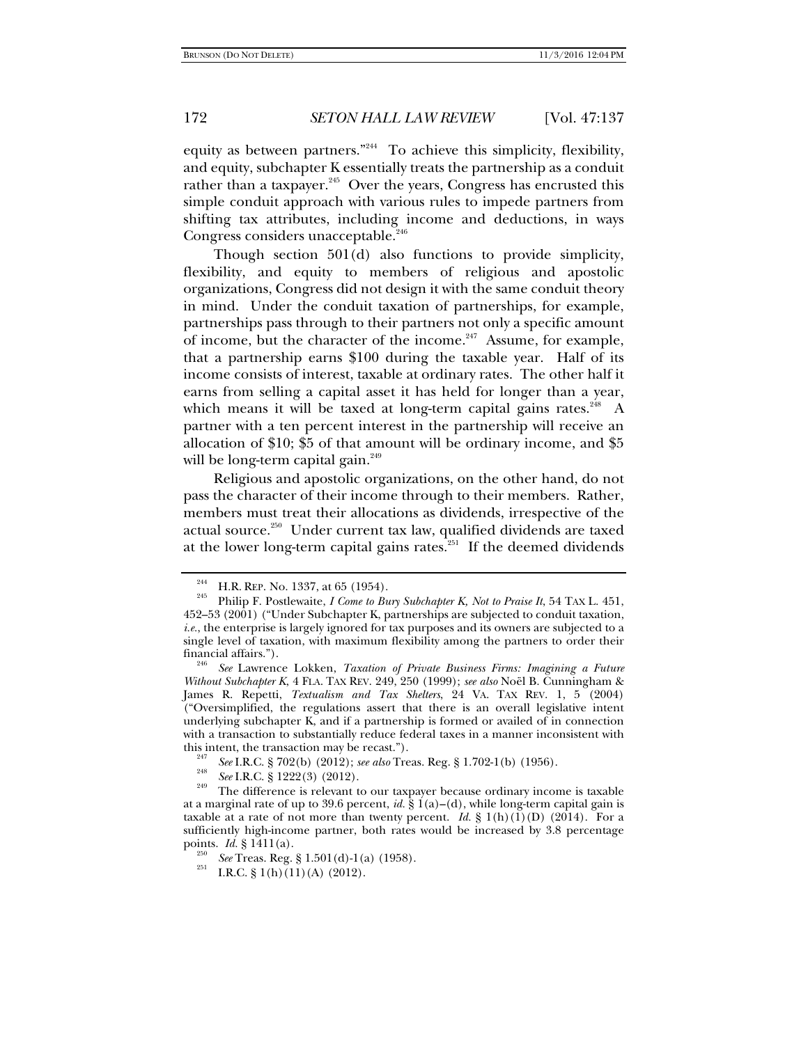equity as between partners."[244] To achieve this simplicity, flexibility, and equity, subchapter K essentially treats the partnership as a conduit rather than a taxpayer.[245] Over the years, Congress has encrusted this simple conduit approach with various rules to impede partners from shifting tax attributes, including income and deductions, in ways Congress considers unacceptable.[246]

Though section 501(d) also functions to provide simplicity, flexibility, and equity to members of religious and apostolic organizations, Congress did not design it with the same conduit theory in mind. Under the conduit taxation of partnerships, for example, partnerships pass through to their partners not only a specific amount of income, but the character of the income.[247] Assume, for example, that a partnership earns $100 during the taxable year. Half of its income consists of interest, taxable at ordinary rates. The other half it earns from selling a capital asset it has held for longer than a year, which means it will be taxed at long-term capital gains rates.[248] A partner with a ten percent interest in the partnership will receive an allocation of $10; $5 of that amount will be ordinary income, and $5 will be long-term capital gain.[249]

Religious and apostolic organizations, on the other hand, do not pass the character of their income through to their members. Rather, members must treat their allocations as dividends, irrespective of the actual source.[250] Under current tax law, qualified dividends are taxed at the lower long-term capital gains rates.[251] If the deemed dividends

---

[244] H.R. REP. No. 1337, at 65 (1954).

[245] Philip F. Postlewaite, *I Come to Bury Subchapter K, Not to Praise It*, 54 TAX L. 451, 452–53 (2001) ("Under Subchapter K, partnerships are subjected to conduit taxation, *i.e.*, the enterprise is largely ignored for tax purposes and its owners are subjected to a single level of taxation, with maximum flexibility among the partners to order their financial affairs.").

[246] *See* Lawrence Lokken, *Taxation of Private Business Firms: Imagining a Future Without Subchapter K*, 4 FLA. TAX REV. 249, 250 (1999); *see also* Noël B. Cunningham & James R. Repetti, *Textualism and Tax Shelters*, 24 VA. TAX REV. 1, 5 (2004) ("Oversimplified, the regulations assert that there is an overall legislative intent underlying subchapter K, and if a partnership is formed or availed of in connection with a transaction to substantially reduce federal taxes in a manner inconsistent with this intent, the transaction may be recast.").

[247] *See* I.R.C. § 702(b) (2012); *see also* Treas. Reg. § 1.702-1(b) (1956).

[248] *See* I.R.C. § 1222(3) (2012).

[249] The difference is relevant to our taxpayer because ordinary income is taxable at a marginal rate of up to 39.6 percent, *id.* § 1(a)–(d), while long-term capital gain is taxable at a rate of not more than twenty percent. *Id.* § 1(h)(1)(D) (2014). For a sufficiently high-income partner, both rates would be increased by 3.8 percentage points. *Id.* § 1411(a).

[250] *See* Treas. Reg. § 1.501(d)-1(a) (1958).

[251] I.R.C. § 1(h)(11)(A) (2012).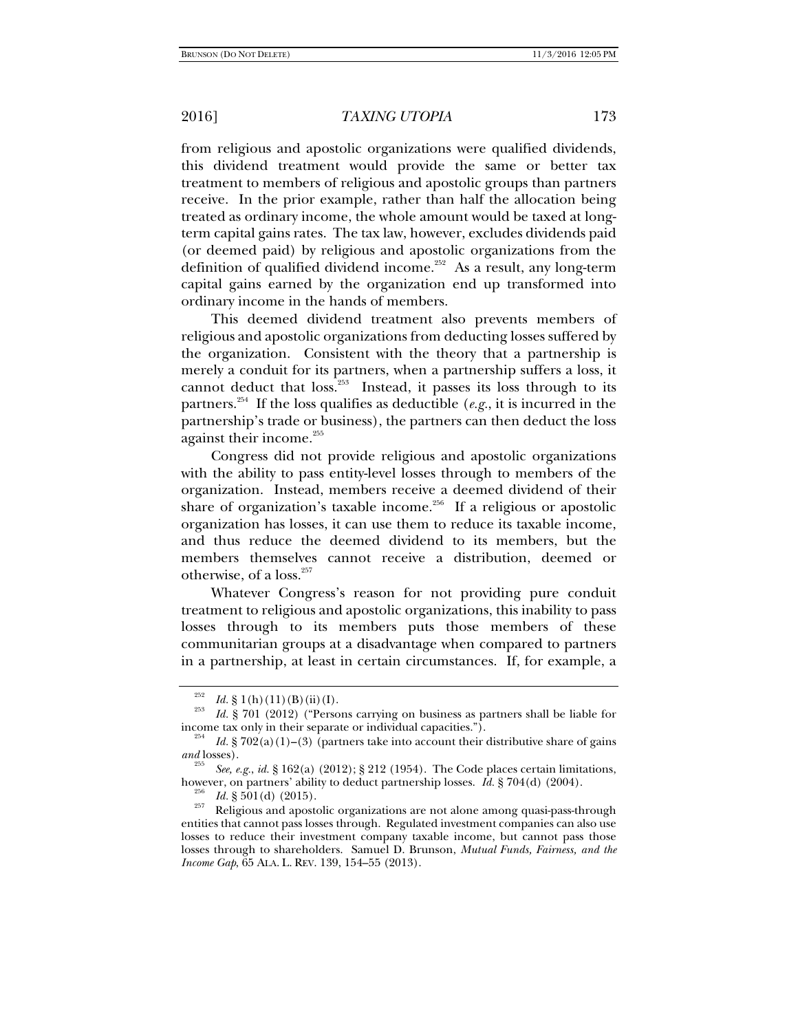from religious and apostolic organizations were qualified dividends, this dividend treatment would provide the same or better tax treatment to members of religious and apostolic groups than partners receive. In the prior example, rather than half the allocation being treated as ordinary income, the whole amount would be taxed at long-term capital gains rates. The tax law, however, excludes dividends paid (or deemed paid) by religious and apostolic organizations from the definition of qualified dividend income.[252] As a result, any long-term capital gains earned by the organization end up transformed into ordinary income in the hands of members.

This deemed dividend treatment also prevents members of religious and apostolic organizations from deducting losses suffered by the organization. Consistent with the theory that a partnership is merely a conduit for its partners, when a partnership suffers a loss, it cannot deduct that loss.[253] Instead, it passes its loss through to its partners.[254] If the loss qualifies as deductible (*e.g.*, it is incurred in the partnership's trade or business), the partners can then deduct the loss against their income.[255]

Congress did not provide religious and apostolic organizations with the ability to pass entity-level losses through to members of the organization. Instead, members receive a deemed dividend of their share of organization's taxable income.[256] If a religious or apostolic organization has losses, it can use them to reduce its taxable income, and thus reduce the deemed dividend to its members, but the members themselves cannot receive a distribution, deemed or otherwise, of a loss.[257]

Whatever Congress's reason for not providing pure conduit treatment to religious and apostolic organizations, this inability to pass losses through to its members puts those members of these communitarian groups at a disadvantage when compared to partners in a partnership, at least in certain circumstances. If, for example, a

---

[252] *Id.* § 1(h)(11)(B)(ii)(I).

[253] *Id.* § 701 (2012) ("Persons carrying on business as partners shall be liable for income tax only in their separate or individual capacities.").

[254] *Id.* § 702(a)(1)–(3) (partners take into account their distributive share of gains *and* losses).

[255] *See, e.g.*, *id.* § 162(a) (2012); § 212 (1954). The Code places certain limitations, however, on partners' ability to deduct partnership losses. *Id.* § 704(d) (2004).

[256] *Id.* § 501(d) (2015).

[257] Religious and apostolic organizations are not alone among quasi-pass-through entities that cannot pass losses through. Regulated investment companies can also use losses to reduce their investment company taxable income, but cannot pass those losses through to shareholders. Samuel D. Brunson, *Mutual Funds, Fairness, and the Income Gap*, 65 ALA. L. REV. 139, 154–55 (2013).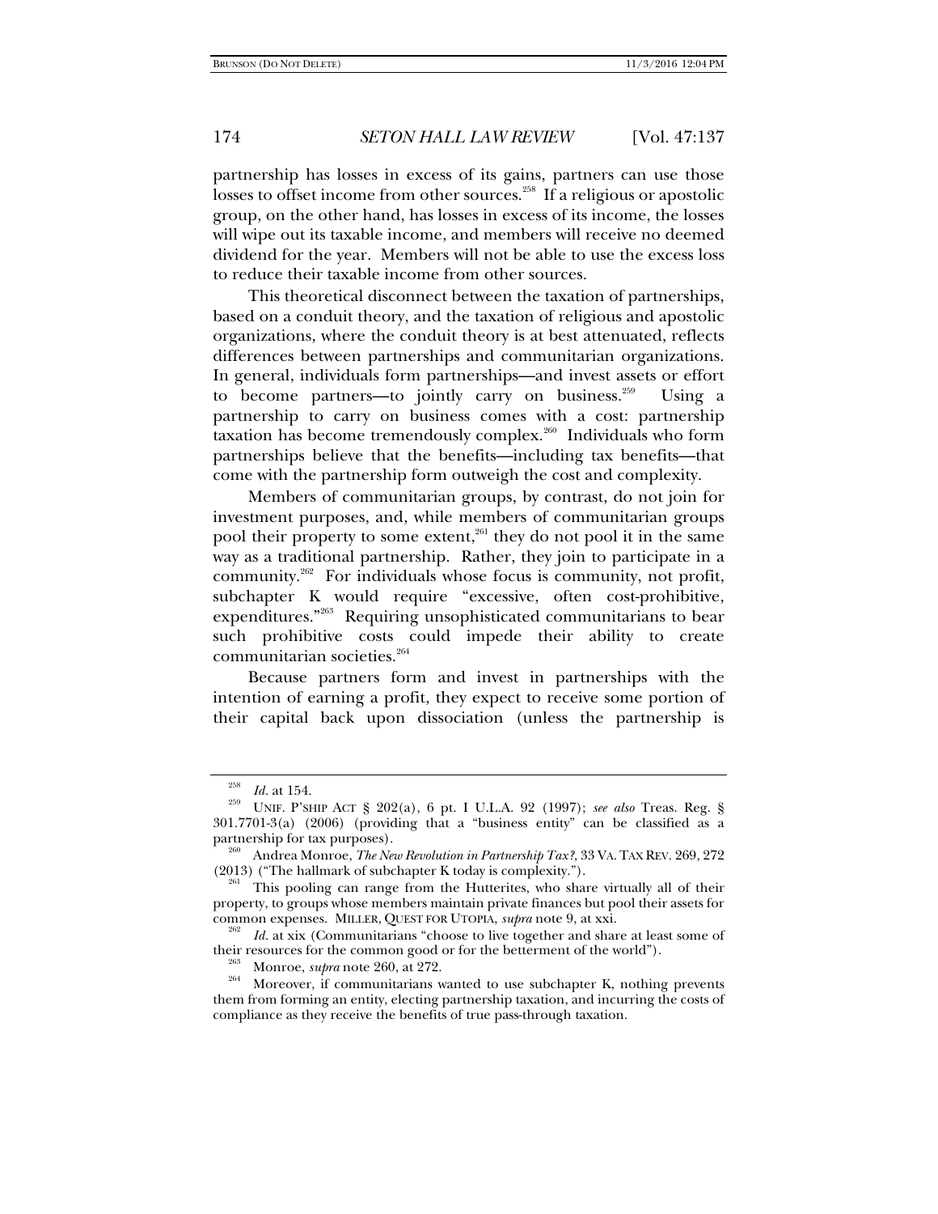partnership has losses in excess of its gains, partners can use those losses to offset income from other sources.[258] If a religious or apostolic group, on the other hand, has losses in excess of its income, the losses will wipe out its taxable income, and members will receive no deemed dividend for the year. Members will not be able to use the excess loss to reduce their taxable income from other sources.

This theoretical disconnect between the taxation of partnerships, based on a conduit theory, and the taxation of religious and apostolic organizations, where the conduit theory is at best attenuated, reflects differences between partnerships and communitarian organizations. In general, individuals form partnerships—and invest assets or effort to become partners—to jointly carry on business.[259] Using a partnership to carry on business comes with a cost: partnership taxation has become tremendously complex.[260] Individuals who form partnerships believe that the benefits—including tax benefits—that come with the partnership form outweigh the cost and complexity.

Members of communitarian groups, by contrast, do not join for investment purposes, and, while members of communitarian groups pool their property to some extent,[261] they do not pool it in the same way as a traditional partnership. Rather, they join to participate in a community.[262] For individuals whose focus is community, not profit, subchapter K would require "excessive, often cost-prohibitive, expenditures."[263] Requiring unsophisticated communitarians to bear such prohibitive costs could impede their ability to create communitarian societies.[264]

Because partners form and invest in partnerships with the intention of earning a profit, they expect to receive some portion of their capital back upon dissociation (unless the partnership is

---

[258] *Id.* at 154.

[259] UNIF. P'SHIP ACT § 202(a), 6 pt. I U.L.A. 92 (1997); *see also* Treas. Reg. § 301.7701-3(a) (2006) (providing that a "business entity" can be classified as a partnership for tax purposes).

[260] Andrea Monroe, *The New Revolution in Partnership Tax?*, 33 VA. TAX REV. 269, 272 (2013) ("The hallmark of subchapter K today is complexity.").

[261] This pooling can range from the Hutterites, who share virtually all of their property, to groups whose members maintain private finances but pool their assets for common expenses. MILLER, QUEST FOR UTOPIA, *supra* note 9, at xxi.

[262] *Id.* at xix (Communitarians "choose to live together and share at least some of their resources for the common good or for the betterment of the world").

[263] Monroe, *supra* note 260, at 272.

[264] Moreover, if communitarians wanted to use subchapter K, nothing prevents them from forming an entity, electing partnership taxation, and incurring the costs of compliance as they receive the benefits of true pass-through taxation.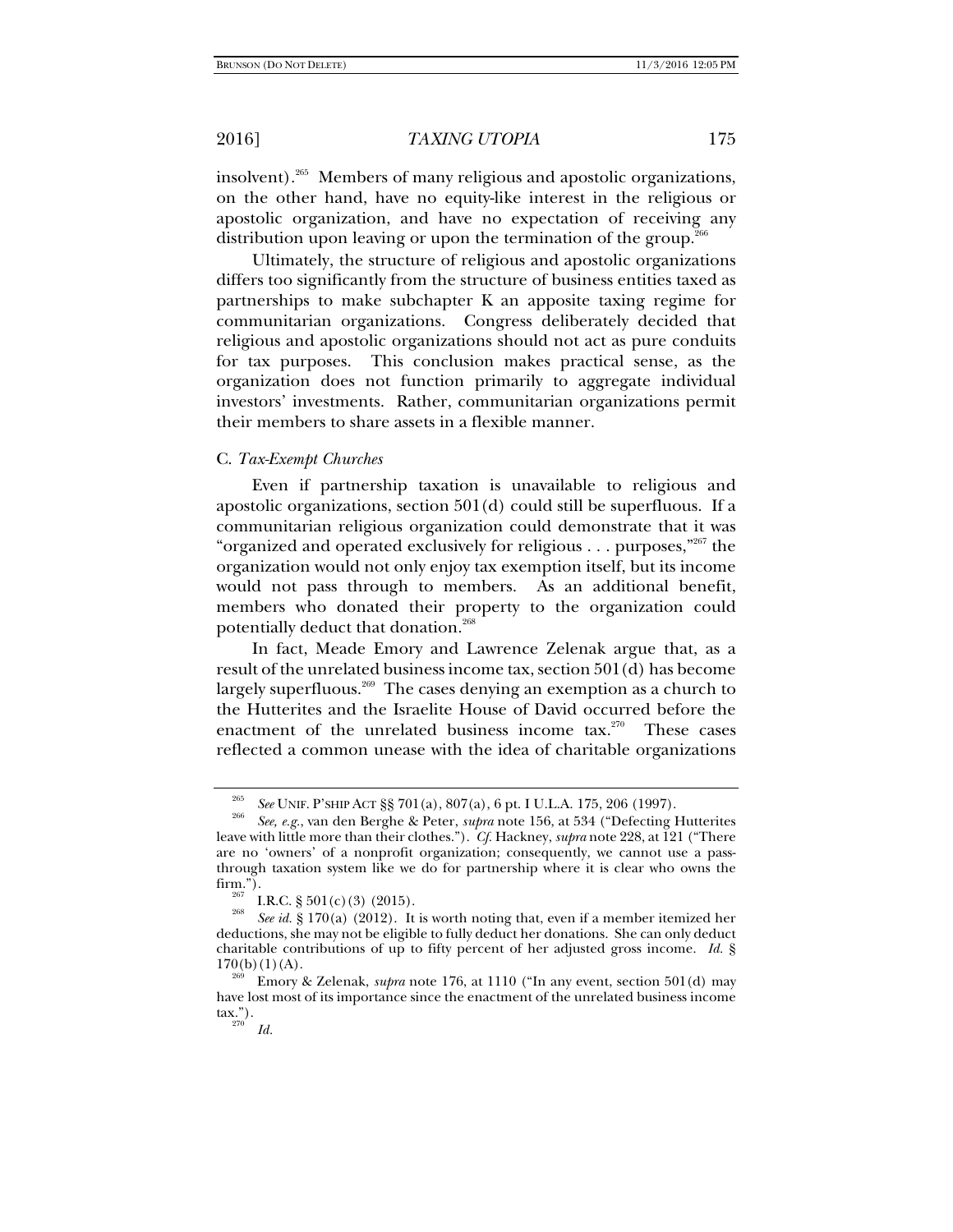insolvent).[265] Members of many religious and apostolic organizations, on the other hand, have no equity-like interest in the religious or apostolic organization, and have no expectation of receiving any distribution upon leaving or upon the termination of the group.[266]

Ultimately, the structure of religious and apostolic organizations differs too significantly from the structure of business entities taxed as partnerships to make subchapter K an apposite taxing regime for communitarian organizations. Congress deliberately decided that religious and apostolic organizations should not act as pure conduits for tax purposes. This conclusion makes practical sense, as the organization does not function primarily to aggregate individual investors' investments. Rather, communitarian organizations permit their members to share assets in a flexible manner.

### C. *Tax-Exempt Churches*

Even if partnership taxation is unavailable to religious and apostolic organizations, section 501(d) could still be superfluous. If a communitarian religious organization could demonstrate that it was "organized and operated exclusively for religious . . . purposes,"[267] the organization would not only enjoy tax exemption itself, but its income would not pass through to members. As an additional benefit, members who donated their property to the organization could potentially deduct that donation.[268]

In fact, Meade Emory and Lawrence Zelenak argue that, as a result of the unrelated business income tax, section 501(d) has become largely superfluous.[269] The cases denying an exemption as a church to the Hutterites and the Israelite House of David occurred before the enactment of the unrelated business income tax.[270] These cases reflected a common unease with the idea of charitable organizations

---

[265] *See* UNIF. P'SHIP ACT §§ 701(a), 807(a), 6 pt. I U.L.A. 175, 206 (1997).

[266] *See, e.g.*, van den Berghe & Peter, *supra* note 156, at 534 ("Defecting Hutterites leave with little more than their clothes."). *Cf.* Hackney, *supra* note 228, at 121 ("There are no 'owners' of a nonprofit organization; consequently, we cannot use a pass-through taxation system like we do for partnership where it is clear who owns the firm.").

[267] I.R.C. § 501(c)(3) (2015).

[268] *See id.* § 170(a) (2012). It is worth noting that, even if a member itemized her deductions, she may not be eligible to fully deduct her donations. She can only deduct charitable contributions of up to fifty percent of her adjusted gross income. *Id.* § 170(b)(1)(A).

[269] Emory & Zelenak, *supra* note 176, at 1110 ("In any event, section 501(d) may have lost most of its importance since the enactment of the unrelated business income tax.").

[270] *Id.*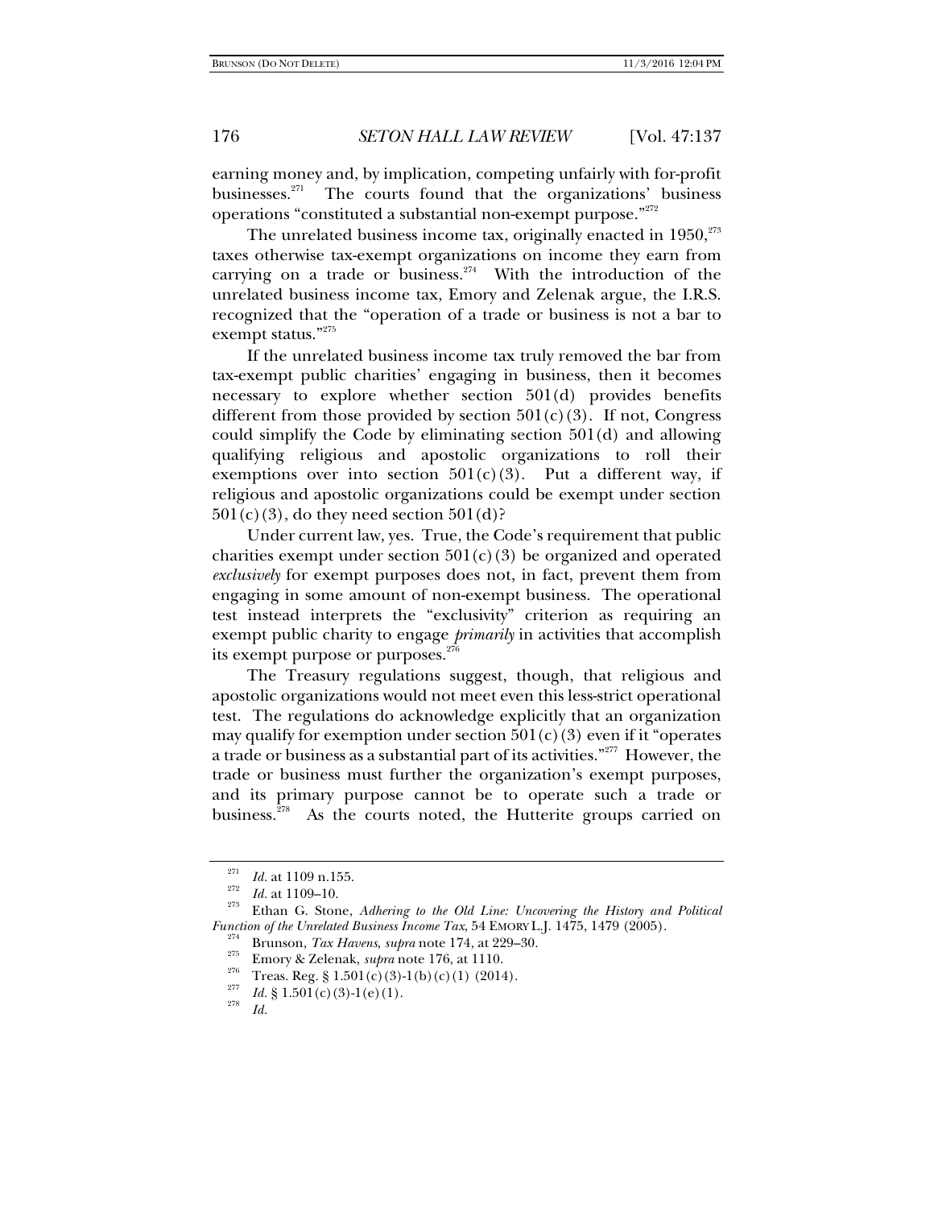earning money and, by implication, competing unfairly with for-profit businesses.[271] The courts found that the organizations' business operations "constituted a substantial non-exempt purpose."[272]

The unrelated business income tax, originally enacted in 1950,[273] taxes otherwise tax-exempt organizations on income they earn from carrying on a trade or business.[274] With the introduction of the unrelated business income tax, Emory and Zelenak argue, the I.R.S. recognized that the "operation of a trade or business is not a bar to exempt status."[275]

If the unrelated business income tax truly removed the bar from tax-exempt public charities' engaging in business, then it becomes necessary to explore whether section 501(d) provides benefits different from those provided by section 501(c)(3). If not, Congress could simplify the Code by eliminating section 501(d) and allowing qualifying religious and apostolic organizations to roll their exemptions over into section 501(c)(3). Put a different way, if religious and apostolic organizations could be exempt under section 501(c)(3), do they need section 501(d)?

Under current law, yes. True, the Code's requirement that public charities exempt under section 501(c)(3) be organized and operated *exclusively* for exempt purposes does not, in fact, prevent them from engaging in some amount of non-exempt business. The operational test instead interprets the "exclusivity" criterion as requiring an exempt public charity to engage *primarily* in activities that accomplish its exempt purpose or purposes.[276]

The Treasury regulations suggest, though, that religious and apostolic organizations would not meet even this less-strict operational test. The regulations do acknowledge explicitly that an organization may qualify for exemption under section 501(c)(3) even if it "operates a trade or business as a substantial part of its activities."[277] However, the trade or business must further the organization's exempt purposes, and its primary purpose cannot be to operate such a trade or business.[278] As the courts noted, the Hutterite groups carried on

[271] *Id.* at 1109 n.155.

[272] *Id.* at 1109–10.

[273] Ethan G. Stone, *Adhering to the Old Line: Uncovering the History and Political Function of the Unrelated Business Income Tax*, 54 EMORY L.J. 1475, 1479 (2005).

[274] Brunson, *Tax Havens*, *supra* note 174, at 229–30.

[275] Emory & Zelenak, *supra* note 176, at 1110.

[276] Treas. Reg. § 1.501(c)(3)-1(b)(c)(1) (2014).

[277] *Id.* § 1.501(c)(3)-1(e)(1).

[278] *Id.*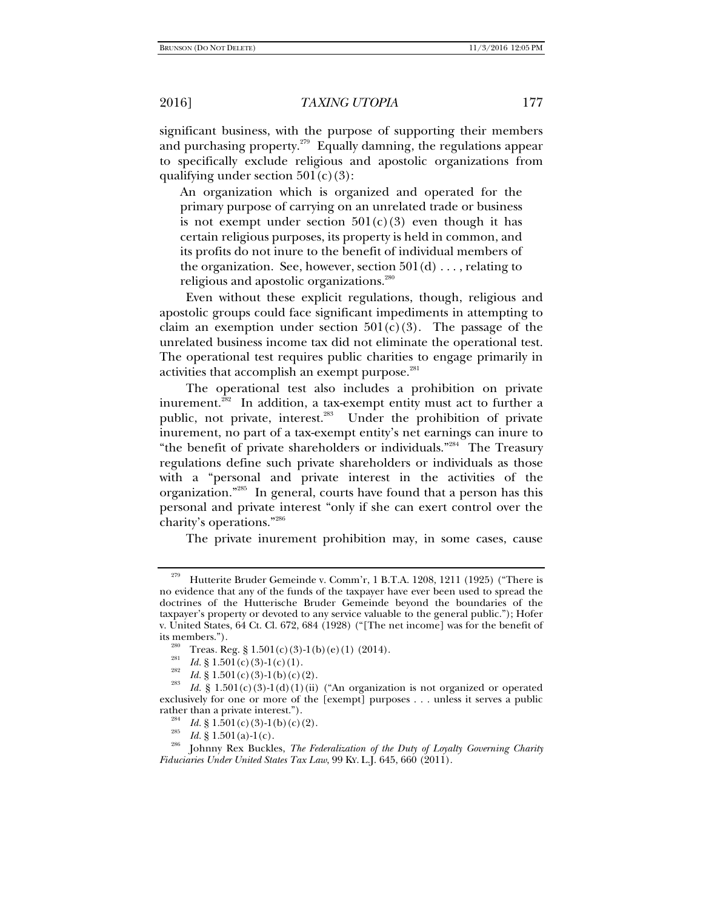significant business, with the purpose of supporting their members and purchasing property.[279] Equally damning, the regulations appear to specifically exclude religious and apostolic organizations from qualifying under section 501(c)(3):

> An organization which is organized and operated for the primary purpose of carrying on an unrelated trade or business is not exempt under section 501(c)(3) even though it has certain religious purposes, its property is held in common, and its profits do not inure to the benefit of individual members of the organization. See, however, section 501(d) . . . , relating to religious and apostolic organizations.[280]

Even without these explicit regulations, though, religious and apostolic groups could face significant impediments in attempting to claim an exemption under section 501(c)(3). The passage of the unrelated business income tax did not eliminate the operational test. The operational test requires public charities to engage primarily in activities that accomplish an exempt purpose.[281]

The operational test also includes a prohibition on private inurement.[282] In addition, a tax-exempt entity must act to further a public, not private, interest.[283] Under the prohibition of private inurement, no part of a tax-exempt entity's net earnings can inure to "the benefit of private shareholders or individuals."[284] The Treasury regulations define such private shareholders or individuals as those with a "personal and private interest in the activities of the organization."[285] In general, courts have found that a person has this personal and private interest "only if she can exert control over the charity's operations."[286]

The private inurement prohibition may, in some cases, cause

---

[279] Hutterite Bruder Gemeinde v. Comm'r, 1 B.T.A. 1208, 1211 (1925) ("There is no evidence that any of the funds of the taxpayer have ever been used to spread the doctrines of the Hutterische Bruder Gemeinde beyond the boundaries of the taxpayer's property or devoted to any service valuable to the general public."); Hofer v. United States, 64 Ct. Cl. 672, 684 (1928) ("[The net income] was for the benefit of its members.").

[280] Treas. Reg. § 1.501(c)(3)-1(b)(e)(1) (2014).

[281] *Id.* § 1.501(c)(3)-1(c)(1).

[282] *Id.* § 1.501(c)(3)-1(b)(c)(2).

[283] *Id.* § 1.501(c)(3)-1(d)(1)(ii) ("An organization is not organized or operated exclusively for one or more of the [exempt] purposes . . . unless it serves a public rather than a private interest.").

[284] *Id.* § 1.501(c)(3)-1(b)(c)(2).

[285] *Id.* § 1.501(a)-1(c).

[286] Johnny Rex Buckles, *The Federalization of the Duty of Loyalty Governing Charity Fiduciaries Under United States Tax Law*, 99 KY. L.J. 645, 660 (2011).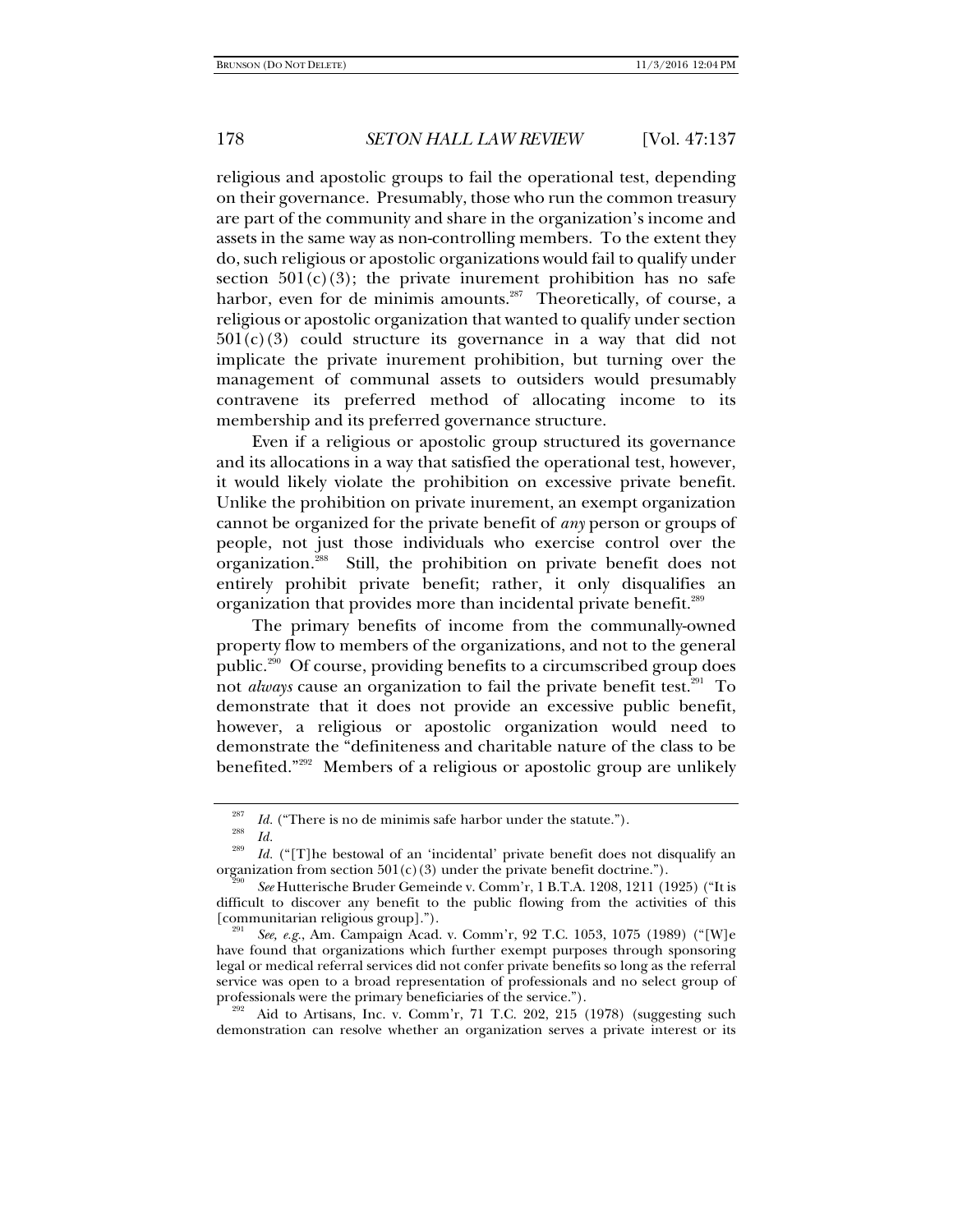religious and apostolic groups to fail the operational test, depending on their governance. Presumably, those who run the common treasury are part of the community and share in the organization's income and assets in the same way as non-controlling members. To the extent they do, such religious or apostolic organizations would fail to qualify under section 501(c)(3); the private inurement prohibition has no safe harbor, even for de minimis amounts.[287] Theoretically, of course, a religious or apostolic organization that wanted to qualify under section 501(c)(3) could structure its governance in a way that did not implicate the private inurement prohibition, but turning over the management of communal assets to outsiders would presumably contravene its preferred method of allocating income to its membership and its preferred governance structure.

Even if a religious or apostolic group structured its governance and its allocations in a way that satisfied the operational test, however, it would likely violate the prohibition on excessive private benefit. Unlike the prohibition on private inurement, an exempt organization cannot be organized for the private benefit of *any* person or groups of people, not just those individuals who exercise control over the organization.[288] Still, the prohibition on private benefit does not entirely prohibit private benefit; rather, it only disqualifies an organization that provides more than incidental private benefit.[289]

The primary benefits of income from the communally-owned property flow to members of the organizations, and not to the general public.[290] Of course, providing benefits to a circumscribed group does not *always* cause an organization to fail the private benefit test.[291] To demonstrate that it does not provide an excessive public benefit, however, a religious or apostolic organization would need to demonstrate the "definiteness and charitable nature of the class to be benefited."[292] Members of a religious or apostolic group are unlikely

---

[287] *Id.* ("There is no de minimis safe harbor under the statute.").

[288] *Id.*

[289] *Id.* ("[T]he bestowal of an 'incidental' private benefit does not disqualify an organization from section 501(c)(3) under the private benefit doctrine.").

[290] *See* Hutterische Bruder Gemeinde v. Comm'r, 1 B.T.A. 1208, 1211 (1925) ("It is difficult to discover any benefit to the public flowing from the activities of this [communitarian religious group].").

[291] *See, e.g.*, Am. Campaign Acad. v. Comm'r, 92 T.C. 1053, 1075 (1989) ("[W]e have found that organizations which further exempt purposes through sponsoring legal or medical referral services did not confer private benefits so long as the referral service was open to a broad representation of professionals and no select group of professionals were the primary beneficiaries of the service.").

[292] Aid to Artisans, Inc. v. Comm'r, 71 T.C. 202, 215 (1978) (suggesting such demonstration can resolve whether an organization serves a private interest or its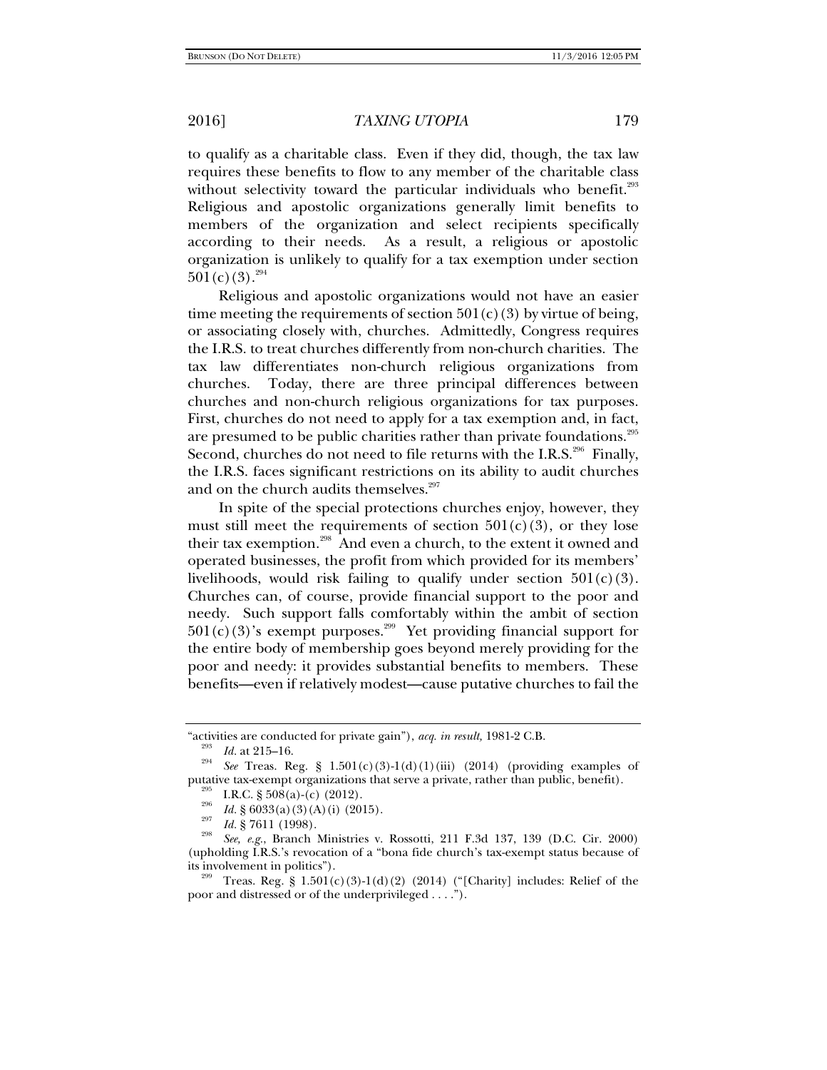to qualify as a charitable class. Even if they did, though, the tax law requires these benefits to flow to any member of the charitable class without selectivity toward the particular individuals who benefit.[293] Religious and apostolic organizations generally limit benefits to members of the organization and select recipients specifically according to their needs. As a result, a religious or apostolic organization is unlikely to qualify for a tax exemption under section 501(c)(3).[294]

Religious and apostolic organizations would not have an easier time meeting the requirements of section 501(c)(3) by virtue of being, or associating closely with, churches. Admittedly, Congress requires the I.R.S. to treat churches differently from non-church charities. The tax law differentiates non-church religious organizations from churches. Today, there are three principal differences between churches and non-church religious organizations for tax purposes. First, churches do not need to apply for a tax exemption and, in fact, are presumed to be public charities rather than private foundations.[295] Second, churches do not need to file returns with the I.R.S.[296] Finally, the I.R.S. faces significant restrictions on its ability to audit churches and on the church audits themselves.[297]

In spite of the special protections churches enjoy, however, they must still meet the requirements of section 501(c)(3), or they lose their tax exemption.[298] And even a church, to the extent it owned and operated businesses, the profit from which provided for its members' livelihoods, would risk failing to qualify under section 501(c)(3). Churches can, of course, provide financial support to the poor and needy. Such support falls comfortably within the ambit of section 501(c)(3)'s exempt purposes.[299] Yet providing financial support for the entire body of membership goes beyond merely providing for the poor and needy: it provides substantial benefits to members. These benefits—even if relatively modest—cause putative churches to fail the

---

"activities are conducted for private gain"), *acq. in result,* 1981-2 C.B.

[293] *Id.* at 215–16.

[294] *See* Treas. Reg. § 1.501(c)(3)-1(d)(1)(iii) (2014) (providing examples of putative tax-exempt organizations that serve a private, rather than public, benefit).

[295] I.R.C. § 508(a)-(c) (2012).

[296] *Id.* § 6033(a)(3)(A)(i) (2015).

[297] *Id.* § 7611 (1998).

[298] *See, e.g.*, Branch Ministries v. Rossotti, 211 F.3d 137, 139 (D.C. Cir. 2000) (upholding I.R.S.'s revocation of a "bona fide church's tax-exempt status because of its involvement in politics").

[299] Treas. Reg. § 1.501(c)(3)-1(d)(2) (2014) ("[Charity] includes: Relief of the poor and distressed or of the underprivileged . . . .").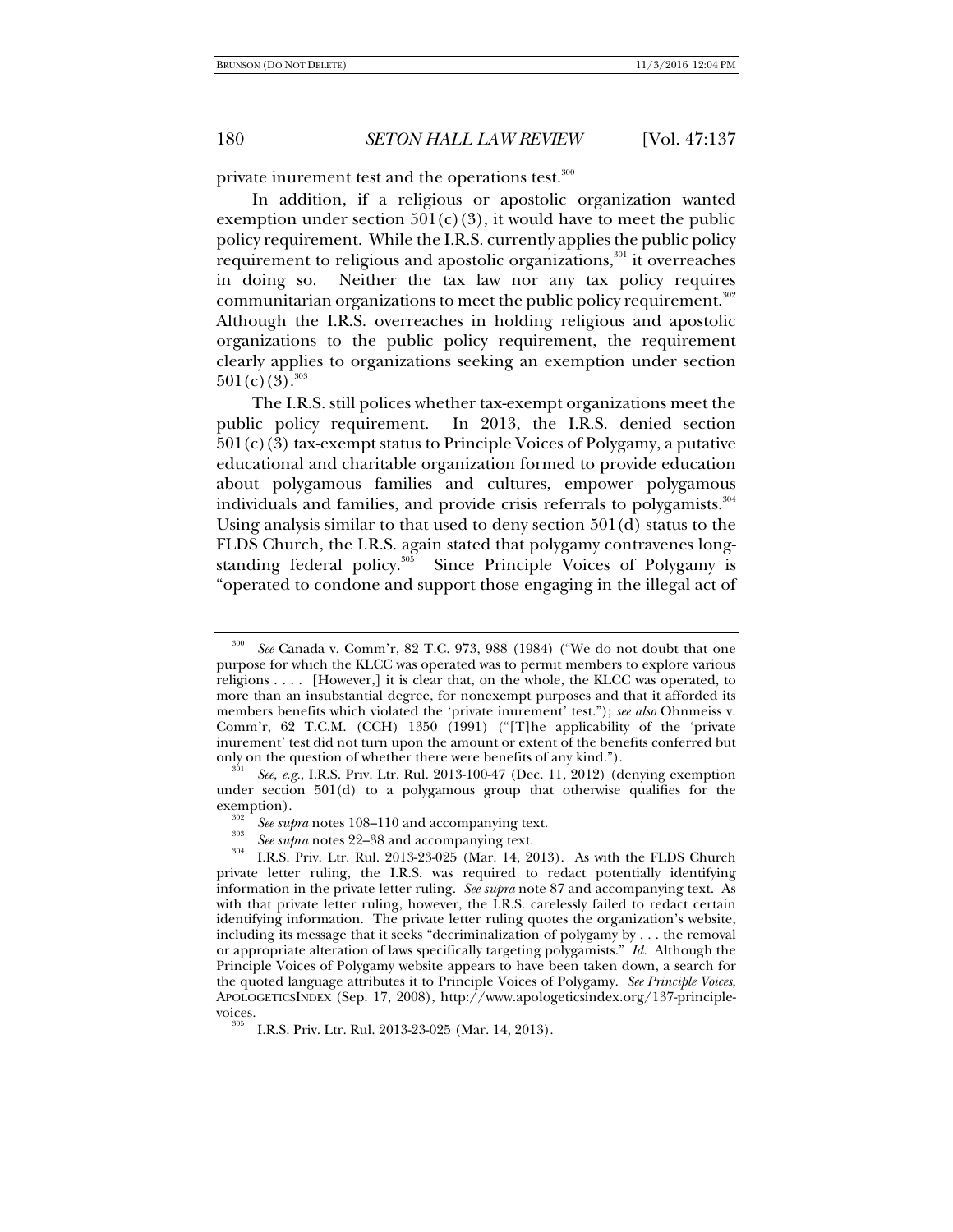private inurement test and the operations test.[300]

In addition, if a religious or apostolic organization wanted exemption under section 501(c)(3), it would have to meet the public policy requirement. While the I.R.S. currently applies the public policy requirement to religious and apostolic organizations,[301] it overreaches in doing so. Neither the tax law nor any tax policy requires communitarian organizations to meet the public policy requirement.[302] Although the I.R.S. overreaches in holding religious and apostolic organizations to the public policy requirement, the requirement clearly applies to organizations seeking an exemption under section 501(c)(3).[303]

The I.R.S. still polices whether tax-exempt organizations meet the public policy requirement. In 2013, the I.R.S. denied section 501(c)(3) tax-exempt status to Principle Voices of Polygamy, a putative educational and charitable organization formed to provide education about polygamous families and cultures, empower polygamous individuals and families, and provide crisis referrals to polygamists.[304] Using analysis similar to that used to deny section 501(d) status to the FLDS Church, the I.R.S. again stated that polygamy contravenes long-standing federal policy.[305] Since Principle Voices of Polygamy is "operated to condone and support those engaging in the illegal act of

---

[300] *See* Canada v. Comm'r, 82 T.C. 973, 988 (1984) ("We do not doubt that one purpose for which the KLCC was operated was to permit members to explore various religions . . . . [However,] it is clear that, on the whole, the KLCC was operated, to more than an insubstantial degree, for nonexempt purposes and that it afforded its members benefits which violated the 'private inurement' test."); *see also* Ohnmeiss v. Comm'r, 62 T.C.M. (CCH) 1350 (1991) ("[T]he applicability of the 'private inurement' test did not turn upon the amount or extent of the benefits conferred but only on the question of whether there were benefits of any kind.").

[301] *See, e.g.*, I.R.S. Priv. Ltr. Rul. 2013-100-47 (Dec. 11, 2012) (denying exemption under section 501(d) to a polygamous group that otherwise qualifies for the exemption).

[302] *See supra* notes 108–110 and accompanying text.

[303] *See supra* notes 22–38 and accompanying text.

[304] I.R.S. Priv. Ltr. Rul. 2013-23-025 (Mar. 14, 2013). As with the FLDS Church private letter ruling, the I.R.S. was required to redact potentially identifying information in the private letter ruling. *See supra* note 87 and accompanying text. As with that private letter ruling, however, the I.R.S. carelessly failed to redact certain identifying information. The private letter ruling quotes the organization's website, including its message that it seeks "decriminalization of polygamy by . . . the removal or appropriate alteration of laws specifically targeting polygamists." *Id.* Although the Principle Voices of Polygamy website appears to have been taken down, a search for the quoted language attributes it to Principle Voices of Polygamy. *See Principle Voices*, APOLOGETICSINDEX (Sep. 17, 2008), http://www.apologeticsindex.org/137-principle-voices.

[305] I.R.S. Priv. Ltr. Rul. 2013-23-025 (Mar. 14, 2013).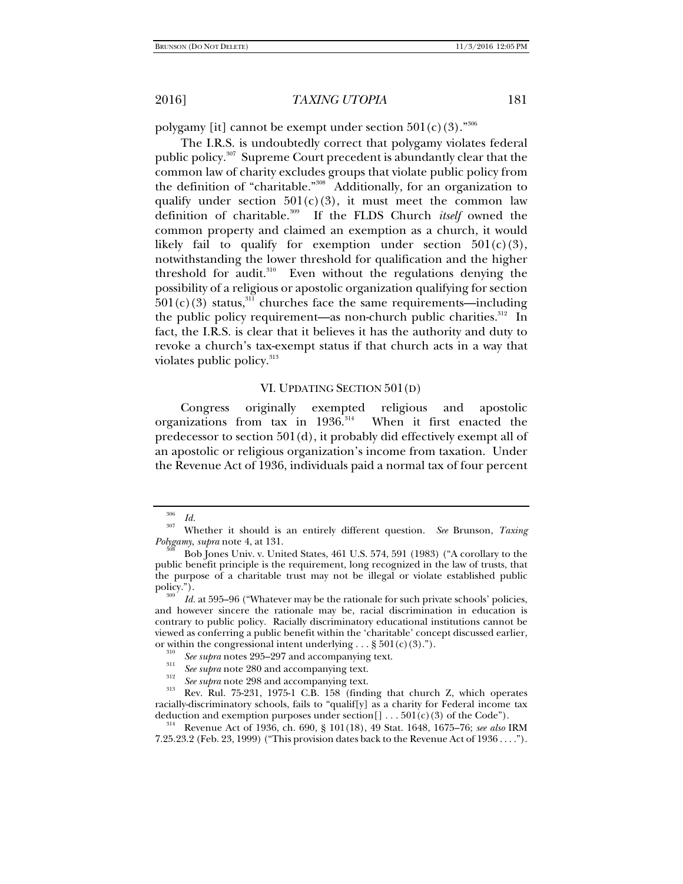polygamy [it] cannot be exempt under section 501(c)(3)."[306]

The I.R.S. is undoubtedly correct that polygamy violates federal public policy.[307] Supreme Court precedent is abundantly clear that the common law of charity excludes groups that violate public policy from the definition of "charitable."[308] Additionally, for an organization to qualify under section 501(c)(3), it must meet the common law definition of charitable.[309] If the FLDS Church *itself* owned the common property and claimed an exemption as a church, it would likely fail to qualify for exemption under section 501(c)(3), notwithstanding the lower threshold for qualification and the higher threshold for audit.[310] Even without the regulations denying the possibility of a religious or apostolic organization qualifying for section 501(c)(3) status,[311] churches face the same requirements—including the public policy requirement—as non-church public charities.[312] In fact, the I.R.S. is clear that it believes it has the authority and duty to revoke a church's tax-exempt status if that church acts in a way that violates public policy.[313]

## VI. Updating Section 501(d)

Congress originally exempted religious and apostolic organizations from tax in 1936.[314] When it first enacted the predecessor to section 501(d), it probably did effectively exempt all of an apostolic or religious organization's income from taxation. Under the Revenue Act of 1936, individuals paid a normal tax of four percent

---

[306] *Id.*

[307] Whether it should is an entirely different question. *See* Brunson, *Taxing Polygamy*, *supra* note 4, at 131.

[308] Bob Jones Univ. v. United States, 461 U.S. 574, 591 (1983) ("A corollary to the public benefit principle is the requirement, long recognized in the law of trusts, that the purpose of a charitable trust may not be illegal or violate established public policy.").

[309] *Id.* at 595–96 ("Whatever may be the rationale for such private schools' policies, and however sincere the rationale may be, racial discrimination in education is contrary to public policy. Racially discriminatory educational institutions cannot be viewed as conferring a public benefit within the 'charitable' concept discussed earlier, or within the congressional intent underlying . . . § 501(c)(3).").

[310] *See supra* notes 295–297 and accompanying text.

[311] *See supra* note 280 and accompanying text.

[312] *See supra* note 298 and accompanying text.

[313] Rev. Rul. 75-231, 1975-1 C.B. 158 (finding that church Z, which operates racially-discriminatory schools, fails to "qualif[y] as a charity for Federal income tax deduction and exemption purposes under section[] . . . 501(c)(3) of the Code").

[314] Revenue Act of 1936, ch. 690, § 101(18), 49 Stat. 1648, 1675–76; *see also* IRM 7.25.23.2 (Feb. 23, 1999) ("This provision dates back to the Revenue Act of 1936 . . . .").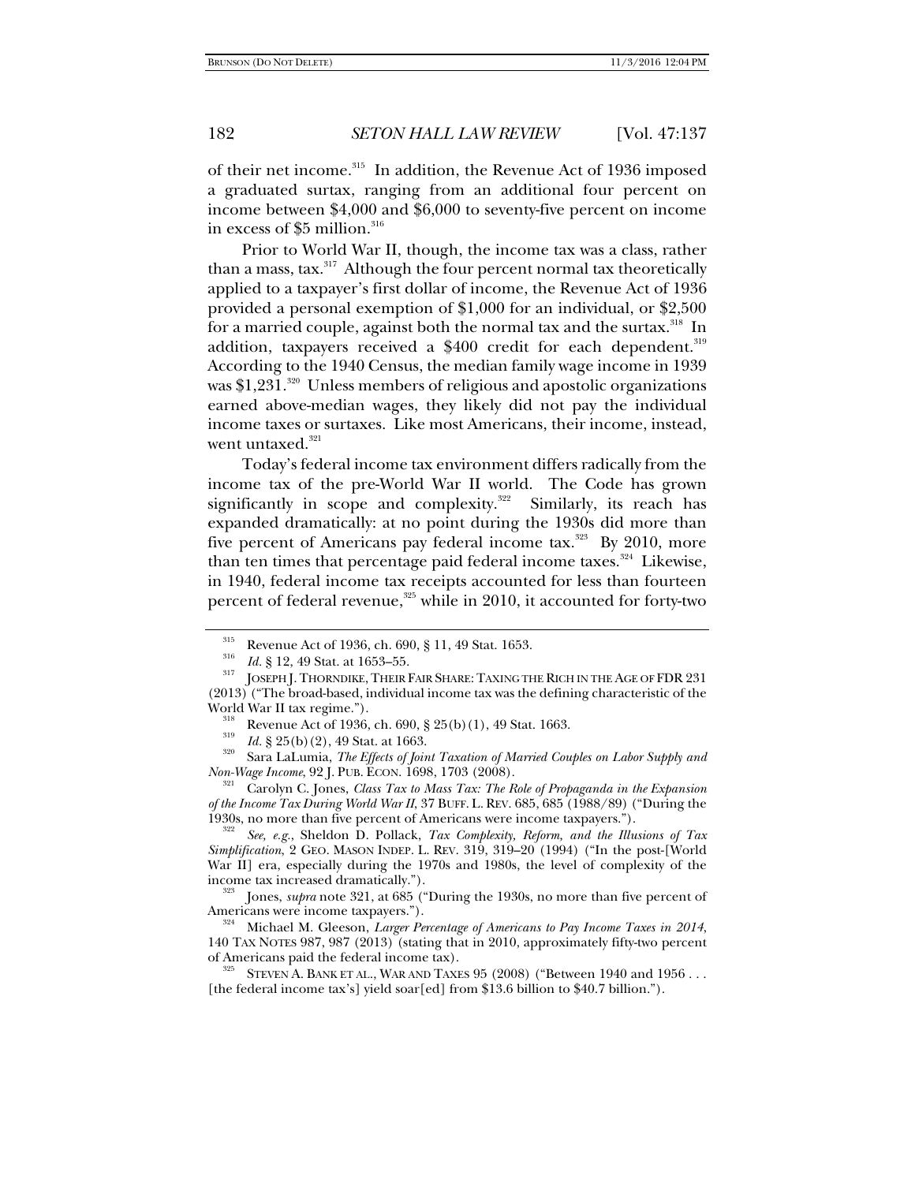of their net income.[315] In addition, the Revenue Act of 1936 imposed a graduated surtax, ranging from an additional four percent on income between $4,000 and $6,000 to seventy-five percent on income in excess of $5 million.[316]

Prior to World War II, though, the income tax was a class, rather than a mass, tax.[317] Although the four percent normal tax theoretically applied to a taxpayer's first dollar of income, the Revenue Act of 1936 provided a personal exemption of $1,000 for an individual, or $2,500 for a married couple, against both the normal tax and the surtax.[318] In addition, taxpayers received a $400 credit for each dependent.[319] According to the 1940 Census, the median family wage income in 1939 was $1,231.[320] Unless members of religious and apostolic organizations earned above-median wages, they likely did not pay the individual income taxes or surtaxes. Like most Americans, their income, instead, went untaxed.[321]

Today's federal income tax environment differs radically from the income tax of the pre-World War II world. The Code has grown significantly in scope and complexity.[322] Similarly, its reach has expanded dramatically: at no point during the 1930s did more than five percent of Americans pay federal income tax.[323] By 2010, more than ten times that percentage paid federal income taxes.[324] Likewise, in 1940, federal income tax receipts accounted for less than fourteen percent of federal revenue,[325] while in 2010, it accounted for forty-two

---

[315] Revenue Act of 1936, ch. 690, § 11, 49 Stat. 1653.

[316] *Id.* § 12, 49 Stat. at 1653–55.

[317] JOSEPH J. THORNDIKE, THEIR FAIR SHARE: TAXING THE RICH IN THE AGE OF FDR 231 (2013) ("The broad-based, individual income tax was the defining characteristic of the World War II tax regime.").

[318] Revenue Act of 1936, ch. 690, § 25(b)(1), 49 Stat. 1663.

[319] *Id.* § 25(b)(2), 49 Stat. at 1663.

[320] Sara LaLumia, *The Effects of Joint Taxation of Married Couples on Labor Supply and Non-Wage Income*, 92 J. PUB. ECON. 1698, 1703 (2008).

[321] Carolyn C. Jones, *Class Tax to Mass Tax: The Role of Propaganda in the Expansion of the Income Tax During World War II*, 37 BUFF. L. REV. 685, 685 (1988/89) ("During the 1930s, no more than five percent of Americans were income taxpayers.").

[322] *See, e.g.*, Sheldon D. Pollack, *Tax Complexity, Reform, and the Illusions of Tax Simplification*, 2 GEO. MASON INDEP. L. REV. 319, 319–20 (1994) ("In the post-[World War II] era, especially during the 1970s and 1980s, the level of complexity of the income tax increased dramatically.").

[323] Jones, *supra* note 321, at 685 ("During the 1930s, no more than five percent of Americans were income taxpayers.").

[324] Michael M. Gleeson, *Larger Percentage of Americans to Pay Income Taxes in 2014*, 140 TAX NOTES 987, 987 (2013) (stating that in 2010, approximately fifty-two percent of Americans paid the federal income tax).

[325] STEVEN A. BANK ET AL., WAR AND TAXES 95 (2008) ("Between 1940 and 1956 . . . [the federal income tax's] yield soar[ed] from $13.6 billion to $40.7 billion.").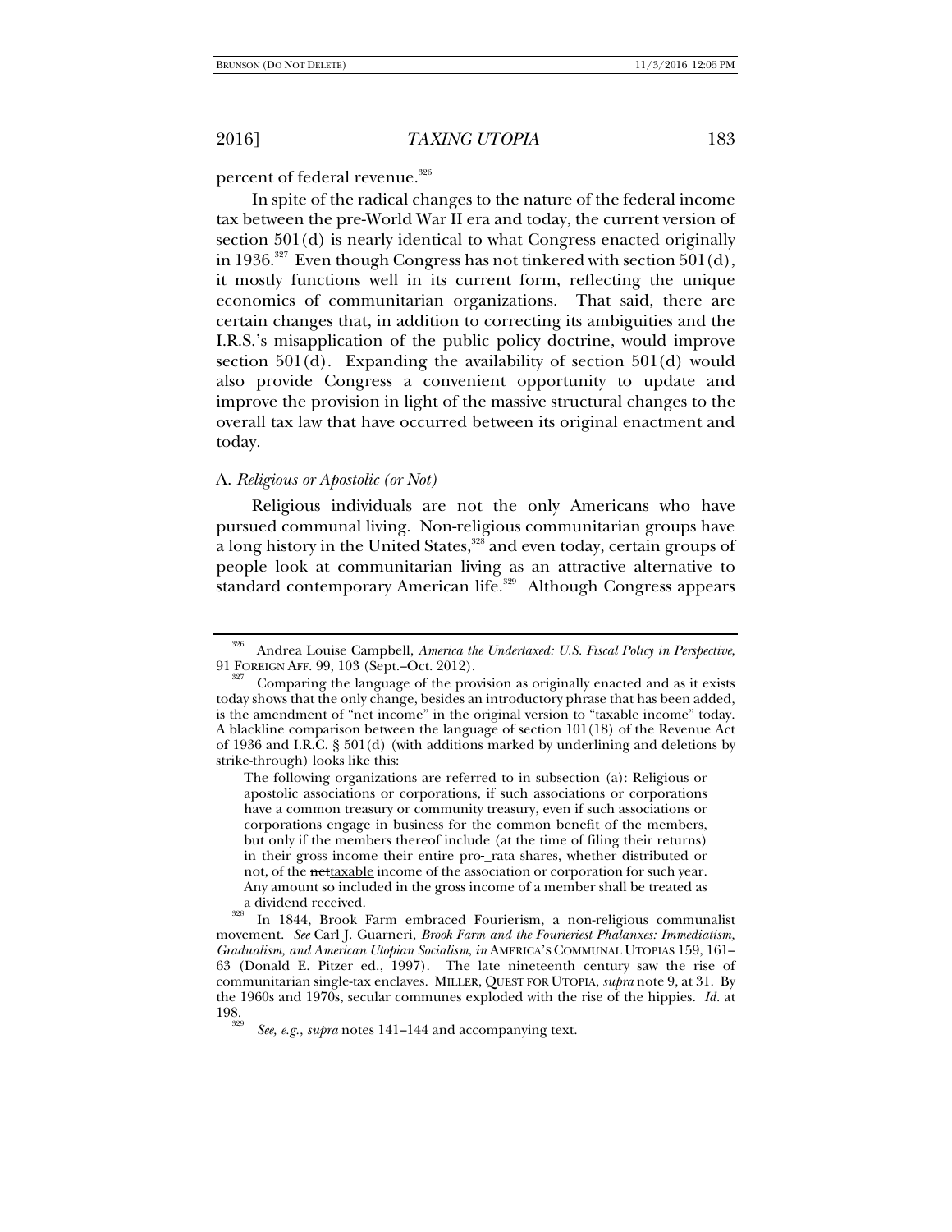percent of federal revenue.[326]

In spite of the radical changes to the nature of the federal income tax between the pre-World War II era and today, the current version of section 501(d) is nearly identical to what Congress enacted originally in 1936.[327] Even though Congress has not tinkered with section 501(d), it mostly functions well in its current form, reflecting the unique economics of communitarian organizations. That said, there are certain changes that, in addition to correcting its ambiguities and the I.R.S.'s misapplication of the public policy doctrine, would improve section 501(d). Expanding the availability of section 501(d) would also provide Congress a convenient opportunity to update and improve the provision in light of the massive structural changes to the overall tax law that have occurred between its original enactment and today.

### A. *Religious or Apostolic (or Not)*

Religious individuals are not the only Americans who have pursued communal living. Non-religious communitarian groups have a long history in the United States,[328] and even today, certain groups of people look at communitarian living as an attractive alternative to standard contemporary American life.[329] Although Congress appears

---

[326] Andrea Louise Campbell, *America the Undertaxed: U.S. Fiscal Policy in Perspective*, 91 FOREIGN AFF. 99, 103 (Sept.–Oct. 2012).

[327] Comparing the language of the provision as originally enacted and as it exists today shows that the only change, besides an introductory phrase that has been added, is the amendment of "net income" in the original version to "taxable income" today. A blackline comparison between the language of section 101(18) of the Revenue Act of 1936 and I.R.C. § 501(d) (with additions marked by underlining and deletions by strike-through) looks like this:

> <u>The following organizations are referred to in subsection (a):</u> Religious or apostolic associations or corporations, if such associations or corporations have a common treasury or community treasury, even if such associations or corporations engage in business for the common benefit of the members, but only if the members thereof include (at the time of filing their returns) in their gross income their entire pro-_rata shares, whether distributed or not, of the ~~net~~<u>taxable</u> income of the association or corporation for such year. Any amount so included in the gross income of a member shall be treated as a dividend received.

[328] In 1844, Brook Farm embraced Fourierism, a non-religious communalist movement. *See* Carl J. Guarneri, *Brook Farm and the Fourieriest Phalanxes: Immediatism, Gradualism, and American Utopian Socialism*, *in* AMERICA'S COMMUNAL UTOPIAS 159, 161–63 (Donald E. Pitzer ed., 1997). The late nineteenth century saw the rise of communitarian single-tax enclaves. MILLER, QUEST FOR UTOPIA, *supra* note 9, at 31. By the 1960s and 1970s, secular communes exploded with the rise of the hippies. *Id.* at 198.

[329] *See, e.g.*, *supra* notes 141–144 and accompanying text.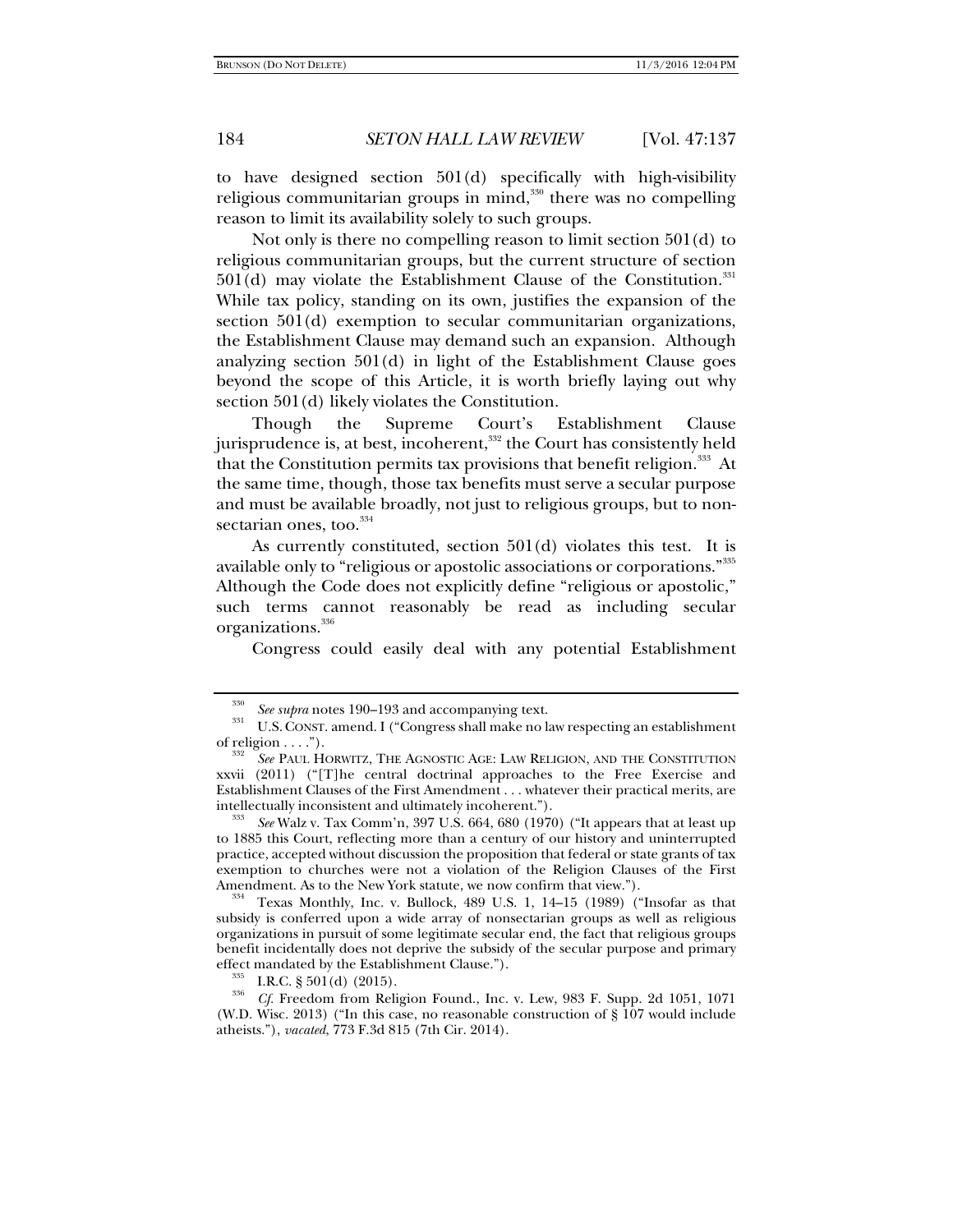to have designed section 501(d) specifically with high-visibility religious communitarian groups in mind,[330] there was no compelling reason to limit its availability solely to such groups.

Not only is there no compelling reason to limit section 501(d) to religious communitarian groups, but the current structure of section 501(d) may violate the Establishment Clause of the Constitution.[331] While tax policy, standing on its own, justifies the expansion of the section 501(d) exemption to secular communitarian organizations, the Establishment Clause may demand such an expansion. Although analyzing section 501(d) in light of the Establishment Clause goes beyond the scope of this Article, it is worth briefly laying out why section 501(d) likely violates the Constitution.

Though the Supreme Court's Establishment Clause jurisprudence is, at best, incoherent,[332] the Court has consistently held that the Constitution permits tax provisions that benefit religion.[333] At the same time, though, those tax benefits must serve a secular purpose and must be available broadly, not just to religious groups, but to non-sectarian ones, too.[334]

As currently constituted, section 501(d) violates this test. It is available only to "religious or apostolic associations or corporations."[335] Although the Code does not explicitly define "religious or apostolic," such terms cannot reasonably be read as including secular organizations.[336]

Congress could easily deal with any potential Establishment

---

[330] *See supra* notes 190–193 and accompanying text.

[331] U.S. CONST. amend. I ("Congress shall make no law respecting an establishment of religion . . . .").

[332] *See* PAUL HORWITZ, THE AGNOSTIC AGE: LAW RELIGION, AND THE CONSTITUTION xxvii (2011) ("[T]he central doctrinal approaches to the Free Exercise and Establishment Clauses of the First Amendment . . . whatever their practical merits, are intellectually inconsistent and ultimately incoherent.").

[333] *See* Walz v. Tax Comm'n, 397 U.S. 664, 680 (1970) ("It appears that at least up to 1885 this Court, reflecting more than a century of our history and uninterrupted practice, accepted without discussion the proposition that federal or state grants of tax exemption to churches were not a violation of the Religion Clauses of the First Amendment. As to the New York statute, we now confirm that view.").

[334] Texas Monthly, Inc. v. Bullock, 489 U.S. 1, 14–15 (1989) ("Insofar as that subsidy is conferred upon a wide array of nonsectarian groups as well as religious organizations in pursuit of some legitimate secular end, the fact that religious groups benefit incidentally does not deprive the subsidy of the secular purpose and primary effect mandated by the Establishment Clause.").

[335] I.R.C. § 501(d) (2015).

[336] *Cf.* Freedom from Religion Found., Inc. v. Lew, 983 F. Supp. 2d 1051, 1071 (W.D. Wisc. 2013) ("In this case, no reasonable construction of § 107 would include atheists."), *vacated*, 773 F.3d 815 (7th Cir. 2014).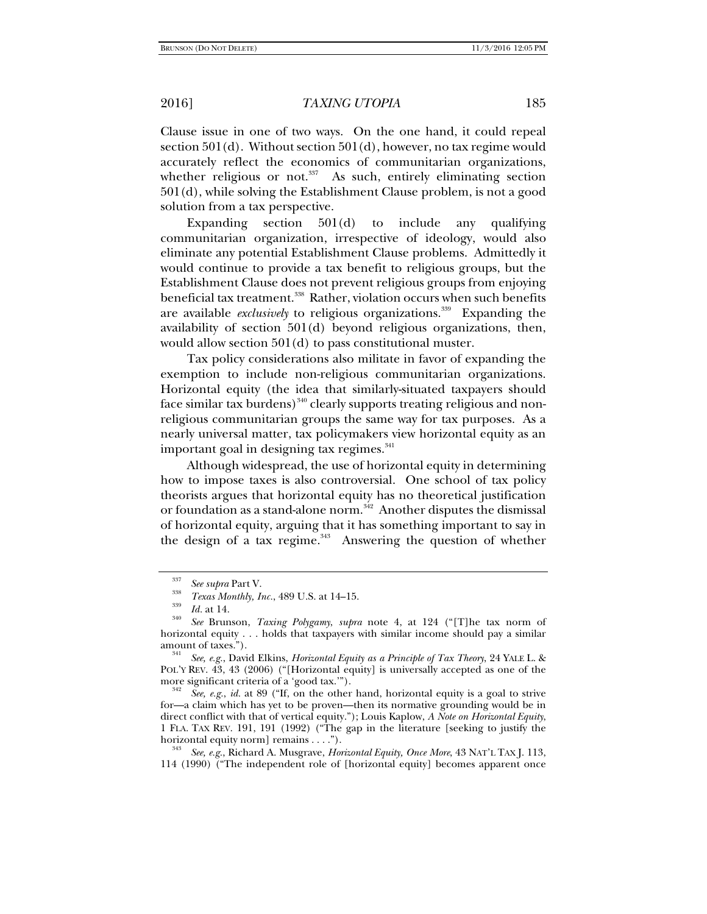Clause issue in one of two ways. On the one hand, it could repeal section 501(d). Without section 501(d), however, no tax regime would accurately reflect the economics of communitarian organizations, whether religious or not.[337] As such, entirely eliminating section 501(d), while solving the Establishment Clause problem, is not a good solution from a tax perspective.

Expanding section 501(d) to include any qualifying communitarian organization, irrespective of ideology, would also eliminate any potential Establishment Clause problems. Admittedly it would continue to provide a tax benefit to religious groups, but the Establishment Clause does not prevent religious groups from enjoying beneficial tax treatment.[338] Rather, violation occurs when such benefits are available *exclusively* to religious organizations.[339] Expanding the availability of section 501(d) beyond religious organizations, then, would allow section 501(d) to pass constitutional muster.

Tax policy considerations also militate in favor of expanding the exemption to include non-religious communitarian organizations. Horizontal equity (the idea that similarly-situated taxpayers should face similar tax burdens)[340] clearly supports treating religious and non-religious communitarian groups the same way for tax purposes. As a nearly universal matter, tax policymakers view horizontal equity as an important goal in designing tax regimes.[341]

Although widespread, the use of horizontal equity in determining how to impose taxes is also controversial. One school of tax policy theorists argues that horizontal equity has no theoretical justification or foundation as a stand-alone norm.[342] Another disputes the dismissal of horizontal equity, arguing that it has something important to say in the design of a tax regime.[343] Answering the question of whether

---

[337] *See supra* Part V.

[338] *Texas Monthly, Inc.*, 489 U.S. at 14–15.

[339] *Id.* at 14.

[340] *See* Brunson, *Taxing Polygamy*, *supra* note 4, at 124 ("[T]he tax norm of horizontal equity . . . holds that taxpayers with similar income should pay a similar amount of taxes.").

[341] *See, e.g.*, David Elkins, *Horizontal Equity as a Principle of Tax Theory*, 24 YALE L. & POL'Y REV. 43, 43 (2006) ("[Horizontal equity] is universally accepted as one of the more significant criteria of a 'good tax.'").

[342] *See, e.g.*, *id.* at 89 ("If, on the other hand, horizontal equity is a goal to strive for—a claim which has yet to be proven—then its normative grounding would be in direct conflict with that of vertical equity."); Louis Kaplow, *A Note on Horizontal Equity*, 1 FLA. TAX REV. 191, 191 (1992) ("The gap in the literature [seeking to justify the horizontal equity norm] remains . . . .").

[343] *See, e.g.*, Richard A. Musgrave, *Horizontal Equity, Once More*, 43 NAT'L TAX J. 113, 114 (1990) ("The independent role of [horizontal equity] becomes apparent once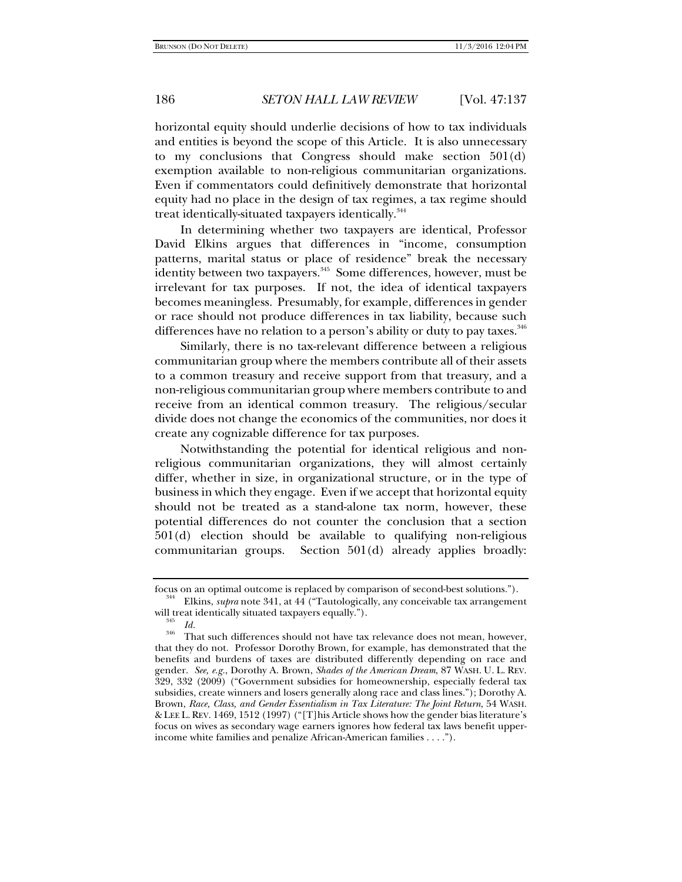horizontal equity should underlie decisions of how to tax individuals and entities is beyond the scope of this Article. It is also unnecessary to my conclusions that Congress should make section 501(d) exemption available to non-religious communitarian organizations. Even if commentators could definitively demonstrate that horizontal equity had no place in the design of tax regimes, a tax regime should treat identically-situated taxpayers identically.[344]

In determining whether two taxpayers are identical, Professor David Elkins argues that differences in "income, consumption patterns, marital status or place of residence" break the necessary identity between two taxpayers.[345] Some differences, however, must be irrelevant for tax purposes. If not, the idea of identical taxpayers becomes meaningless. Presumably, for example, differences in gender or race should not produce differences in tax liability, because such differences have no relation to a person's ability or duty to pay taxes.[346]

Similarly, there is no tax-relevant difference between a religious communitarian group where the members contribute all of their assets to a common treasury and receive support from that treasury, and a non-religious communitarian group where members contribute to and receive from an identical common treasury. The religious/secular divide does not change the economics of the communities, nor does it create any cognizable difference for tax purposes.

Notwithstanding the potential for identical religious and non-religious communitarian organizations, they will almost certainly differ, whether in size, in organizational structure, or in the type of business in which they engage. Even if we accept that horizontal equity should not be treated as a stand-alone tax norm, however, these potential differences do not counter the conclusion that a section 501(d) election should be available to qualifying non-religious communitarian groups. Section 501(d) already applies broadly:

---

focus on an optimal outcome is replaced by comparison of second-best solutions.").

[344] Elkins, *supra* note 341, at 44 ("Tautologically, any conceivable tax arrangement will treat identically situated taxpayers equally.").

[345] *Id.*

[346] That such differences should not have tax relevance does not mean, however, that they do not. Professor Dorothy Brown, for example, has demonstrated that the benefits and burdens of taxes are distributed differently depending on race and gender. *See, e.g.*, Dorothy A. Brown, *Shades of the American Dream*, 87 WASH. U. L. REV. 329, 332 (2009) ("Government subsidies for homeownership, especially federal tax subsidies, create winners and losers generally along race and class lines."); Dorothy A. Brown, *Race, Class, and Gender Essentialism in Tax Literature: The Joint Return*, 54 WASH. & LEE L. REV. 1469, 1512 (1997) ("[T]his Article shows how the gender bias literature's focus on wives as secondary wage earners ignores how federal tax laws benefit upper-income white families and penalize African-American families . . . .").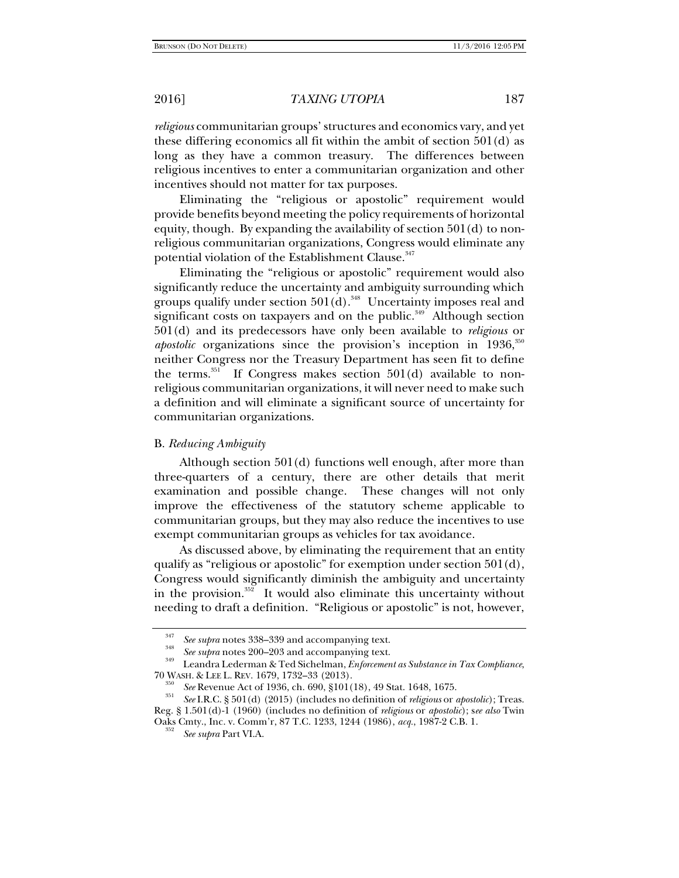*religious* communitarian groups' structures and economics vary, and yet these differing economics all fit within the ambit of section 501(d) as long as they have a common treasury. The differences between religious incentives to enter a communitarian organization and other incentives should not matter for tax purposes.

Eliminating the "religious or apostolic" requirement would provide benefits beyond meeting the policy requirements of horizontal equity, though. By expanding the availability of section 501(d) to non-religious communitarian organizations, Congress would eliminate any potential violation of the Establishment Clause.[347]

Eliminating the "religious or apostolic" requirement would also significantly reduce the uncertainty and ambiguity surrounding which groups qualify under section 501(d).[348] Uncertainty imposes real and significant costs on taxpayers and on the public.[349] Although section 501(d) and its predecessors have only been available to *religious* or *apostolic* organizations since the provision's inception in 1936,[350] neither Congress nor the Treasury Department has seen fit to define the terms.[351] If Congress makes section 501(d) available to non-religious communitarian organizations, it will never need to make such a definition and will eliminate a significant source of uncertainty for communitarian organizations.

### B. *Reducing Ambiguity*

Although section 501(d) functions well enough, after more than three-quarters of a century, there are other details that merit examination and possible change. These changes will not only improve the effectiveness of the statutory scheme applicable to communitarian groups, but they may also reduce the incentives to use exempt communitarian groups as vehicles for tax avoidance.

As discussed above, by eliminating the requirement that an entity qualify as "religious or apostolic" for exemption under section 501(d), Congress would significantly diminish the ambiguity and uncertainty in the provision.[352] It would also eliminate this uncertainty without needing to draft a definition. "Religious or apostolic" is not, however,

---

[347] *See supra* notes 338–339 and accompanying text.

[348] *See supra* notes 200–203 and accompanying text.

[349] Leandra Lederman & Ted Sichelman, *Enforcement as Substance in Tax Compliance*, 70 WASH. & LEE L. REV. 1679, 1732–33 (2013).

[350] *See* Revenue Act of 1936, ch. 690, §101(18), 49 Stat. 1648, 1675.

[351] *See* I.R.C. § 501(d) (2015) (includes no definition of *religious* or *apostolic*); Treas. Reg. § 1.501(d)-1 (1960) (includes no definition of *religious* or *apostolic*); s*ee also* Twin Oaks Cmty., Inc. v. Comm'r, 87 T.C. 1233, 1244 (1986), *acq.*, 1987-2 C.B. 1.

[352] *See supra* Part VI.A.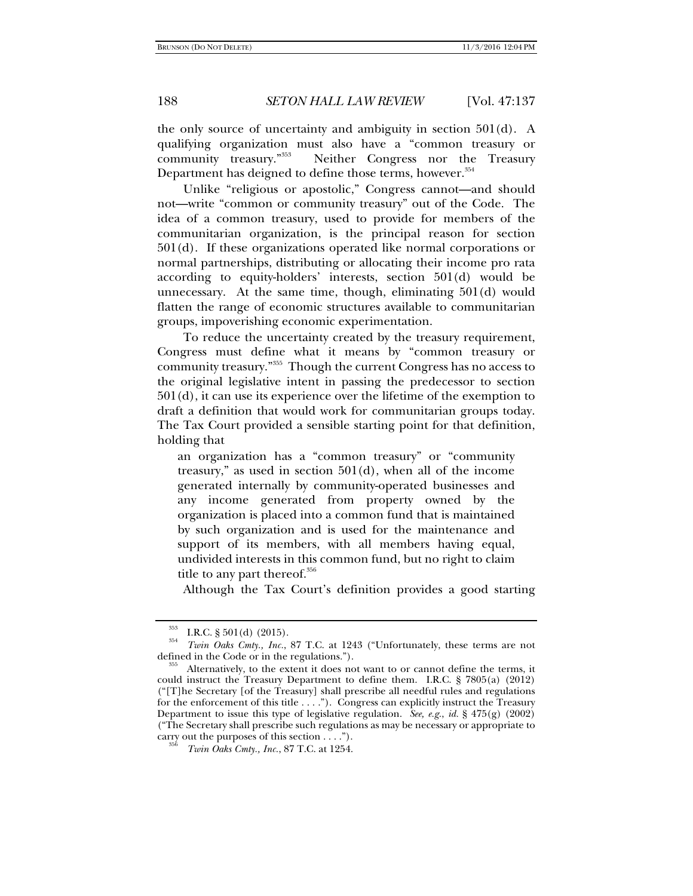the only source of uncertainty and ambiguity in section 501(d). A qualifying organization must also have a "common treasury or community treasury."[353] Neither Congress nor the Treasury Department has deigned to define those terms, however.[354]

Unlike "religious or apostolic," Congress cannot—and should not—write "common or community treasury" out of the Code. The idea of a common treasury, used to provide for members of the communitarian organization, is the principal reason for section 501(d). If these organizations operated like normal corporations or normal partnerships, distributing or allocating their income pro rata according to equity-holders' interests, section 501(d) would be unnecessary. At the same time, though, eliminating 501(d) would flatten the range of economic structures available to communitarian groups, impoverishing economic experimentation.

To reduce the uncertainty created by the treasury requirement, Congress must define what it means by "common treasury or community treasury."[355] Though the current Congress has no access to the original legislative intent in passing the predecessor to section 501(d), it can use its experience over the lifetime of the exemption to draft a definition that would work for communitarian groups today. The Tax Court provided a sensible starting point for that definition, holding that

> an organization has a "common treasury" or "community treasury," as used in section 501(d), when all of the income generated internally by community-operated businesses and any income generated from property owned by the organization is placed into a common fund that is maintained by such organization and is used for the maintenance and support of its members, with all members having equal, undivided interests in this common fund, but no right to claim title to any part thereof.[356]

Although the Tax Court's definition provides a good starting

---

[353] I.R.C. § 501(d) (2015).

[354] *Twin Oaks Cmty., Inc.*, 87 T.C. at 1243 ("Unfortunately, these terms are not defined in the Code or in the regulations.").

[355] Alternatively, to the extent it does not want to or cannot define the terms, it could instruct the Treasury Department to define them. I.R.C. § 7805(a) (2012) ("[T]he Secretary [of the Treasury] shall prescribe all needful rules and regulations for the enforcement of this title . . . ."). Congress can explicitly instruct the Treasury Department to issue this type of legislative regulation. *See, e.g.*, *id.* § 475(g) (2002) ("The Secretary shall prescribe such regulations as may be necessary or appropriate to carry out the purposes of this section . . . .").

[356] *Twin Oaks Cmty., Inc.*, 87 T.C. at 1254.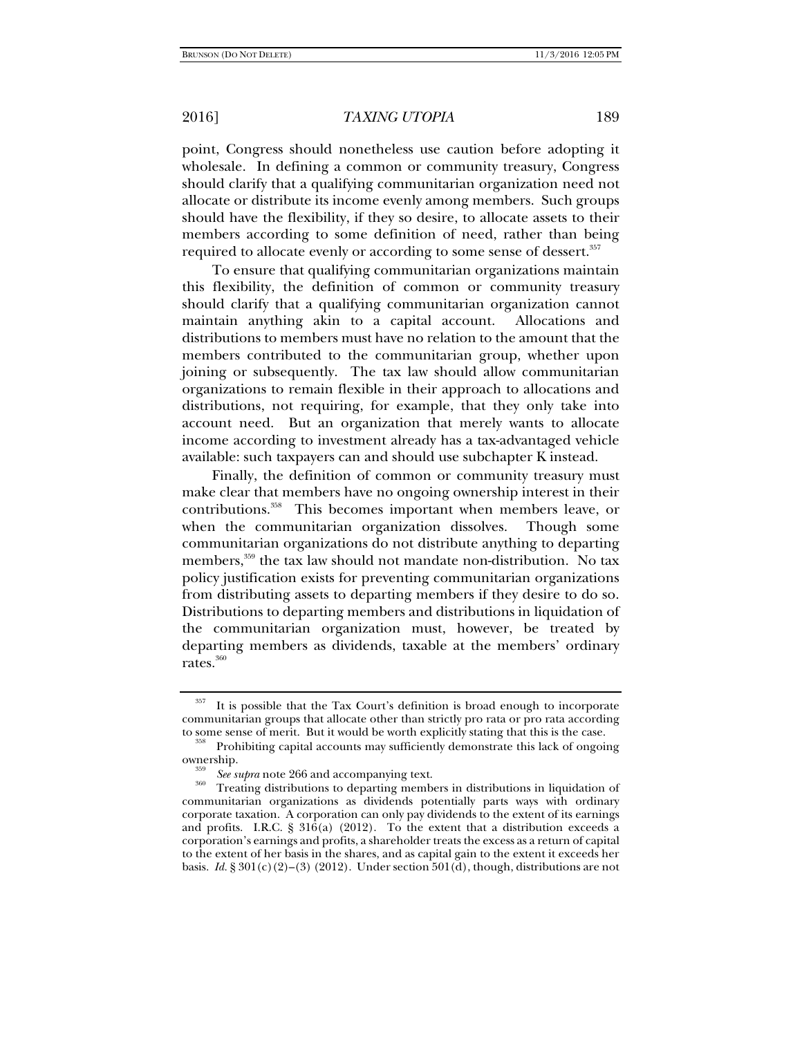point, Congress should nonetheless use caution before adopting it wholesale. In defining a common or community treasury, Congress should clarify that a qualifying communitarian organization need not allocate or distribute its income evenly among members. Such groups should have the flexibility, if they so desire, to allocate assets to their members according to some definition of need, rather than being required to allocate evenly or according to some sense of dessert.[357]

To ensure that qualifying communitarian organizations maintain this flexibility, the definition of common or community treasury should clarify that a qualifying communitarian organization cannot maintain anything akin to a capital account. Allocations and distributions to members must have no relation to the amount that the members contributed to the communitarian group, whether upon joining or subsequently. The tax law should allow communitarian organizations to remain flexible in their approach to allocations and distributions, not requiring, for example, that they only take into account need. But an organization that merely wants to allocate income according to investment already has a tax-advantaged vehicle available: such taxpayers can and should use subchapter K instead.

Finally, the definition of common or community treasury must make clear that members have no ongoing ownership interest in their contributions.[358] This becomes important when members leave, or when the communitarian organization dissolves. Though some communitarian organizations do not distribute anything to departing members,[359] the tax law should not mandate non-distribution. No tax policy justification exists for preventing communitarian organizations from distributing assets to departing members if they desire to do so. Distributions to departing members and distributions in liquidation of the communitarian organization must, however, be treated by departing members as dividends, taxable at the members' ordinary rates.[360]

---

[357] It is possible that the Tax Court's definition is broad enough to incorporate communitarian groups that allocate other than strictly pro rata or pro rata according to some sense of merit. But it would be worth explicitly stating that this is the case.

[358] Prohibiting capital accounts may sufficiently demonstrate this lack of ongoing ownership.

[359] *See supra* note 266 and accompanying text.

[360] Treating distributions to departing members in distributions in liquidation of communitarian organizations as dividends potentially parts ways with ordinary corporate taxation. A corporation can only pay dividends to the extent of its earnings and profits. I.R.C. § 316(a) (2012). To the extent that a distribution exceeds a corporation's earnings and profits, a shareholder treats the excess as a return of capital to the extent of her basis in the shares, and as capital gain to the extent it exceeds her basis. *Id.* § 301(c)(2)–(3) (2012). Under section 501(d), though, distributions are not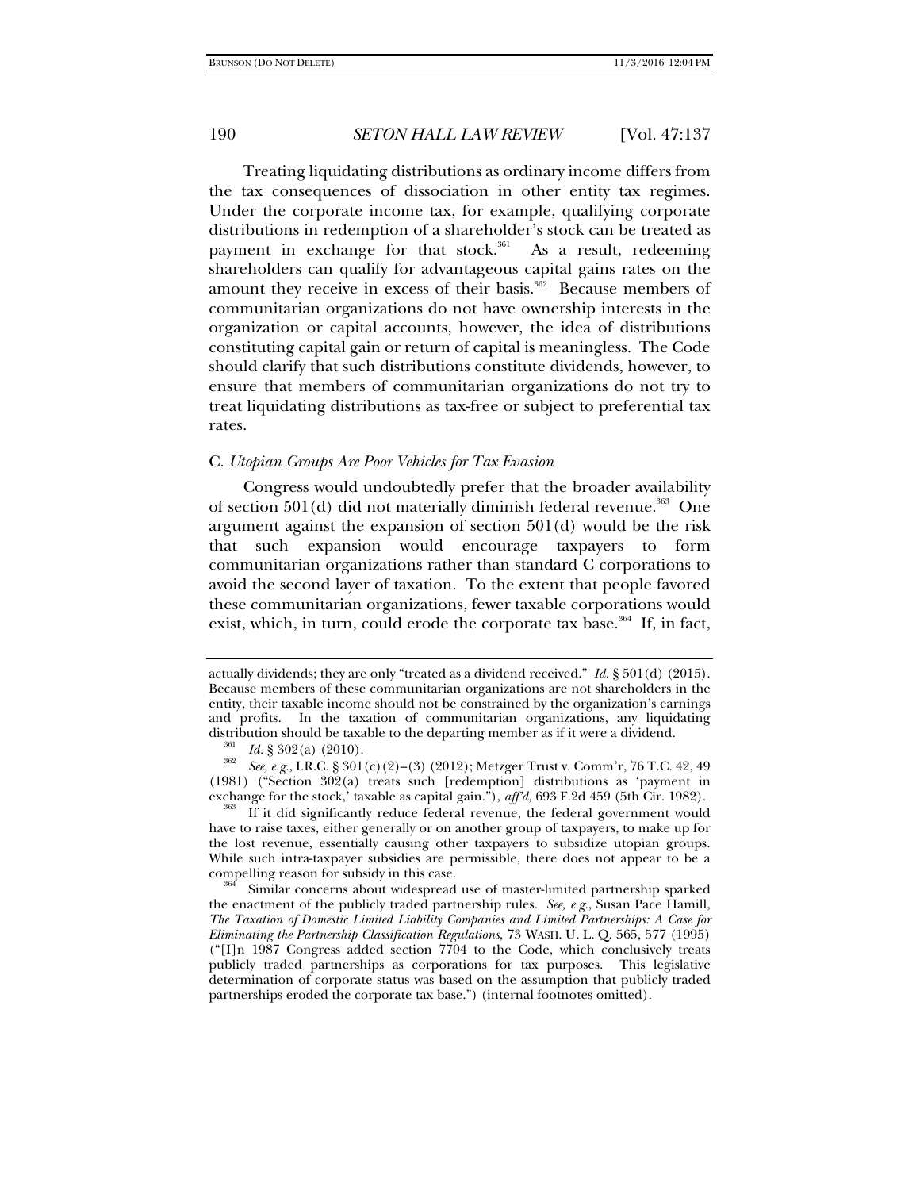Treating liquidating distributions as ordinary income differs from the tax consequences of dissociation in other entity tax regimes. Under the corporate income tax, for example, qualifying corporate distributions in redemption of a shareholder's stock can be treated as payment in exchange for that stock.[361] As a result, redeeming shareholders can qualify for advantageous capital gains rates on the amount they receive in excess of their basis.[362] Because members of communitarian organizations do not have ownership interests in the organization or capital accounts, however, the idea of distributions constituting capital gain or return of capital is meaningless. The Code should clarify that such distributions constitute dividends, however, to ensure that members of communitarian organizations do not try to treat liquidating distributions as tax-free or subject to preferential tax rates.

### C. *Utopian Groups Are Poor Vehicles for Tax Evasion*

Congress would undoubtedly prefer that the broader availability of section 501(d) did not materially diminish federal revenue.[363] One argument against the expansion of section 501(d) would be the risk that such expansion would encourage taxpayers to form communitarian organizations rather than standard C corporations to avoid the second layer of taxation. To the extent that people favored these communitarian organizations, fewer taxable corporations would exist, which, in turn, could erode the corporate tax base.[364] If, in fact,

---

actually dividends; they are only "treated as a dividend received." *Id.* § 501(d) (2015). Because members of these communitarian organizations are not shareholders in the entity, their taxable income should not be constrained by the organization's earnings and profits. In the taxation of communitarian organizations, any liquidating distribution should be taxable to the departing member as if it were a dividend.

[361] *Id.* § 302(a) (2010).

[362] *See, e.g.*, I.R.C. § 301(c)(2)–(3) (2012); Metzger Trust v. Comm'r, 76 T.C. 42, 49 (1981) ("Section 302(a) treats such [redemption] distributions as 'payment in exchange for the stock,' taxable as capital gain."), *aff'd*, 693 F.2d 459 (5th Cir. 1982).

[363] If it did significantly reduce federal revenue, the federal government would have to raise taxes, either generally or on another group of taxpayers, to make up for the lost revenue, essentially causing other taxpayers to subsidize utopian groups. While such intra-taxpayer subsidies are permissible, there does not appear to be a compelling reason for subsidy in this case.

[364] Similar concerns about widespread use of master-limited partnership sparked the enactment of the publicly traded partnership rules. *See, e.g.*, Susan Pace Hamill, *The Taxation of Domestic Limited Liability Companies and Limited Partnerships: A Case for Eliminating the Partnership Classification Regulations*, 73 WASH. U. L. Q. 565, 577 (1995) ("[I]n 1987 Congress added section 7704 to the Code, which conclusively treats publicly traded partnerships as corporations for tax purposes. This legislative determination of corporate status was based on the assumption that publicly traded partnerships eroded the corporate tax base.") (internal footnotes omitted).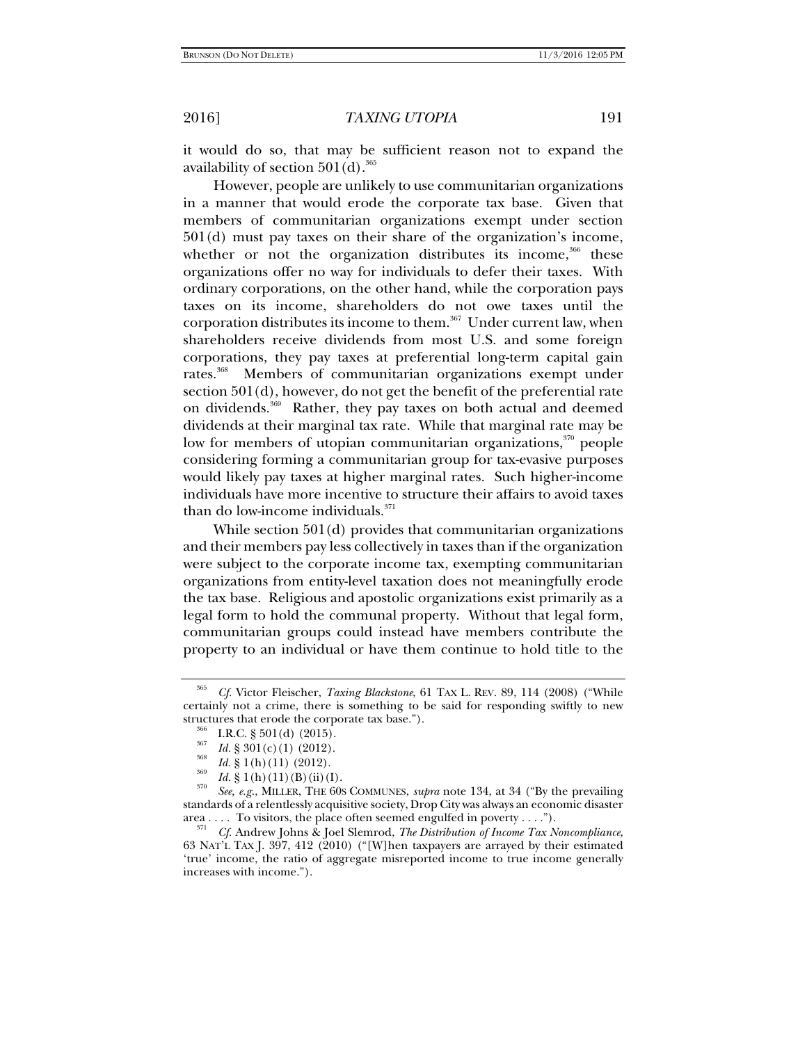it would do so, that may be sufficient reason not to expand the availability of section 501(d).[365]

However, people are unlikely to use communitarian organizations in a manner that would erode the corporate tax base. Given that members of communitarian organizations exempt under section 501(d) must pay taxes on their share of the organization's income, whether or not the organization distributes its income,[366] these organizations offer no way for individuals to defer their taxes. With ordinary corporations, on the other hand, while the corporation pays taxes on its income, shareholders do not owe taxes until the corporation distributes its income to them.[367] Under current law, when shareholders receive dividends from most U.S. and some foreign corporations, they pay taxes at preferential long-term capital gain rates.[368] Members of communitarian organizations exempt under section 501(d), however, do not get the benefit of the preferential rate on dividends.[369] Rather, they pay taxes on both actual and deemed dividends at their marginal tax rate. While that marginal rate may be low for members of utopian communitarian organizations,[370] people considering forming a communitarian group for tax-evasive purposes would likely pay taxes at higher marginal rates. Such higher-income individuals have more incentive to structure their affairs to avoid taxes than do low-income individuals.[371]

While section 501(d) provides that communitarian organizations and their members pay less collectively in taxes than if the organization were subject to the corporate income tax, exempting communitarian organizations from entity-level taxation does not meaningfully erode the tax base. Religious and apostolic organizations exist primarily as a legal form to hold the communal property. Without that legal form, communitarian groups could instead have members contribute the property to an individual or have them continue to hold title to the

---

[365] *Cf.* Victor Fleischer, *Taxing Blackstone*, 61 TAX L. REV. 89, 114 (2008) ("While certainly not a crime, there is something to be said for responding swiftly to new structures that erode the corporate tax base.").

[366] I.R.C. § 501(d) (2015).

[367] *Id.* § 301(c)(1) (2012).

[368] *Id.* § 1(h)(11) (2012).

[369] *Id.* § 1(h)(11)(B)(ii)(I).

[370] *See, e.g.*, MILLER, THE 60S COMMUNES, *supra* note 134, at 34 ("By the prevailing standards of a relentlessly acquisitive society, Drop City was always an economic disaster area . . . . To visitors, the place often seemed engulfed in poverty . . . .").

[371] *Cf.* Andrew Johns & Joel Slemrod, *The Distribution of Income Tax Noncompliance*, 63 NAT'L TAX J. 397, 412 (2010) ("[W]hen taxpayers are arrayed by their estimated 'true' income, the ratio of aggregate misreported income to true income generally increases with income.").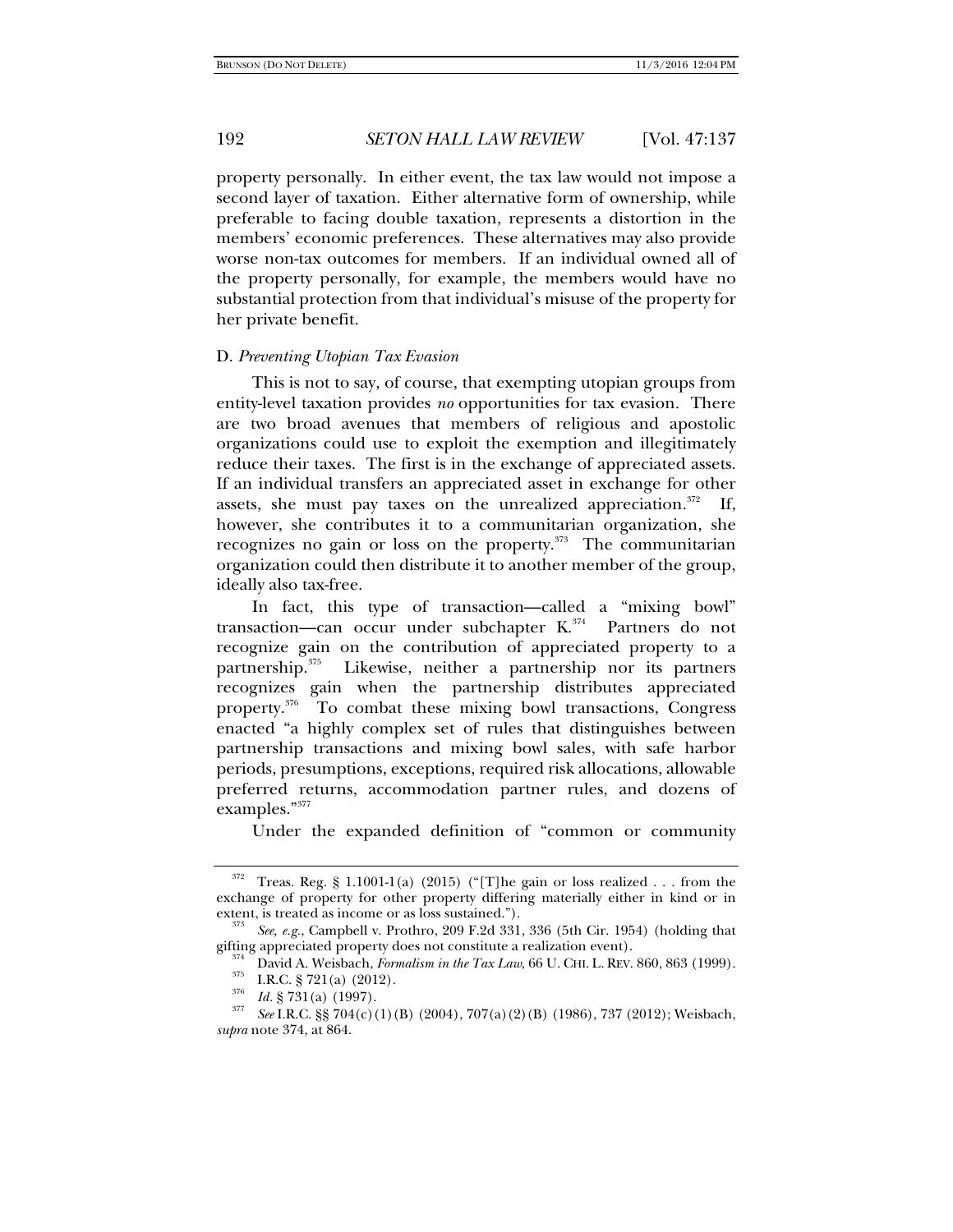property personally. In either event, the tax law would not impose a second layer of taxation. Either alternative form of ownership, while preferable to facing double taxation, represents a distortion in the members' economic preferences. These alternatives may also provide worse non-tax outcomes for members. If an individual owned all of the property personally, for example, the members would have no substantial protection from that individual's misuse of the property for her private benefit.

### D. *Preventing Utopian Tax Evasion*

This is not to say, of course, that exempting utopian groups from entity-level taxation provides *no* opportunities for tax evasion. There are two broad avenues that members of religious and apostolic organizations could use to exploit the exemption and illegitimately reduce their taxes. The first is in the exchange of appreciated assets. If an individual transfers an appreciated asset in exchange for other assets, she must pay taxes on the unrealized appreciation.[372] If, however, she contributes it to a communitarian organization, she recognizes no gain or loss on the property.[373] The communitarian organization could then distribute it to another member of the group, ideally also tax-free.

In fact, this type of transaction—called a "mixing bowl" transaction—can occur under subchapter K.[374] Partners do not recognize gain on the contribution of appreciated property to a partnership.[375] Likewise, neither a partnership nor its partners recognizes gain when the partnership distributes appreciated property.[376] To combat these mixing bowl transactions, Congress enacted "a highly complex set of rules that distinguishes between partnership transactions and mixing bowl sales, with safe harbor periods, presumptions, exceptions, required risk allocations, allowable preferred returns, accommodation partner rules, and dozens of examples."[377]

Under the expanded definition of "common or community

---

[372] Treas. Reg. § 1.1001-1(a) (2015) ("[T]he gain or loss realized . . . from the exchange of property for other property differing materially either in kind or in extent, is treated as income or as loss sustained.").

[373] *See, e.g.*, Campbell v. Prothro, 209 F.2d 331, 336 (5th Cir. 1954) (holding that gifting appreciated property does not constitute a realization event).

[374] David A. Weisbach, *Formalism in the Tax Law*, 66 U. CHI. L. REV. 860, 863 (1999).

[375] I.R.C. § 721(a) (2012).

[376] *Id.* § 731(a) (1997).

[377] *See* I.R.C. §§ 704(c)(1)(B) (2004), 707(a)(2)(B) (1986), 737 (2012); Weisbach, *supra* note 374, at 864.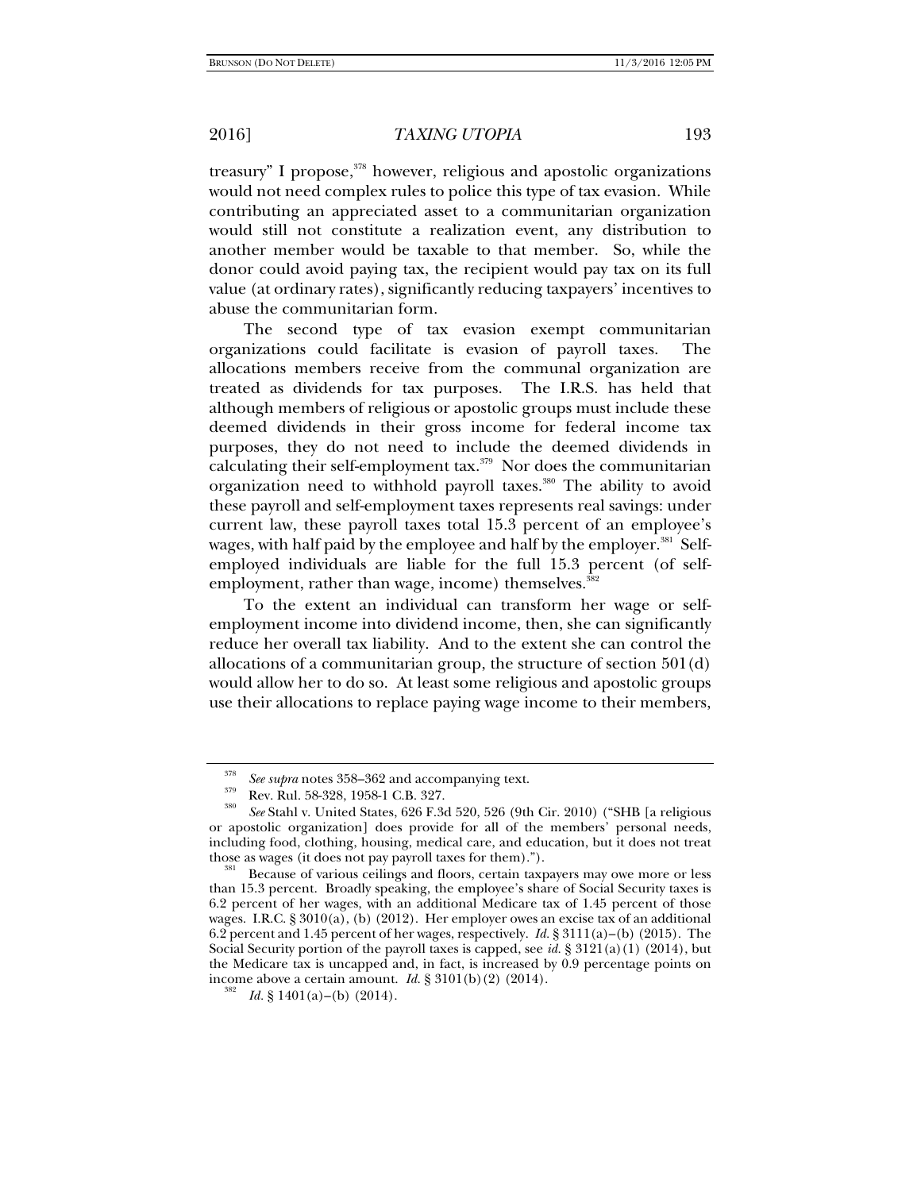treasury" I propose,[378] however, religious and apostolic organizations would not need complex rules to police this type of tax evasion. While contributing an appreciated asset to a communitarian organization would still not constitute a realization event, any distribution to another member would be taxable to that member. So, while the donor could avoid paying tax, the recipient would pay tax on its full value (at ordinary rates), significantly reducing taxpayers' incentives to abuse the communitarian form.

The second type of tax evasion exempt communitarian organizations could facilitate is evasion of payroll taxes. The allocations members receive from the communal organization are treated as dividends for tax purposes. The I.R.S. has held that although members of religious or apostolic groups must include these deemed dividends in their gross income for federal income tax purposes, they do not need to include the deemed dividends in calculating their self-employment tax.[379] Nor does the communitarian organization need to withhold payroll taxes.[380] The ability to avoid these payroll and self-employment taxes represents real savings: under current law, these payroll taxes total 15.3 percent of an employee's wages, with half paid by the employee and half by the employer.[381] Self-employed individuals are liable for the full 15.3 percent (of self-employment, rather than wage, income) themselves.[382]

To the extent an individual can transform her wage or self-employment income into dividend income, then, she can significantly reduce her overall tax liability. And to the extent she can control the allocations of a communitarian group, the structure of section 501(d) would allow her to do so. At least some religious and apostolic groups use their allocations to replace paying wage income to their members,

---

[378] *See supra* notes 358–362 and accompanying text.

[379] Rev. Rul. 58-328, 1958-1 C.B. 327.

[380] *See* Stahl v. United States, 626 F.3d 520, 526 (9th Cir. 2010) ("SHB [a religious or apostolic organization] does provide for all of the members' personal needs, including food, clothing, housing, medical care, and education, but it does not treat those as wages (it does not pay payroll taxes for them).").

[381] Because of various ceilings and floors, certain taxpayers may owe more or less than 15.3 percent. Broadly speaking, the employee's share of Social Security taxes is 6.2 percent of her wages, with an additional Medicare tax of 1.45 percent of those wages. I.R.C. § 3010(a), (b) (2012). Her employer owes an excise tax of an additional 6.2 percent and 1.45 percent of her wages, respectively. *Id.* § 3111(a)–(b) (2015). The Social Security portion of the payroll taxes is capped, see *id.* § 3121(a)(1) (2014), but the Medicare tax is uncapped and, in fact, is increased by 0.9 percentage points on income above a certain amount. *Id.* § 3101(b)(2) (2014).

[382] *Id.* § 1401(a)–(b) (2014).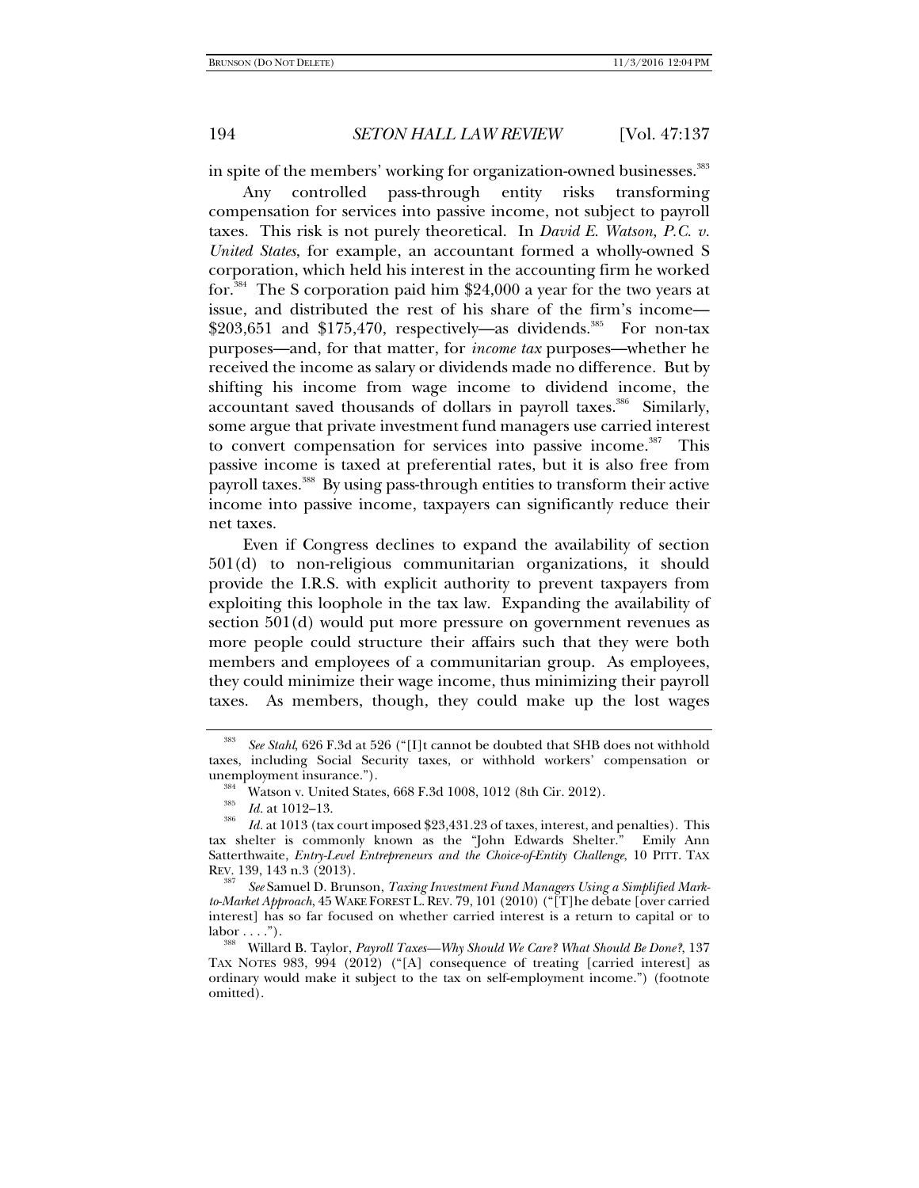in spite of the members' working for organization-owned businesses.[383]

Any controlled pass-through entity risks transforming compensation for services into passive income, not subject to payroll taxes. This risk is not purely theoretical. In *David E. Watson, P.C. v. United States*, for example, an accountant formed a wholly-owned S corporation, which held his interest in the accounting firm he worked for.[384] The S corporation paid him $24,000 a year for the two years at issue, and distributed the rest of his share of the firm's income—$203,651 and $175,470, respectively—as dividends.[385] For non-tax purposes—and, for that matter, for *income tax* purposes—whether he received the income as salary or dividends made no difference. But by shifting his income from wage income to dividend income, the accountant saved thousands of dollars in payroll taxes.[386] Similarly, some argue that private investment fund managers use carried interest to convert compensation for services into passive income.[387] This passive income is taxed at preferential rates, but it is also free from payroll taxes.[388] By using pass-through entities to transform their active income into passive income, taxpayers can significantly reduce their net taxes.

Even if Congress declines to expand the availability of section 501(d) to non-religious communitarian organizations, it should provide the I.R.S. with explicit authority to prevent taxpayers from exploiting this loophole in the tax law. Expanding the availability of section 501(d) would put more pressure on government revenues as more people could structure their affairs such that they were both members and employees of a communitarian group. As employees, they could minimize their wage income, thus minimizing their payroll taxes. As members, though, they could make up the lost wages

---

[383] *See Stahl*, 626 F.3d at 526 ("[I]t cannot be doubted that SHB does not withhold taxes, including Social Security taxes, or withhold workers' compensation or unemployment insurance.").

[384] Watson v. United States, 668 F.3d 1008, 1012 (8th Cir. 2012).

[385] *Id.* at 1012–13.

[386] *Id.* at 1013 (tax court imposed $23,431.23 of taxes, interest, and penalties). This tax shelter is commonly known as the "John Edwards Shelter." Emily Ann Satterthwaite, *Entry-Level Entrepreneurs and the Choice-of-Entity Challenge*, 10 PITT. TAX REV. 139, 143 n.3 (2013).

[387] *See* Samuel D. Brunson, *Taxing Investment Fund Managers Using a Simplified Mark-to-Market Approach*, 45 WAKE FOREST L. REV. 79, 101 (2010) ("[T]he debate [over carried interest] has so far focused on whether carried interest is a return to capital or to labor . . . .").

[388] Willard B. Taylor, *Payroll Taxes—Why Should We Care? What Should Be Done?*, 137 TAX NOTES 983, 994 (2012) ("[A] consequence of treating [carried interest] as ordinary would make it subject to the tax on self-employment income.") (footnote omitted).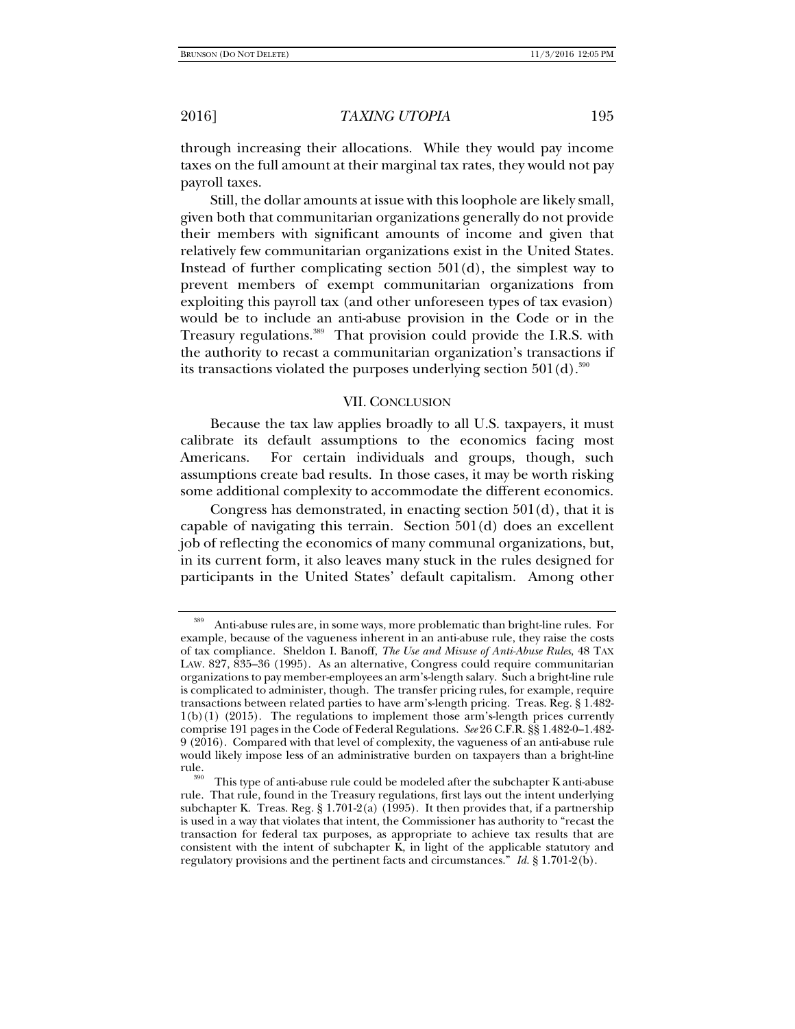through increasing their allocations. While they would pay income taxes on the full amount at their marginal tax rates, they would not pay payroll taxes.

Still, the dollar amounts at issue with this loophole are likely small, given both that communitarian organizations generally do not provide their members with significant amounts of income and given that relatively few communitarian organizations exist in the United States. Instead of further complicating section 501(d), the simplest way to prevent members of exempt communitarian organizations from exploiting this payroll tax (and other unforeseen types of tax evasion) would be to include an anti-abuse provision in the Code or in the Treasury regulations.[389] That provision could provide the I.R.S. with the authority to recast a communitarian organization's transactions if its transactions violated the purposes underlying section 501(d).[390]

## VII. CONCLUSION

Because the tax law applies broadly to all U.S. taxpayers, it must calibrate its default assumptions to the economics facing most Americans. For certain individuals and groups, though, such assumptions create bad results. In those cases, it may be worth risking some additional complexity to accommodate the different economics.

Congress has demonstrated, in enacting section 501(d), that it is capable of navigating this terrain. Section 501(d) does an excellent job of reflecting the economics of many communal organizations, but, in its current form, it also leaves many stuck in the rules designed for participants in the United States' default capitalism. Among other

---

[389] Anti-abuse rules are, in some ways, more problematic than bright-line rules. For example, because of the vagueness inherent in an anti-abuse rule, they raise the costs of tax compliance. Sheldon I. Banoff, *The Use and Misuse of Anti-Abuse Rules*, 48 TAX LAW. 827, 835–36 (1995). As an alternative, Congress could require communitarian organizations to pay member-employees an arm's-length salary. Such a bright-line rule is complicated to administer, though. The transfer pricing rules, for example, require transactions between related parties to have arm's-length pricing. Treas. Reg. § 1.482-1(b)(1) (2015). The regulations to implement those arm's-length prices currently comprise 191 pages in the Code of Federal Regulations. *See* 26 C.F.R. §§ 1.482-0–1.482-9 (2016). Compared with that level of complexity, the vagueness of an anti-abuse rule would likely impose less of an administrative burden on taxpayers than a bright-line rule.

[390] This type of anti-abuse rule could be modeled after the subchapter K anti-abuse rule. That rule, found in the Treasury regulations, first lays out the intent underlying subchapter K. Treas. Reg. § 1.701-2(a) (1995). It then provides that, if a partnership is used in a way that violates that intent, the Commissioner has authority to "recast the transaction for federal tax purposes, as appropriate to achieve tax results that are consistent with the intent of subchapter K, in light of the applicable statutory and regulatory provisions and the pertinent facts and circumstances." *Id.* § 1.701-2(b).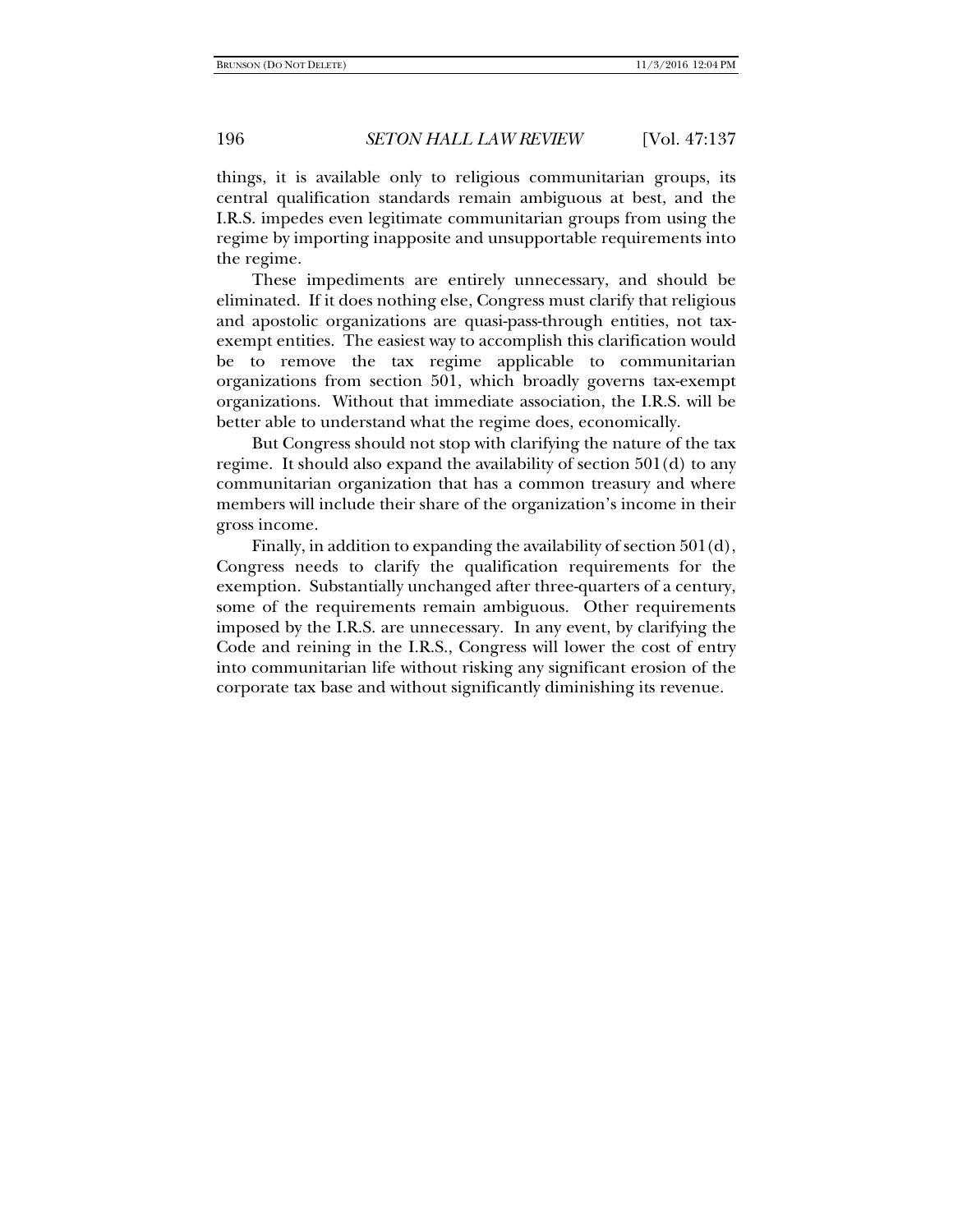things, it is available only to religious communitarian groups, its central qualification standards remain ambiguous at best, and the I.R.S. impedes even legitimate communitarian groups from using the regime by importing inapposite and unsupportable requirements into the regime.

These impediments are entirely unnecessary, and should be eliminated. If it does nothing else, Congress must clarify that religious and apostolic organizations are quasi-pass-through entities, not tax-exempt entities. The easiest way to accomplish this clarification would be to remove the tax regime applicable to communitarian organizations from section 501, which broadly governs tax-exempt organizations. Without that immediate association, the I.R.S. will be better able to understand what the regime does, economically.

But Congress should not stop with clarifying the nature of the tax regime. It should also expand the availability of section 501(d) to any communitarian organization that has a common treasury and where members will include their share of the organization's income in their gross income.

Finally, in addition to expanding the availability of section 501(d), Congress needs to clarify the qualification requirements for the exemption. Substantially unchanged after three-quarters of a century, some of the requirements remain ambiguous. Other requirements imposed by the I.R.S. are unnecessary. In any event, by clarifying the Code and reining in the I.R.S., Congress will lower the cost of entry into communitarian life without risking any significant erosion of the corporate tax base and without significantly diminishing its revenue.